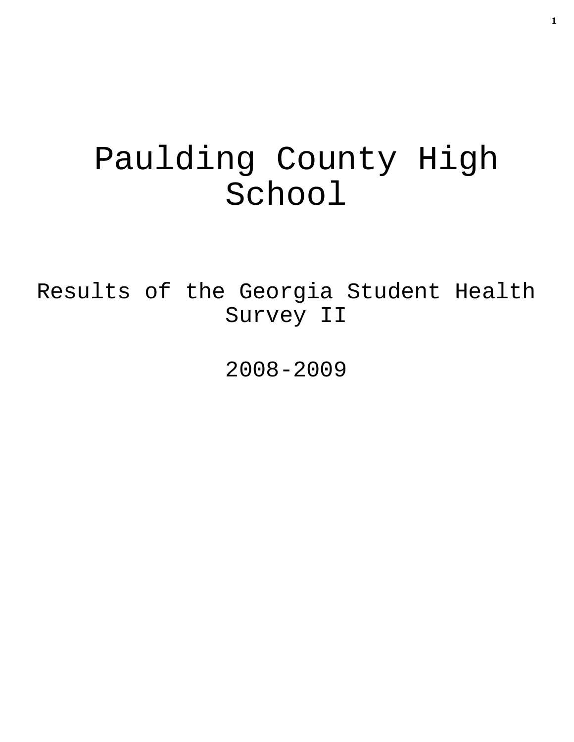# Paulding County High School

Results of the Georgia Student Health Survey II

2008-2009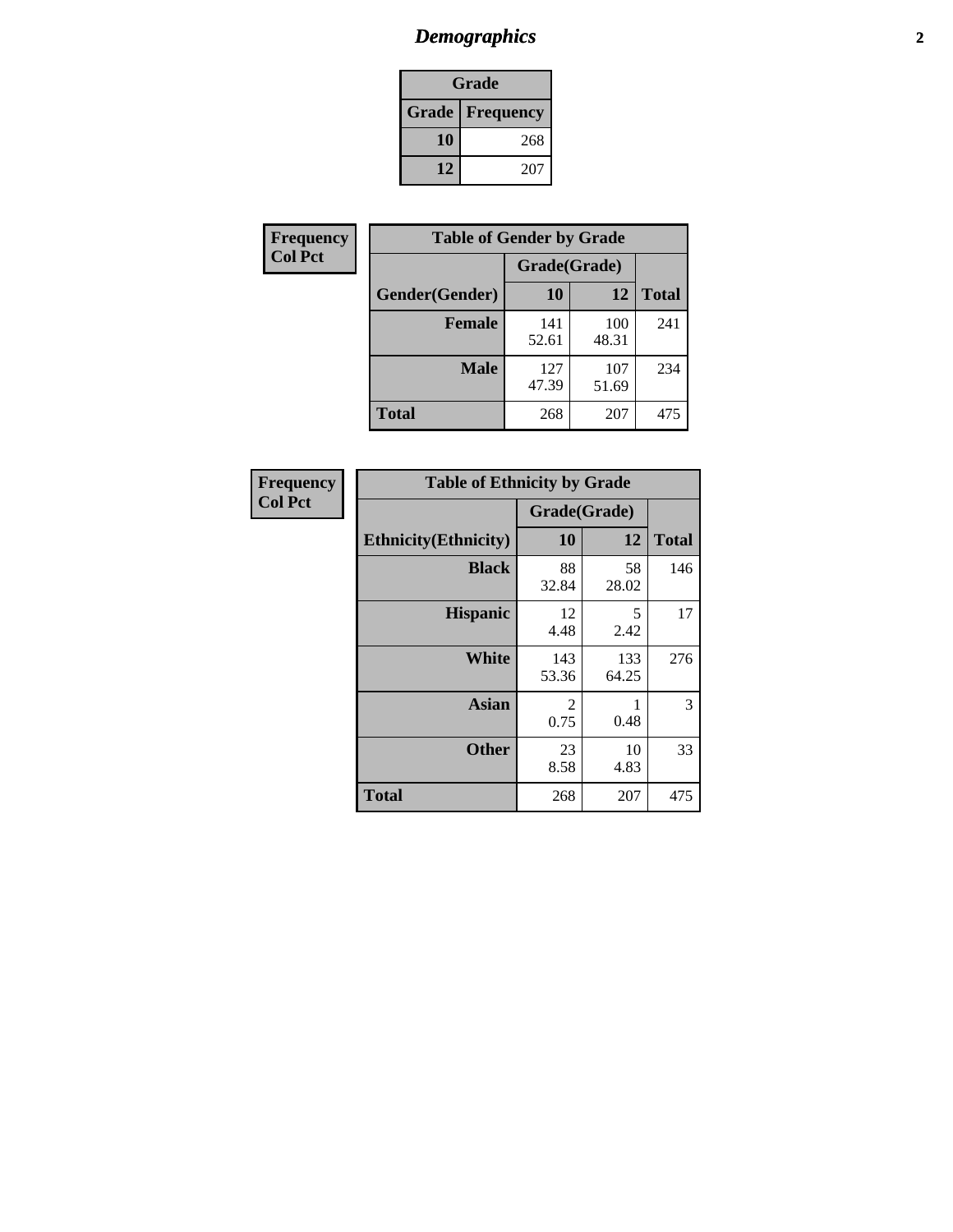## *Demographics*

| Grade | |
|---|---|
| **Grade** | **Frequency** |
| **10** | 268 |
| **12** | 207 |

**Frequency**
**Col Pct**

| Table of Gender by Grade | | | |
|---|---|---|---|
| | Grade(Grade) | | |
| **Gender(Gender)** | **10** | **12** | **Total** |
| **Female** | 141<br>52.61 | 100<br>48.31 | 241 |
| **Male** | 127<br>47.39 | 107<br>51.69 | 234 |
| **Total** | 268 | 207 | 475 |

**Frequency**
**Col Pct**

| Table of Ethnicity by Grade | | | |
|---|---|---|---|
| | Grade(Grade) | | |
| **Ethnicity(Ethnicity)** | **10** | **12** | **Total** |
| **Black** | 88<br>32.84 | 58<br>28.02 | 146 |
| **Hispanic** | 12<br>4.48 | 5<br>2.42 | 17 |
| **White** | 143<br>53.36 | 133<br>64.25 | 276 |
| **Asian** | 2<br>0.75 | 1<br>0.48 | 3 |
| **Other** | 23<br>8.58 | 10<br>4.83 | 33 |
| **Total** | 268 | 207 | 475 |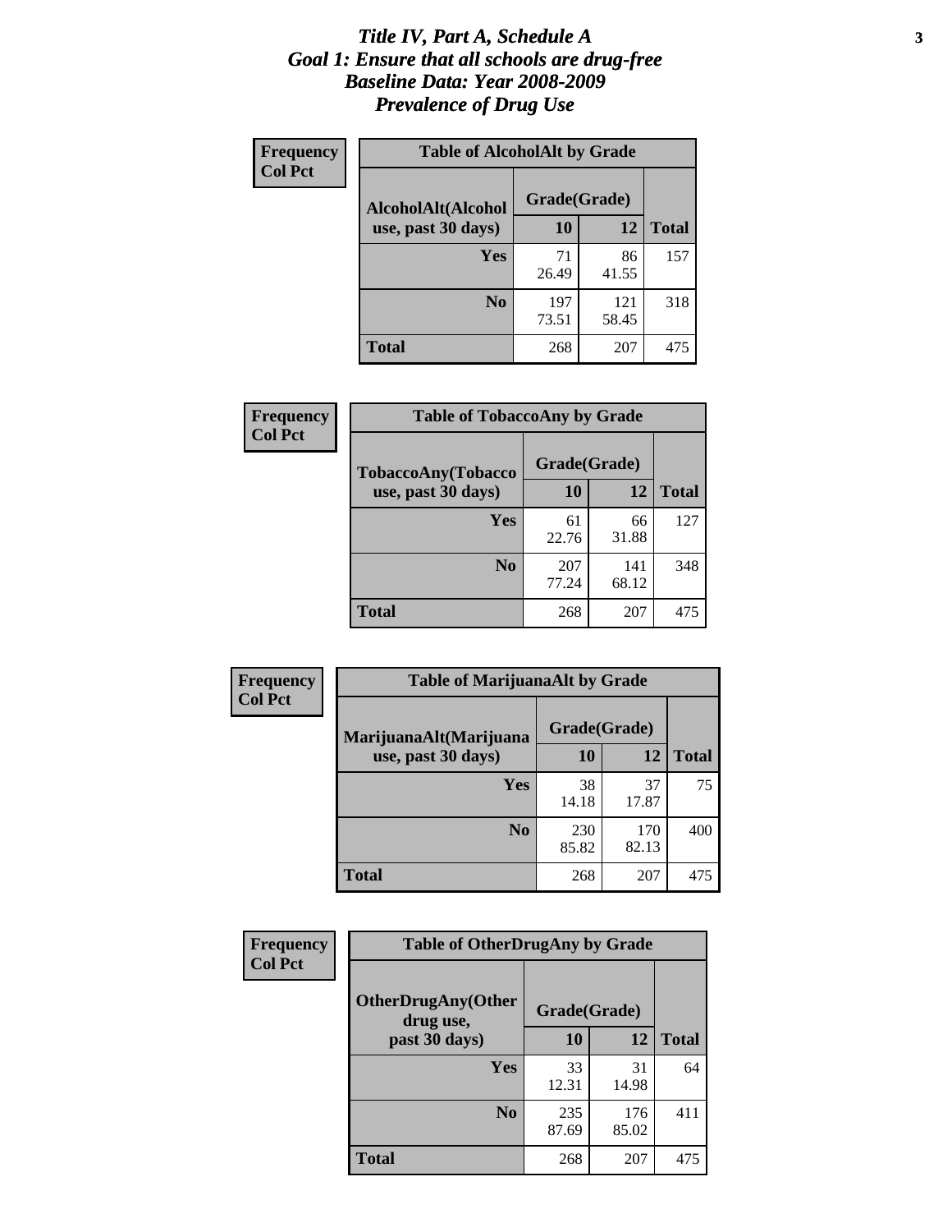# *Title IV, Part A, Schedule A*
# *Goal 1: Ensure that all schools are drug-free*
# *Baseline Data: Year 2008-2009*
# *Prevalence of Drug Use*

**Frequency**
**Col Pct**

**Table of AlcoholAlt by Grade**

| AlcoholAlt(Alcohol use, past 30 days) | Grade(Grade) 10 | 12 | Total |
|---|---|---|---|
| **Yes** | 71<br>26.49 | 86<br>41.55 | 157 |
| **No** | 197<br>73.51 | 121<br>58.45 | 318 |
| **Total** | 268 | 207 | 475 |

**Frequency**
**Col Pct**

**Table of TobaccoAny by Grade**

| TobaccoAny(Tobacco use, past 30 days) | Grade(Grade) 10 | 12 | Total |
|---|---|---|---|
| **Yes** | 61<br>22.76 | 66<br>31.88 | 127 |
| **No** | 207<br>77.24 | 141<br>68.12 | 348 |
| **Total** | 268 | 207 | 475 |

**Frequency**
**Col Pct**

**Table of MarijuanaAlt by Grade**

| MarijuanaAlt(Marijuana use, past 30 days) | Grade(Grade) 10 | 12 | Total |
|---|---|---|---|
| **Yes** | 38<br>14.18 | 37<br>17.87 | 75 |
| **No** | 230<br>85.82 | 170<br>82.13 | 400 |
| **Total** | 268 | 207 | 475 |

**Frequency**
**Col Pct**

**Table of OtherDrugAny by Grade**

| OtherDrugAny(Other drug use, past 30 days) | Grade(Grade) 10 | 12 | Total |
|---|---|---|---|
| **Yes** | 33<br>12.31 | 31<br>14.98 | 64 |
| **No** | 235<br>87.69 | 176<br>85.02 | 411 |
| **Total** | 268 | 207 | 475 |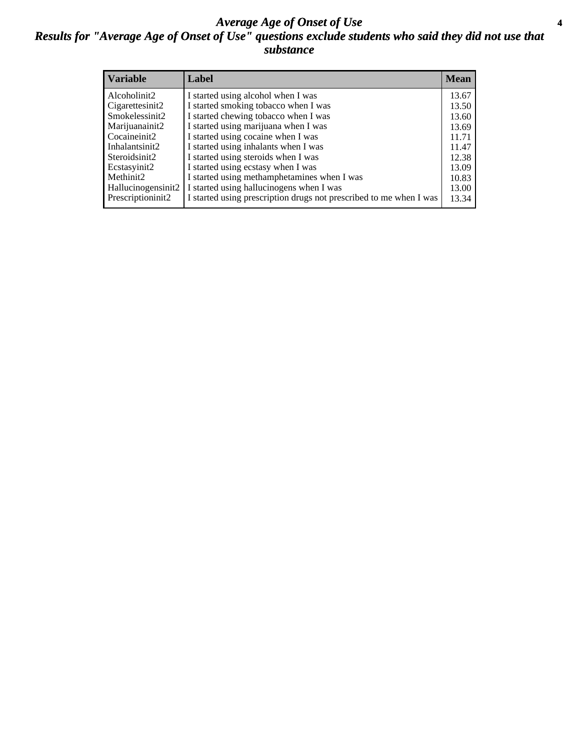# *Average Age of Onset of Use*

## *Results for "Average Age of Onset of Use" questions exclude students who said they did not use that substance*

| Variable | Label | Mean |
|---|---|---|
| Alcoholinit2 | I started using alcohol when I was | 13.67 |
| Cigarettesinit2 | I started smoking tobacco when I was | 13.50 |
| Smokelessinit2 | I started chewing tobacco when I was | 13.60 |
| Marijuanainit2 | I started using marijuana when I was | 13.69 |
| Cocaineinit2 | I started using cocaine when I was | 11.71 |
| Inhalantsinit2 | I started using inhalants when I was | 11.47 |
| Steroidsinit2 | I started using steroids when I was | 12.38 |
| Ecstasyinit2 | I started using ecstasy when I was | 13.09 |
| Methinit2 | I started using methamphetamines when I was | 10.83 |
| Hallucinogensinit2 | I started using hallucinogens when I was | 13.00 |
| Prescriptioninit2 | I started using prescription drugs not prescribed to me when I was | 13.34 |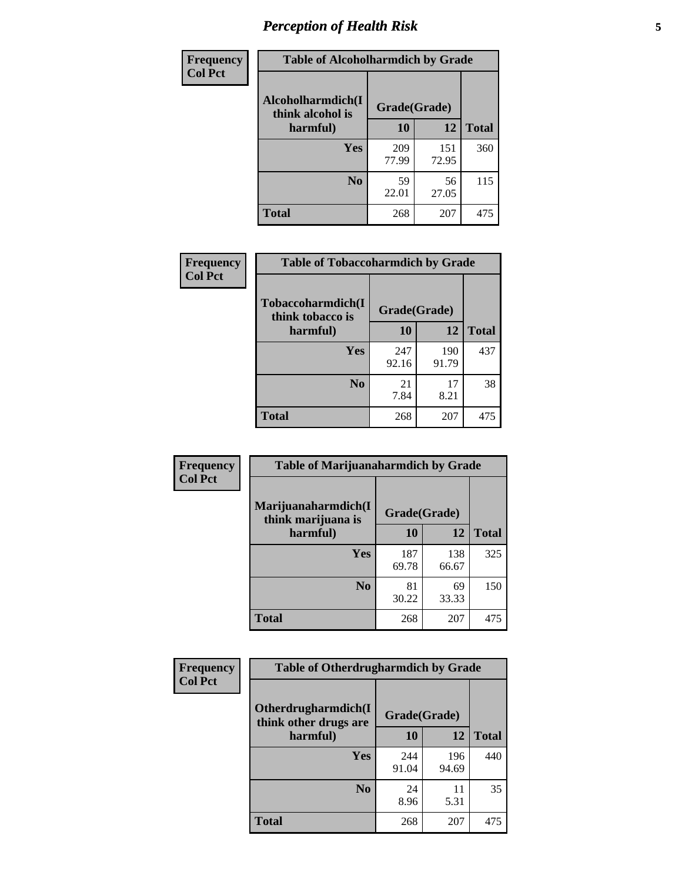# Perception of Health Risk

| Frequency<br>Col Pct | Table of Alcoholharmdich by Grade | | |
|---|---|---|---|
| Alcoholharmdich(I think alcohol is harmful) | Grade(Grade) | | |
| | 10 | 12 | Total |
| Yes | 209<br>77.99 | 151<br>72.95 | 360 |
| No | 59<br>22.01 | 56<br>27.05 | 115 |
| Total | 268 | 207 | 475 |

| Frequency<br>Col Pct | Table of Tobaccoharmdich by Grade | | |
|---|---|---|---|
| Tobaccoharmdich(I think tobacco is harmful) | Grade(Grade) | | |
| | 10 | 12 | Total |
| Yes | 247<br>92.16 | 190<br>91.79 | 437 |
| No | 21<br>7.84 | 17<br>8.21 | 38 |
| Total | 268 | 207 | 475 |

| Frequency<br>Col Pct | Table of Marijuanaharmdich by Grade | | |
|---|---|---|---|
| Marijuanaharmdich(I think marijuana is harmful) | Grade(Grade) | | |
| | 10 | 12 | Total |
| Yes | 187<br>69.78 | 138<br>66.67 | 325 |
| No | 81<br>30.22 | 69<br>33.33 | 150 |
| Total | 268 | 207 | 475 |

| Frequency<br>Col Pct | Table of Otherdrugharmdich by Grade | | |
|---|---|---|---|
| Otherdrugharmdich(I think other drugs are harmful) | Grade(Grade) | | |
| | 10 | 12 | Total |
| Yes | 244<br>91.04 | 196<br>94.69 | 440 |
| No | 24<br>8.96 | 11<br>5.31 | 35 |
| Total | 268 | 207 | 475 |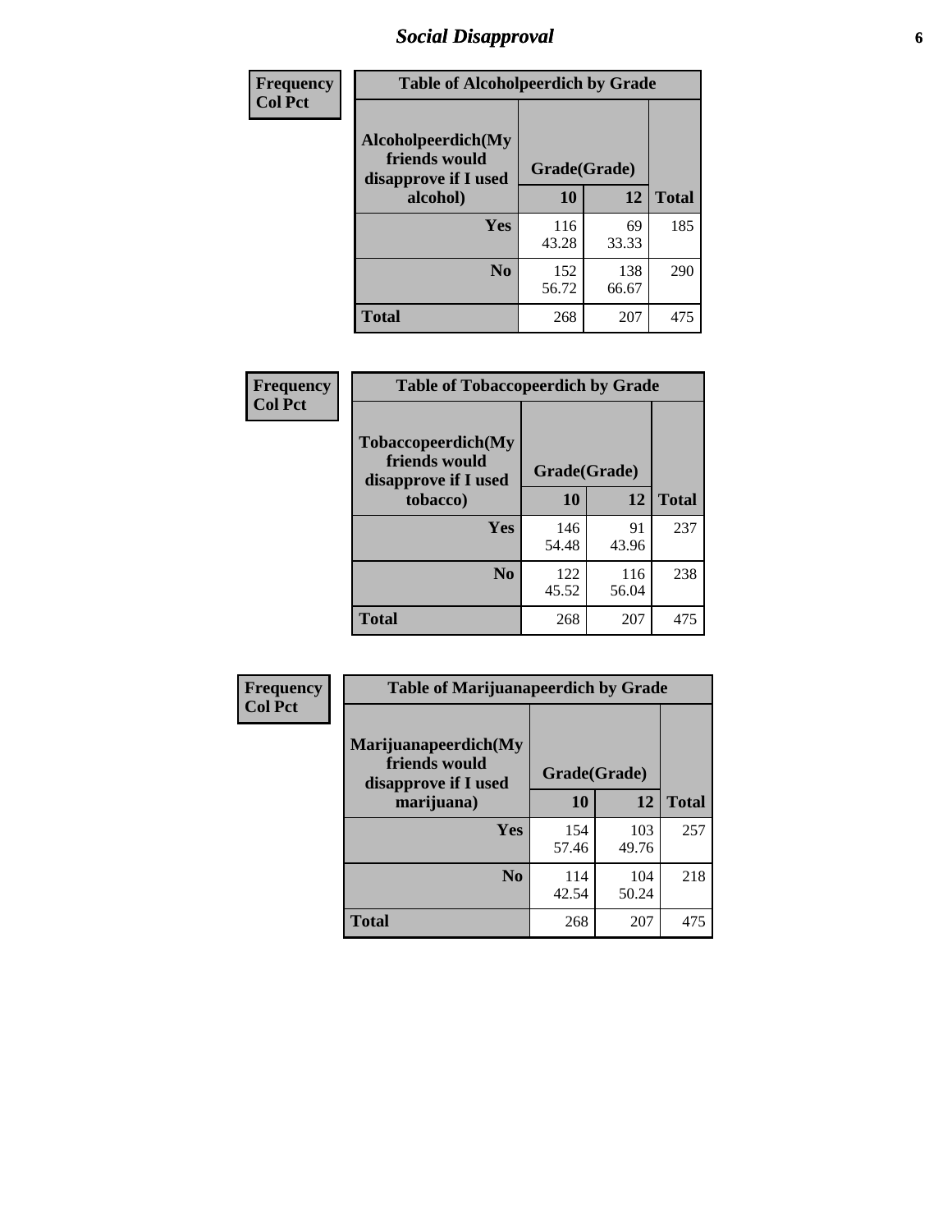## Social Disapproval

**Frequency**
**Col Pct**

**Table of Alcoholpeerdich by Grade**

| Alcoholpeerdich(My friends would disapprove if I used alcohol) | Grade(Grade) | | |
|---|---|---|---|
| | **10** | **12** | **Total** |
| **Yes** | 116<br>43.28 | 69<br>33.33 | 185 |
| **No** | 152<br>56.72 | 138<br>66.67 | 290 |
| **Total** | 268 | 207 | 475 |

**Frequency**
**Col Pct**

**Table of Tobaccopeerdich by Grade**

| Tobaccopeerdich(My friends would disapprove if I used tobacco) | Grade(Grade) | | |
|---|---|---|---|
| | **10** | **12** | **Total** |
| **Yes** | 146<br>54.48 | 91<br>43.96 | 237 |
| **No** | 122<br>45.52 | 116<br>56.04 | 238 |
| **Total** | 268 | 207 | 475 |

**Frequency**
**Col Pct**

**Table of Marijuanapeerdich by Grade**

| Marijuanapeerdich(My friends would disapprove if I used marijuana) | Grade(Grade) | | |
|---|---|---|---|
| | **10** | **12** | **Total** |
| **Yes** | 154<br>57.46 | 103<br>49.76 | 257 |
| **No** | 114<br>42.54 | 104<br>50.24 | 218 |
| **Total** | 268 | 207 | 475 |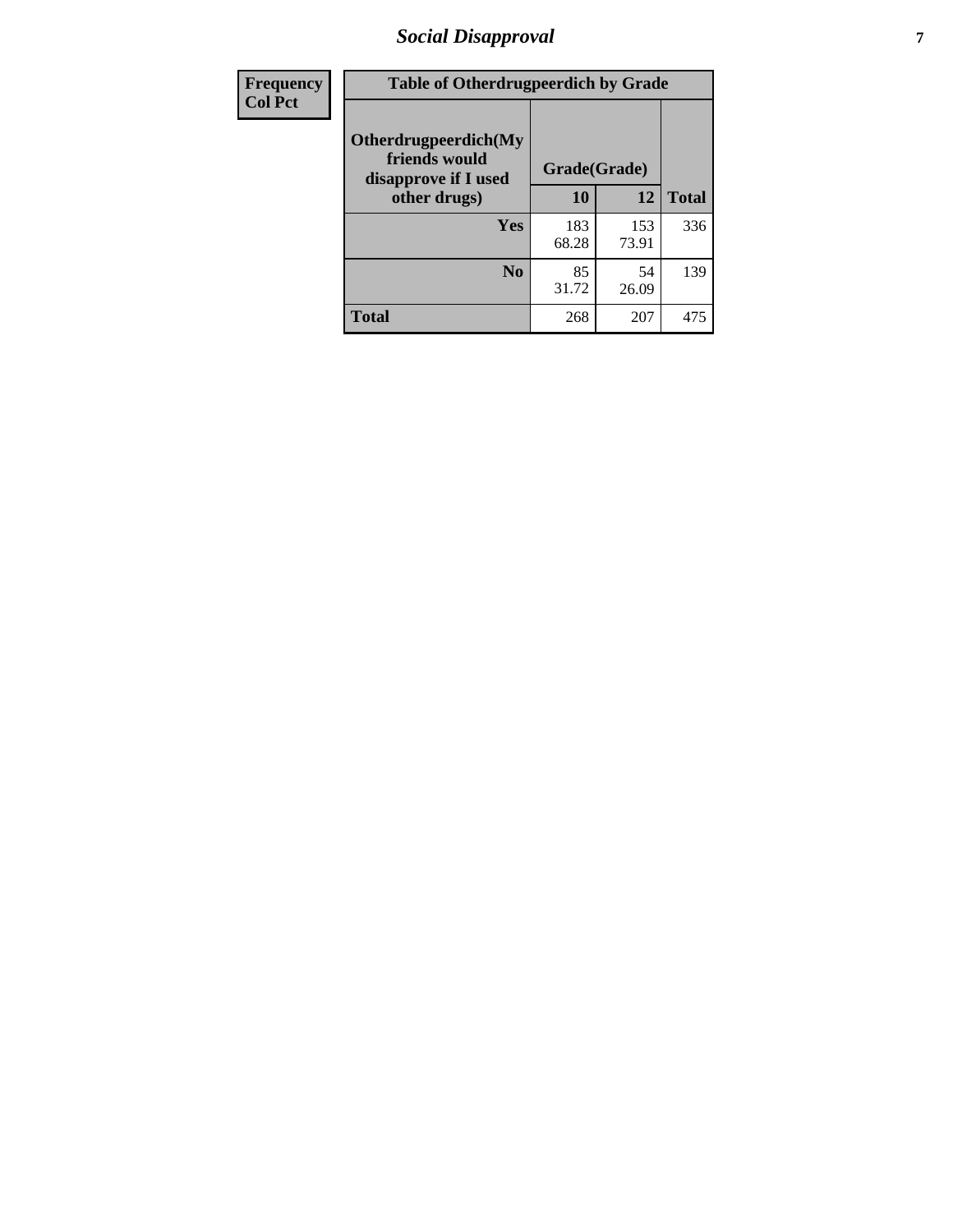| Frequency<br>Col Pct | Table of Otherdrugpeerdich by Grade | | |
|---|---|---|---|
| **Otherdrugpeerdich(My friends would disapprove if I used other drugs)** | **Grade(Grade)** | | |
| | **10** | **12** | **Total** |
| **Yes** | 183<br>68.28 | 153<br>73.91 | 336 |
| **No** | 85<br>31.72 | 54<br>26.09 | 139 |
| **Total** | 268 | 207 | 475 |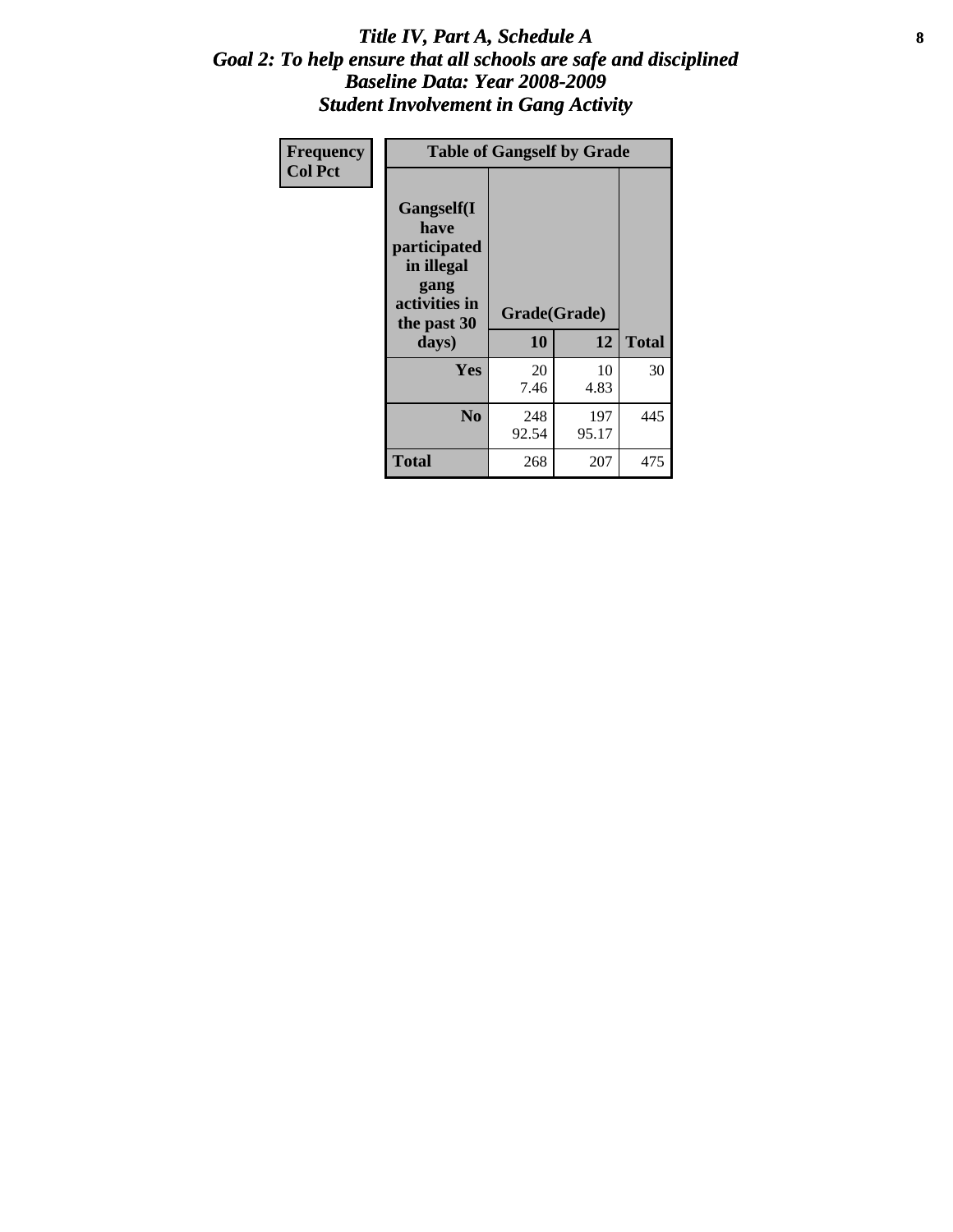# *Title IV, Part A, Schedule A*
## *Goal 2: To help ensure that all schools are safe and disciplined*
## *Baseline Data: Year 2008-2009*
## *Student Involvement in Gang Activity*

| Frequency<br>Col Pct | Table of Gangself by Grade | | |
|---|---|---|---|
| **Gangself(I have participated in illegal gang activities in the past 30 days)** | **Grade(Grade)** | | |
| | **10** | **12** | **Total** |
| **Yes** | 20<br>7.46 | 10<br>4.83 | 30 |
| **No** | 248<br>92.54 | 197<br>95.17 | 445 |
| **Total** | 268 | 207 | 475 |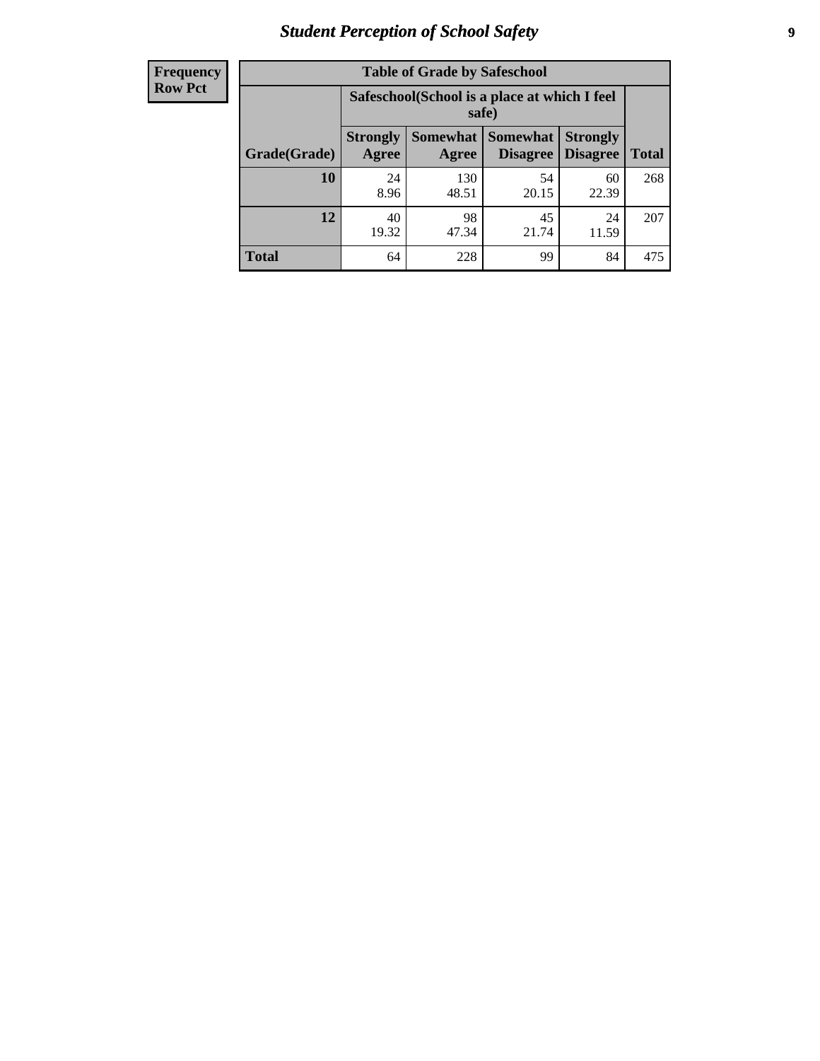| Frequency Row Pct |
|---|

**Table of Grade by Safeschool**

| Grade(Grade) | Safeschool(School is a place at which I feel safe) | | | | Total |
|---|---|---|---|---|---|
| | Strongly Agree | Somewhat Agree | Somewhat Disagree | Strongly Disagree | |
| **10** | 24<br>8.96 | 130<br>48.51 | 54<br>20.15 | 60<br>22.39 | 268 |
| **12** | 40<br>19.32 | 98<br>47.34 | 45<br>21.74 | 24<br>11.59 | 207 |
| **Total** | 64 | 228 | 99 | 84 | 475 |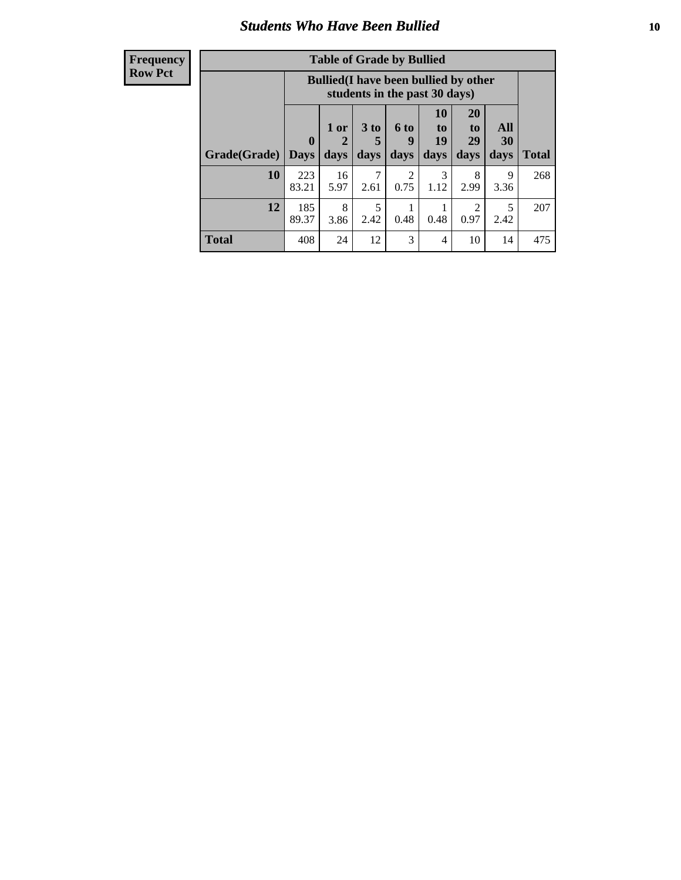## Students Who Have Been Bullied

**Frequency**
**Row Pct**

**Table of Grade by Bullied**

| Grade(Grade) | Bullied(I have been bullied by other students in the past 30 days) | | | | | | | Total |
|---|---|---|---|---|---|---|---|---|
| | 0 Days | 1 or 2 days | 3 to 5 days | 6 to 9 days | 10 to 19 days | 20 to 29 days | All 30 days | |
| **10** | 223 83.21 | 16 5.97 | 7 2.61 | 2 0.75 | 3 1.12 | 8 2.99 | 9 3.36 | 268 |
| **12** | 185 89.37 | 8 3.86 | 5 2.42 | 1 0.48 | 1 0.48 | 2 0.97 | 5 2.42 | 207 |
| **Total** | 408 | 24 | 12 | 3 | 4 | 10 | 14 | 475 |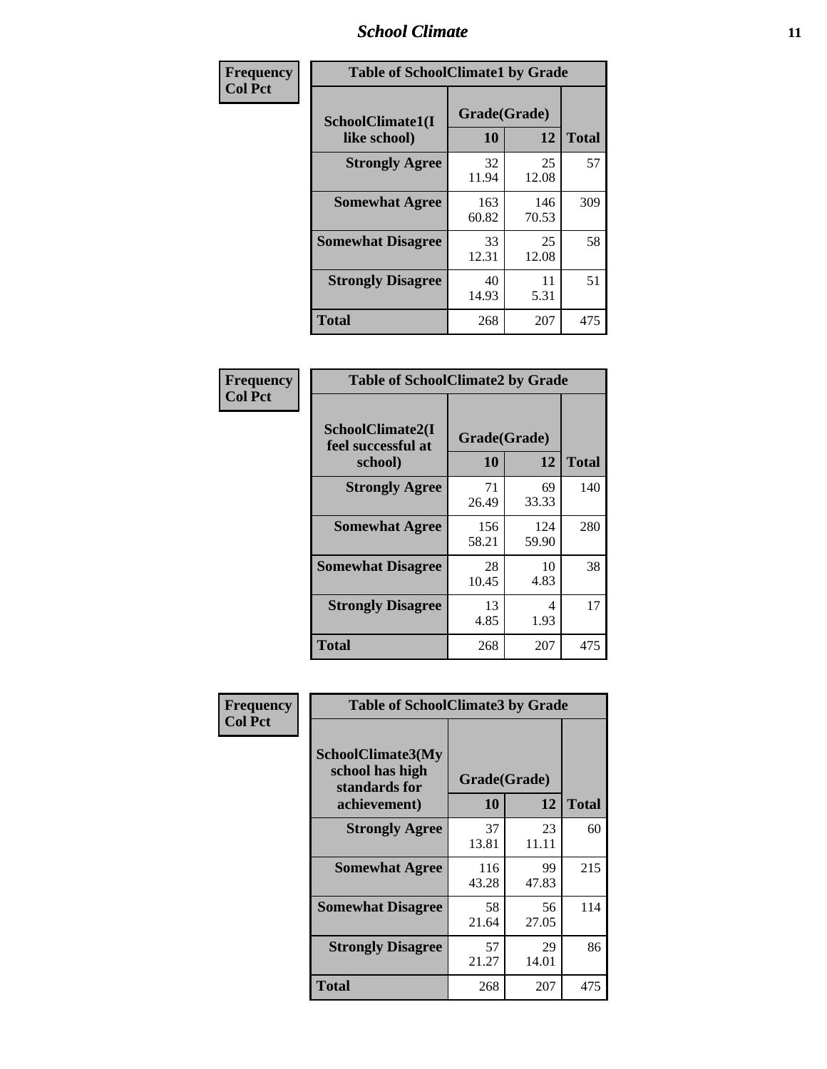| Frequency<br>Col Pct |
|---|

| Table of SchoolClimate1 by Grade | | | |
|---|---|---|---|
| SchoolClimate1(I like school) | Grade(Grade) | | Total |
| | 10 | 12 | |
| Strongly Agree | 32<br>11.94 | 25<br>12.08 | 57 |
| Somewhat Agree | 163<br>60.82 | 146<br>70.53 | 309 |
| Somewhat Disagree | 33<br>12.31 | 25<br>12.08 | 58 |
| Strongly Disagree | 40<br>14.93 | 11<br>5.31 | 51 |
| Total | 268 | 207 | 475 |

| Frequency<br>Col Pct |
|---|

| Table of SchoolClimate2 by Grade | | | |
|---|---|---|---|
| SchoolClimate2(I feel successful at school) | Grade(Grade) | | Total |
| | 10 | 12 | |
| Strongly Agree | 71<br>26.49 | 69<br>33.33 | 140 |
| Somewhat Agree | 156<br>58.21 | 124<br>59.90 | 280 |
| Somewhat Disagree | 28<br>10.45 | 10<br>4.83 | 38 |
| Strongly Disagree | 13<br>4.85 | 4<br>1.93 | 17 |
| Total | 268 | 207 | 475 |

| Frequency<br>Col Pct |
|---|

| Table of SchoolClimate3 by Grade | | | |
|---|---|---|---|
| SchoolClimate3(My school has high standards for achievement) | Grade(Grade) | | Total |
| | 10 | 12 | |
| Strongly Agree | 37<br>13.81 | 23<br>11.11 | 60 |
| Somewhat Agree | 116<br>43.28 | 99<br>47.83 | 215 |
| Somewhat Disagree | 58<br>21.64 | 56<br>27.05 | 114 |
| Strongly Disagree | 57<br>21.27 | 29<br>14.01 | 86 |
| Total | 268 | 207 | 475 |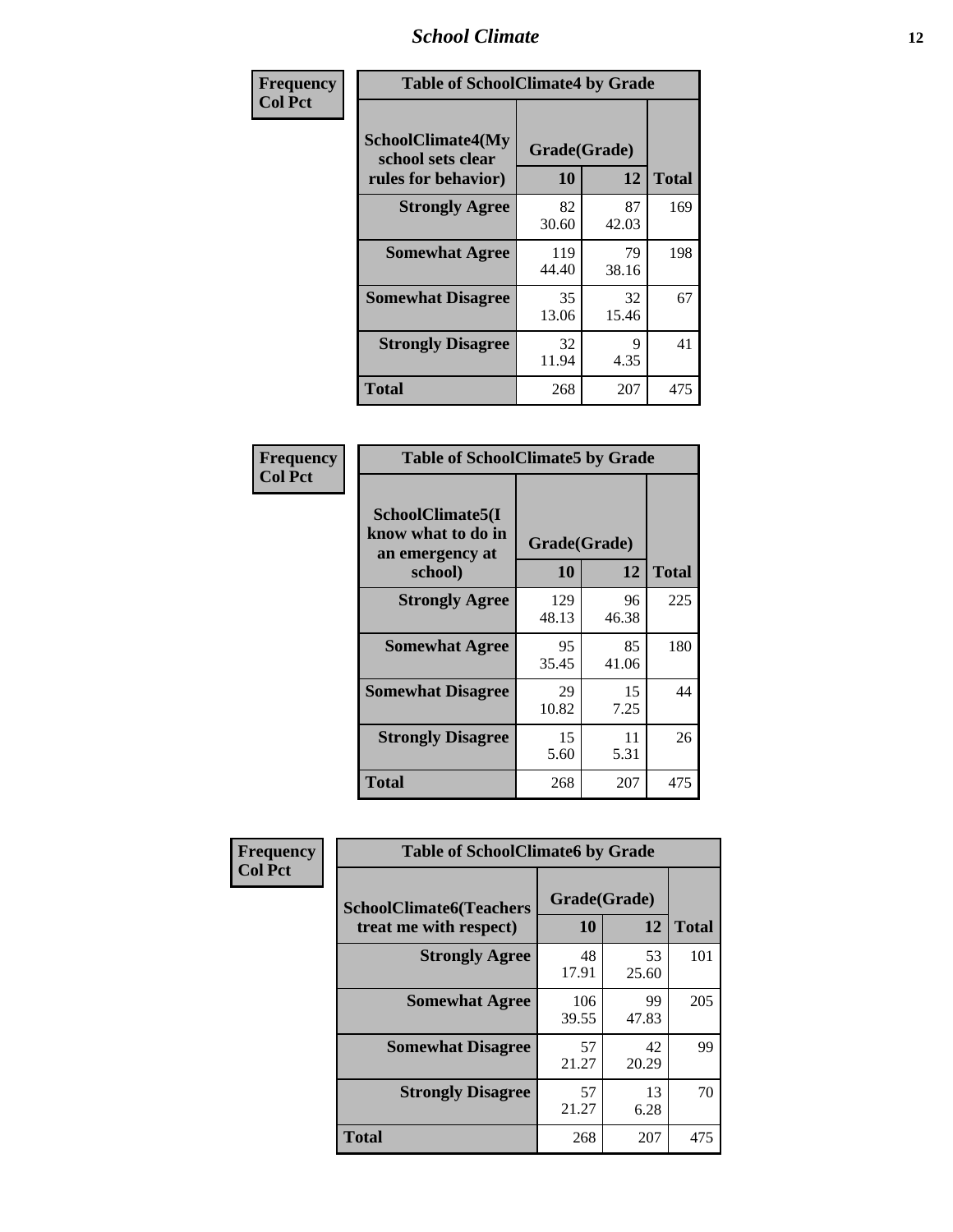| Frequency<br>Col Pct | Table of SchoolClimate4 by Grade | | |
|---|---|---|---|
| SchoolClimate4(My school sets clear rules for behavior) | Grade(Grade) | | |
| | 10 | 12 | Total |
| Strongly Agree | 82<br>30.60 | 87<br>42.03 | 169 |
| Somewhat Agree | 119<br>44.40 | 79<br>38.16 | 198 |
| Somewhat Disagree | 35<br>13.06 | 32<br>15.46 | 67 |
| Strongly Disagree | 32<br>11.94 | 9<br>4.35 | 41 |
| Total | 268 | 207 | 475 |

| Frequency<br>Col Pct | Table of SchoolClimate5 by Grade | | |
|---|---|---|---|
| SchoolClimate5(I know what to do in an emergency at school) | Grade(Grade) | | |
| | 10 | 12 | Total |
| Strongly Agree | 129<br>48.13 | 96<br>46.38 | 225 |
| Somewhat Agree | 95<br>35.45 | 85<br>41.06 | 180 |
| Somewhat Disagree | 29<br>10.82 | 15<br>7.25 | 44 |
| Strongly Disagree | 15<br>5.60 | 11<br>5.31 | 26 |
| Total | 268 | 207 | 475 |

| Frequency<br>Col Pct | Table of SchoolClimate6 by Grade | | |
|---|---|---|---|
| SchoolClimate6(Teachers treat me with respect) | Grade(Grade) | | |
| | 10 | 12 | Total |
| Strongly Agree | 48<br>17.91 | 53<br>25.60 | 101 |
| Somewhat Agree | 106<br>39.55 | 99<br>47.83 | 205 |
| Somewhat Disagree | 57<br>21.27 | 42<br>20.29 | 99 |
| Strongly Disagree | 57<br>21.27 | 13<br>6.28 | 70 |
| Total | 268 | 207 | 475 |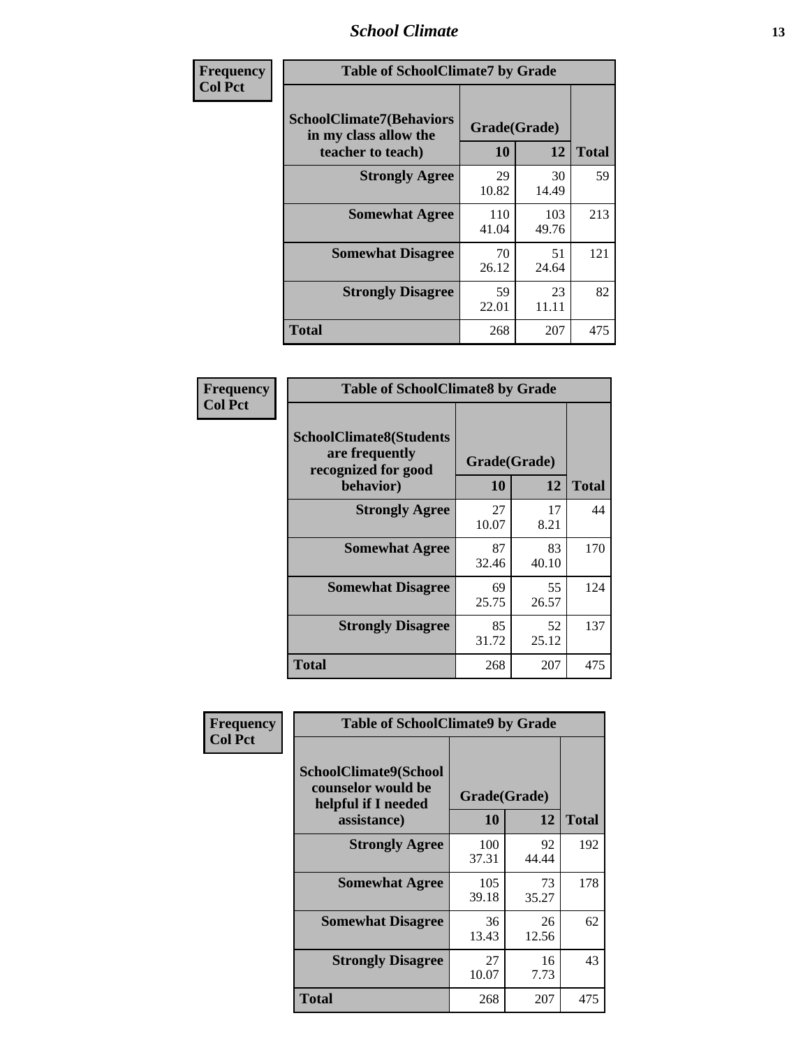| Frequency<br>Col Pct | Table of SchoolClimate7 by Grade | | |
|---|---|---|---|
| SchoolClimate7(Behaviors in my class allow the teacher to teach) | Grade(Grade) | | |
| | 10 | 12 | Total |
| Strongly Agree | 29<br>10.82 | 30<br>14.49 | 59 |
| Somewhat Agree | 110<br>41.04 | 103<br>49.76 | 213 |
| Somewhat Disagree | 70<br>26.12 | 51<br>24.64 | 121 |
| Strongly Disagree | 59<br>22.01 | 23<br>11.11 | 82 |
| Total | 268 | 207 | 475 |

| Frequency<br>Col Pct | Table of SchoolClimate8 by Grade | | |
|---|---|---|---|
| SchoolClimate8(Students are frequently recognized for good behavior) | Grade(Grade) | | |
| | 10 | 12 | Total |
| Strongly Agree | 27<br>10.07 | 17<br>8.21 | 44 |
| Somewhat Agree | 87<br>32.46 | 83<br>40.10 | 170 |
| Somewhat Disagree | 69<br>25.75 | 55<br>26.57 | 124 |
| Strongly Disagree | 85<br>31.72 | 52<br>25.12 | 137 |
| Total | 268 | 207 | 475 |

| Frequency<br>Col Pct | Table of SchoolClimate9 by Grade | | |
|---|---|---|---|
| SchoolClimate9(School counselor would be helpful if I needed assistance) | Grade(Grade) | | |
| | 10 | 12 | Total |
| Strongly Agree | 100<br>37.31 | 92<br>44.44 | 192 |
| Somewhat Agree | 105<br>39.18 | 73<br>35.27 | 178 |
| Somewhat Disagree | 36<br>13.43 | 26<br>12.56 | 62 |
| Strongly Disagree | 27<br>10.07 | 16<br>7.73 | 43 |
| Total | 268 | 207 | 475 |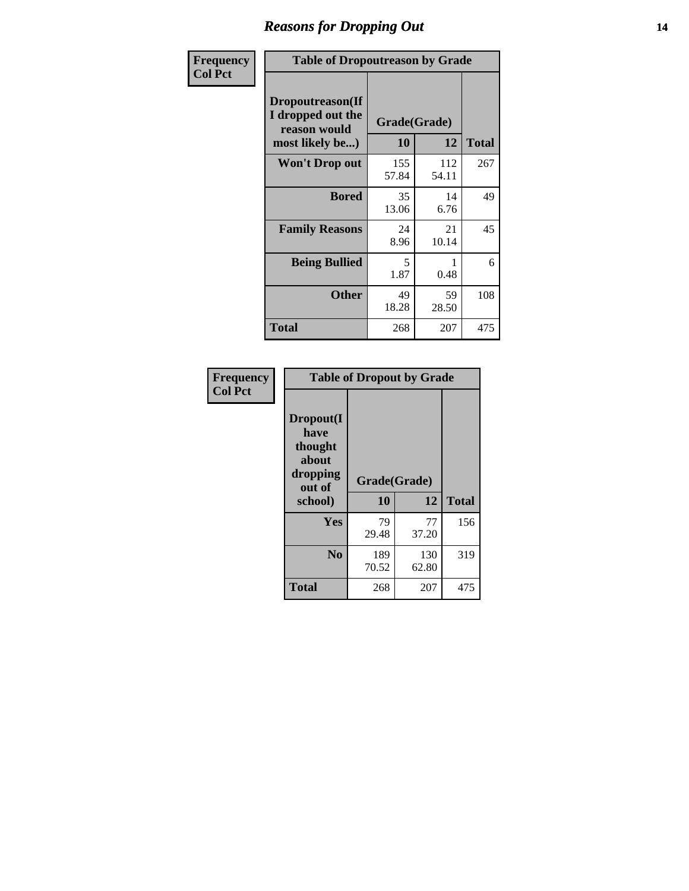# Reasons for Dropping Out

Frequency
Col Pct

| Table of Dropoutreason by Grade | | | |
|---|---|---|---|
| Dropoutreason(If I dropped out the reason would most likely be...) | Grade(Grade) | | |
| | 10 | 12 | Total |
| Won't Drop out | 155<br>57.84 | 112<br>54.11 | 267 |
| Bored | 35<br>13.06 | 14<br>6.76 | 49 |
| Family Reasons | 24<br>8.96 | 21<br>10.14 | 45 |
| Being Bullied | 5<br>1.87 | 1<br>0.48 | 6 |
| Other | 49<br>18.28 | 59<br>28.50 | 108 |
| Total | 268 | 207 | 475 |

Frequency
Col Pct

| Table of Dropout by Grade | | | |
|---|---|---|---|
| Dropout(I have thought about dropping out of school) | Grade(Grade) | | |
| | 10 | 12 | Total |
| Yes | 79<br>29.48 | 77<br>37.20 | 156 |
| No | 189<br>70.52 | 130<br>62.80 | 319 |
| Total | 268 | 207 | 475 |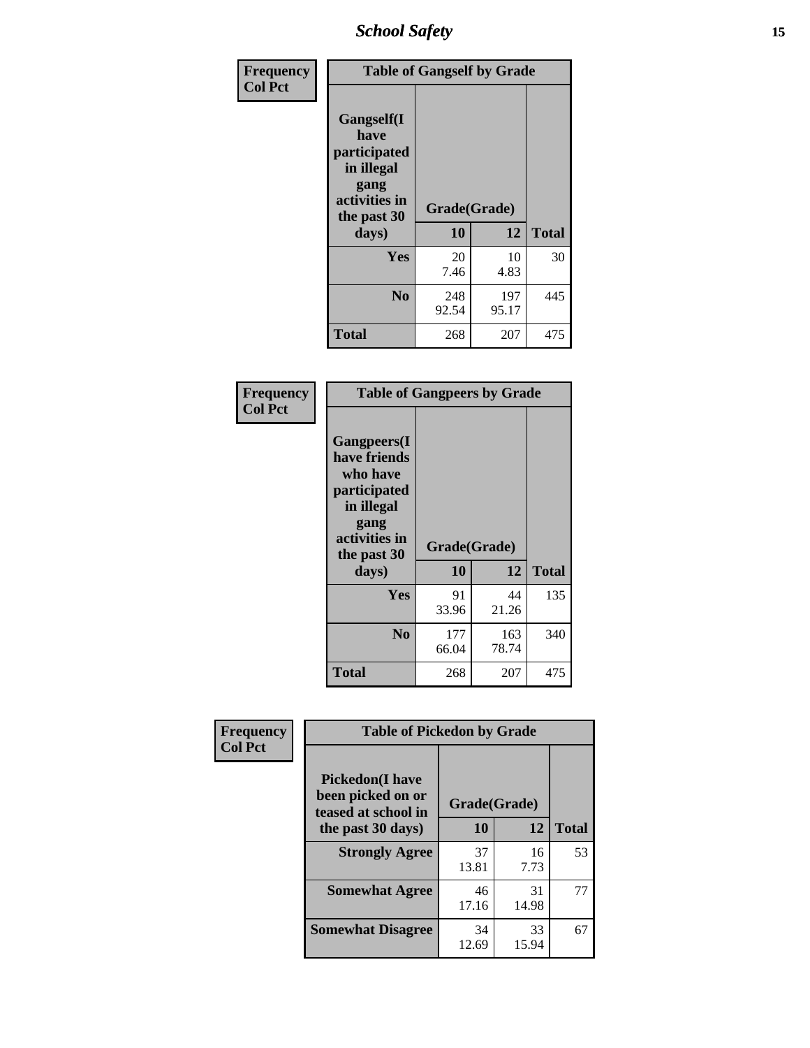| Frequency<br>Col Pct | Table of Gangself by Grade | | |
|---|---|---|---|
| Gangself(I have participated in illegal gang activities in the past 30 days) | Grade(Grade) | | |
| | 10 | 12 | Total |
| Yes | 20<br>7.46 | 10<br>4.83 | 30 |
| No | 248<br>92.54 | 197<br>95.17 | 445 |
| Total | 268 | 207 | 475 |

| Frequency<br>Col Pct | Table of Gangpeers by Grade | | |
|---|---|---|---|
| Gangpeers(I have friends who have participated in illegal gang activities in the past 30 days) | Grade(Grade) | | |
| | 10 | 12 | Total |
| Yes | 91<br>33.96 | 44<br>21.26 | 135 |
| No | 177<br>66.04 | 163<br>78.74 | 340 |
| Total | 268 | 207 | 475 |

| Frequency<br>Col Pct | Table of Pickedon by Grade | | |
|---|---|---|---|
| Pickedon(I have been picked on or teased at school in the past 30 days) | Grade(Grade) | | |
| | 10 | 12 | Total |
| Strongly Agree | 37<br>13.81 | 16<br>7.73 | 53 |
| Somewhat Agree | 46<br>17.16 | 31<br>14.98 | 77 |
| Somewhat Disagree | 34<br>12.69 | 33<br>15.94 | 67 |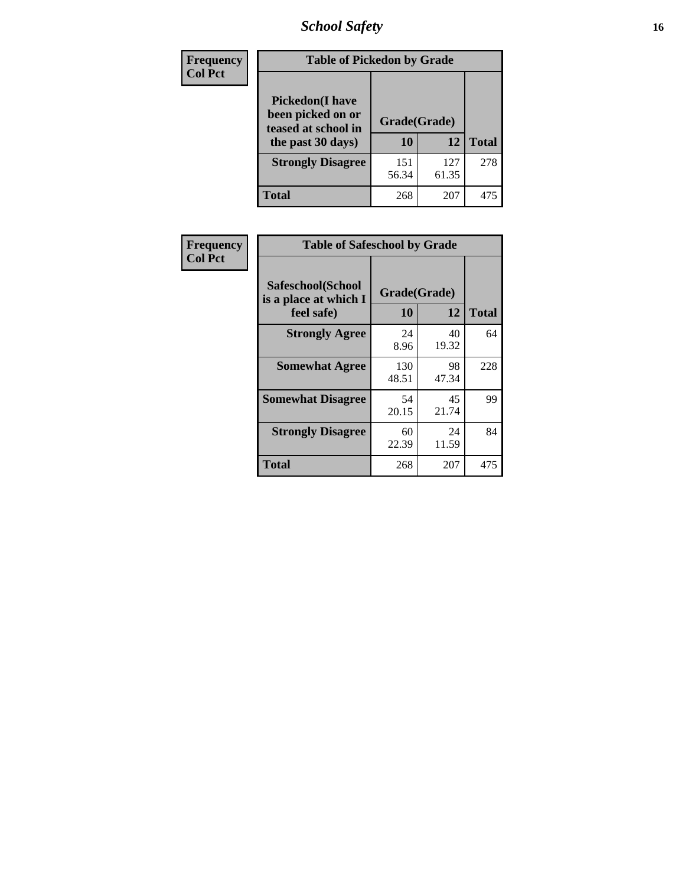# School Safety

| Frequency<br>Col Pct | Table of Pickedon by Grade | | |
|---|---|---|---|
| **Pickedon(I have been picked on or teased at school in the past 30 days)** | **Grade(Grade)** | | |
| | **10** | **12** | **Total** |
| **Strongly Disagree** | 151<br>56.34 | 127<br>61.35 | 278 |
| **Total** | 268 | 207 | 475 |

| Frequency<br>Col Pct | Table of Safeschool by Grade | | |
|---|---|---|---|
| **Safeschool(School is a place at which I feel safe)** | **Grade(Grade)** | | |
| | **10** | **12** | **Total** |
| **Strongly Agree** | 24<br>8.96 | 40<br>19.32 | 64 |
| **Somewhat Agree** | 130<br>48.51 | 98<br>47.34 | 228 |
| **Somewhat Disagree** | 54<br>20.15 | 45<br>21.74 | 99 |
| **Strongly Disagree** | 60<br>22.39 | 24<br>11.59 | 84 |
| **Total** | 268 | 207 | 475 |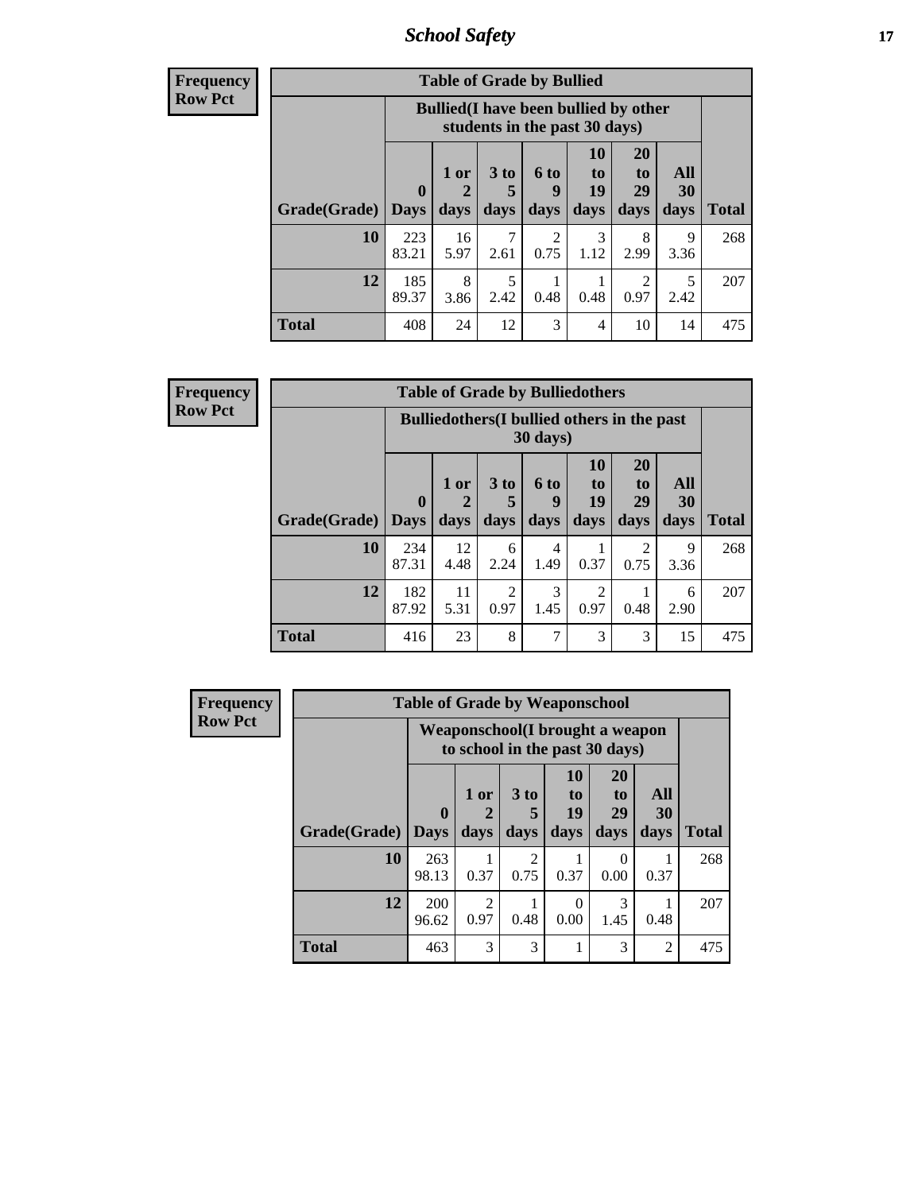# School Safety

**Frequency**
**Row Pct**

| Table of Grade by Bullied | | | | | | | | |
|---|---|---|---|---|---|---|---|---|
| | Bullied(I have been bullied by other students in the past 30 days) | | | | | | | |
| Grade(Grade) | 0 Days | 1 or 2 days | 3 to 5 days | 6 to 9 days | 10 to 19 days | 20 to 29 days | All 30 days | Total |
| **10** | 223<br>83.21 | 16<br>5.97 | 7<br>2.61 | 2<br>0.75 | 3<br>1.12 | 8<br>2.99 | 9<br>3.36 | 268 |
| **12** | 185<br>89.37 | 8<br>3.86 | 5<br>2.42 | 1<br>0.48 | 1<br>0.48 | 2<br>0.97 | 5<br>2.42 | 207 |
| **Total** | 408 | 24 | 12 | 3 | 4 | 10 | 14 | 475 |

**Frequency**
**Row Pct**

| Table of Grade by Bulliedothers | | | | | | | | |
|---|---|---|---|---|---|---|---|---|
| | Bulliedothers(I bullied others in the past 30 days) | | | | | | | |
| Grade(Grade) | 0 Days | 1 or 2 days | 3 to 5 days | 6 to 9 days | 10 to 19 days | 20 to 29 days | All 30 days | Total |
| **10** | 234<br>87.31 | 12<br>4.48 | 6<br>2.24 | 4<br>1.49 | 1<br>0.37 | 2<br>0.75 | 9<br>3.36 | 268 |
| **12** | 182<br>87.92 | 11<br>5.31 | 2<br>0.97 | 3<br>1.45 | 2<br>0.97 | 1<br>0.48 | 6<br>2.90 | 207 |
| **Total** | 416 | 23 | 8 | 7 | 3 | 3 | 15 | 475 |

**Frequency**
**Row Pct**

| Table of Grade by Weaponschool | | | | | | | |
|---|---|---|---|---|---|---|---|
| | Weaponschool(I brought a weapon to school in the past 30 days) | | | | | | |
| Grade(Grade) | 0 Days | 1 or 2 days | 3 to 5 days | 10 to 19 days | 20 to 29 days | All 30 days | Total |
| **10** | 263<br>98.13 | 1<br>0.37 | 2<br>0.75 | 1<br>0.37 | 0<br>0.00 | 1<br>0.37 | 268 |
| **12** | 200<br>96.62 | 2<br>0.97 | 1<br>0.48 | 0<br>0.00 | 3<br>1.45 | 1<br>0.48 | 207 |
| **Total** | 463 | 3 | 3 | 1 | 3 | 2 | 475 |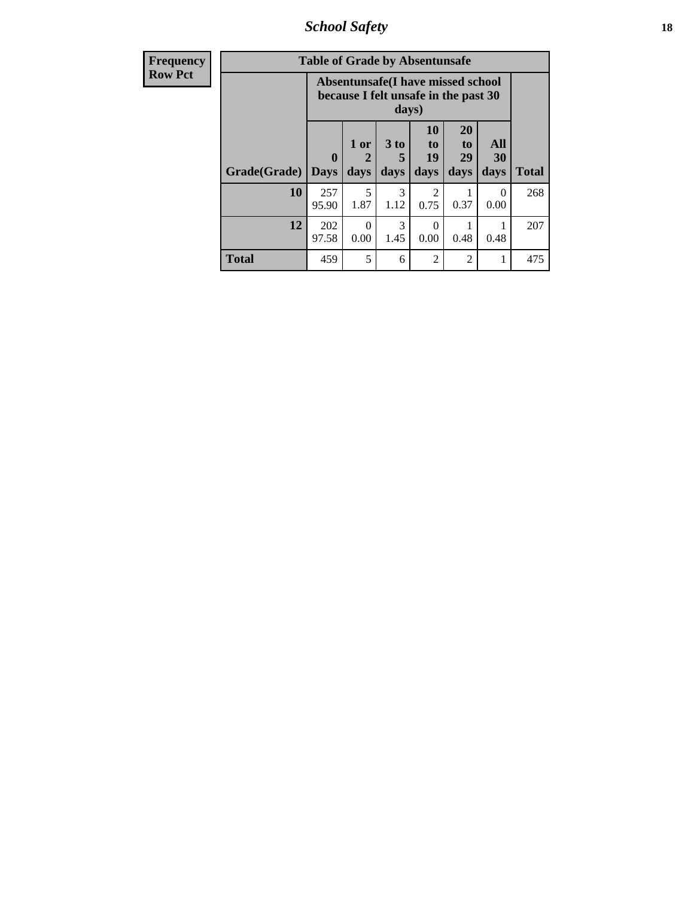| Frequency |
|---|
| Row Pct |

**Table of Grade by Absentunsafe**

| Grade(Grade) | Absentunsafe(I have missed school because I felt unsafe in the past 30 days) | | | | | | Total |
|---|---|---|---|---|---|---|---|
| | 0 Days | 1 or 2 days | 3 to 5 days | 10 to 19 days | 20 to 29 days | All 30 days | |
| **10** | 257<br>95.90 | 5<br>1.87 | 3<br>1.12 | 2<br>0.75 | 1<br>0.37 | 0<br>0.00 | 268 |
| **12** | 202<br>97.58 | 0<br>0.00 | 3<br>1.45 | 0<br>0.00 | 1<br>0.48 | 1<br>0.48 | 207 |
| **Total** | 459 | 5 | 6 | 2 | 2 | 1 | 475 |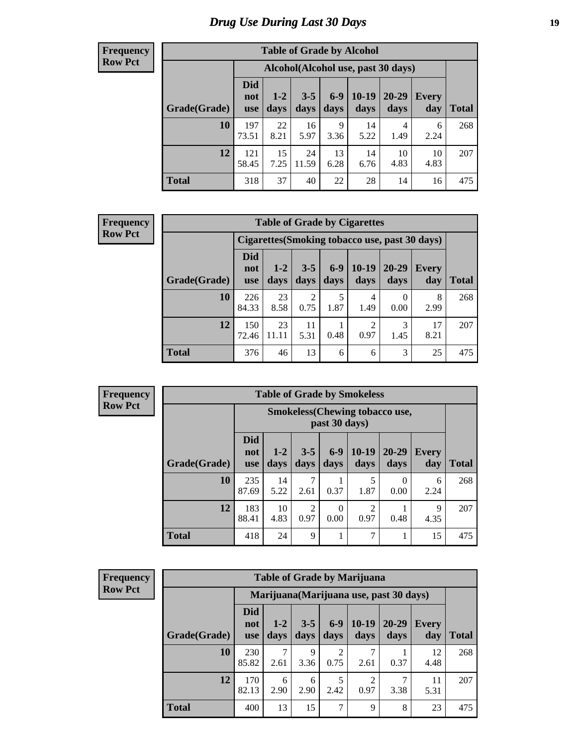# Drug Use During Last 30 Days

**Frequency**
**Row Pct**

| Table of Grade by Alcohol | | | | | | | | |
|---|---|---|---|---|---|---|---|---|
| | Alcohol(Alcohol use, past 30 days) | | | | | | | |
| Grade(Grade) | Did not use | 1-2 days | 3-5 days | 6-9 days | 10-19 days | 20-29 days | Every day | Total |
| 10 | 197<br>73.51 | 22<br>8.21 | 16<br>5.97 | 9<br>3.36 | 14<br>5.22 | 4<br>1.49 | 6<br>2.24 | 268 |
| 12 | 121<br>58.45 | 15<br>7.25 | 24<br>11.59 | 13<br>6.28 | 14<br>6.76 | 10<br>4.83 | 10<br>4.83 | 207 |
| Total | 318 | 37 | 40 | 22 | 28 | 14 | 16 | 475 |

**Frequency**
**Row Pct**

| Table of Grade by Cigarettes | | | | | | | | |
|---|---|---|---|---|---|---|---|---|
| | Cigarettes(Smoking tobacco use, past 30 days) | | | | | | | |
| Grade(Grade) | Did not use | 1-2 days | 3-5 days | 6-9 days | 10-19 days | 20-29 days | Every day | Total |
| 10 | 226<br>84.33 | 23<br>8.58 | 2<br>0.75 | 5<br>1.87 | 4<br>1.49 | 0<br>0.00 | 8<br>2.99 | 268 |
| 12 | 150<br>72.46 | 23<br>11.11 | 11<br>5.31 | 1<br>0.48 | 2<br>0.97 | 3<br>1.45 | 17<br>8.21 | 207 |
| Total | 376 | 46 | 13 | 6 | 6 | 3 | 25 | 475 |

**Frequency**
**Row Pct**

| Table of Grade by Smokeless | | | | | | | | |
|---|---|---|---|---|---|---|---|---|
| | Smokeless(Chewing tobacco use, past 30 days) | | | | | | | |
| Grade(Grade) | Did not use | 1-2 days | 3-5 days | 6-9 days | 10-19 days | 20-29 days | Every day | Total |
| 10 | 235<br>87.69 | 14<br>5.22 | 7<br>2.61 | 1<br>0.37 | 5<br>1.87 | 0<br>0.00 | 6<br>2.24 | 268 |
| 12 | 183<br>88.41 | 10<br>4.83 | 2<br>0.97 | 0<br>0.00 | 2<br>0.97 | 1<br>0.48 | 9<br>4.35 | 207 |
| Total | 418 | 24 | 9 | 1 | 7 | 1 | 15 | 475 |

**Frequency**
**Row Pct**

| Table of Grade by Marijuana | | | | | | | | |
|---|---|---|---|---|---|---|---|---|
| | Marijuana(Marijuana use, past 30 days) | | | | | | | |
| Grade(Grade) | Did not use | 1-2 days | 3-5 days | 6-9 days | 10-19 days | 20-29 days | Every day | Total |
| 10 | 230<br>85.82 | 7<br>2.61 | 9<br>3.36 | 2<br>0.75 | 7<br>2.61 | 1<br>0.37 | 12<br>4.48 | 268 |
| 12 | 170<br>82.13 | 6<br>2.90 | 6<br>2.90 | 5<br>2.42 | 2<br>0.97 | 7<br>3.38 | 11<br>5.31 | 207 |
| Total | 400 | 13 | 15 | 7 | 9 | 8 | 23 | 475 |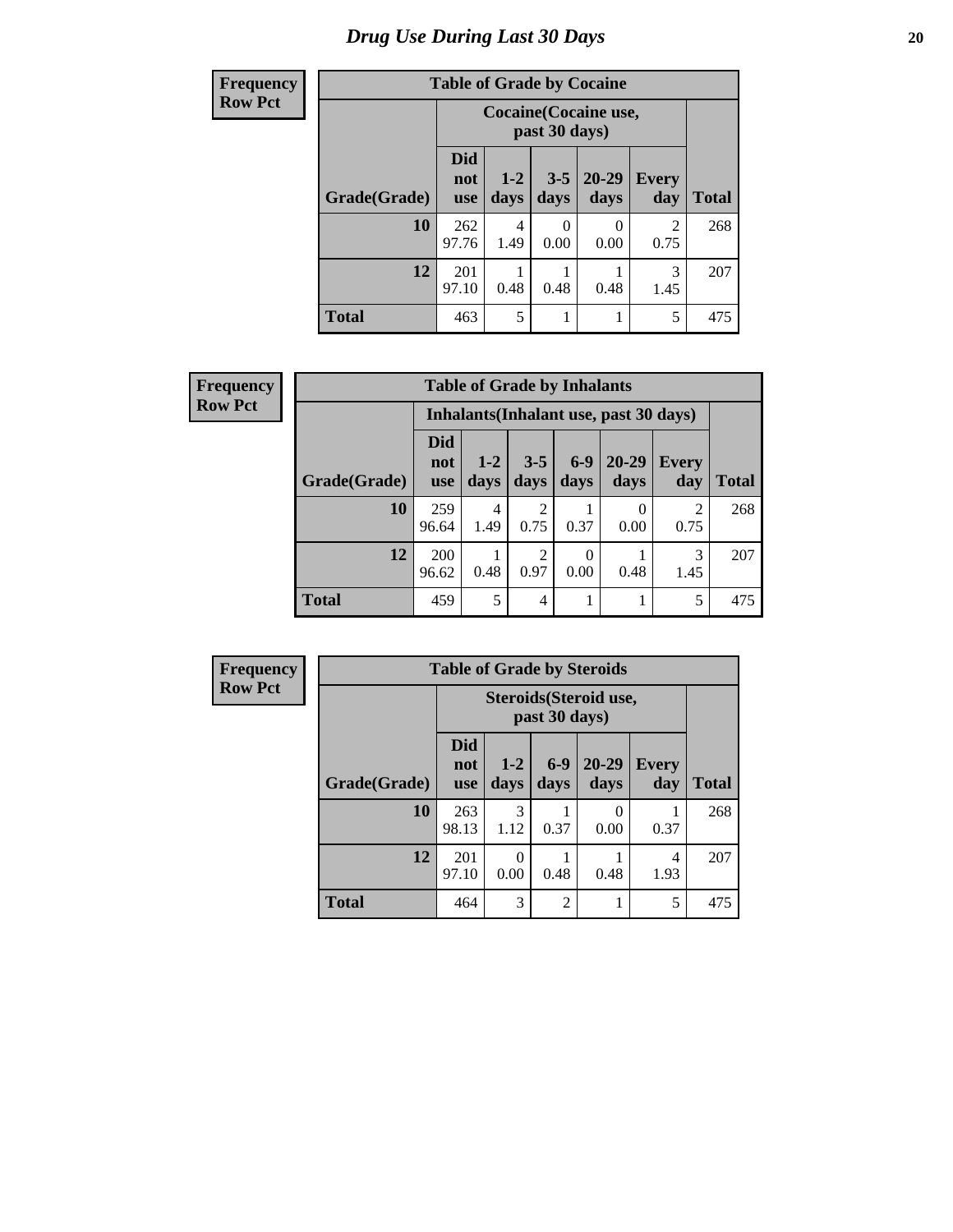# Drug Use During Last 30 Days

**Frequency**
**Row Pct**

| Table of Grade by Cocaine | | | | | | |
|---|---|---|---|---|---|---|
| | Cocaine(Cocaine use, past 30 days) | | | | | |
| Grade(Grade) | Did not use | 1-2 days | 3-5 days | 20-29 days | Every day | Total |
| 10 | 262<br>97.76 | 4<br>1.49 | 0<br>0.00 | 0<br>0.00 | 2<br>0.75 | 268 |
| 12 | 201<br>97.10 | 1<br>0.48 | 1<br>0.48 | 1<br>0.48 | 3<br>1.45 | 207 |
| Total | 463 | 5 | 1 | 1 | 5 | 475 |

**Frequency**
**Row Pct**

| Table of Grade by Inhalants | | | | | | | |
|---|---|---|---|---|---|---|---|
| | Inhalants(Inhalant use, past 30 days) | | | | | | |
| Grade(Grade) | Did not use | 1-2 days | 3-5 days | 6-9 days | 20-29 days | Every day | Total |
| 10 | 259<br>96.64 | 4<br>1.49 | 2<br>0.75 | 1<br>0.37 | 0<br>0.00 | 2<br>0.75 | 268 |
| 12 | 200<br>96.62 | 1<br>0.48 | 2<br>0.97 | 0<br>0.00 | 1<br>0.48 | 3<br>1.45 | 207 |
| Total | 459 | 5 | 4 | 1 | 1 | 5 | 475 |

**Frequency**
**Row Pct**

| Table of Grade by Steroids | | | | | | |
|---|---|---|---|---|---|---|
| | Steroids(Steroid use, past 30 days) | | | | | |
| Grade(Grade) | Did not use | 1-2 days | 6-9 days | 20-29 days | Every day | Total |
| 10 | 263<br>98.13 | 3<br>1.12 | 1<br>0.37 | 0<br>0.00 | 1<br>0.37 | 268 |
| 12 | 201<br>97.10 | 0<br>0.00 | 1<br>0.48 | 1<br>0.48 | 4<br>1.93 | 207 |
| Total | 464 | 3 | 2 | 1 | 5 | 475 |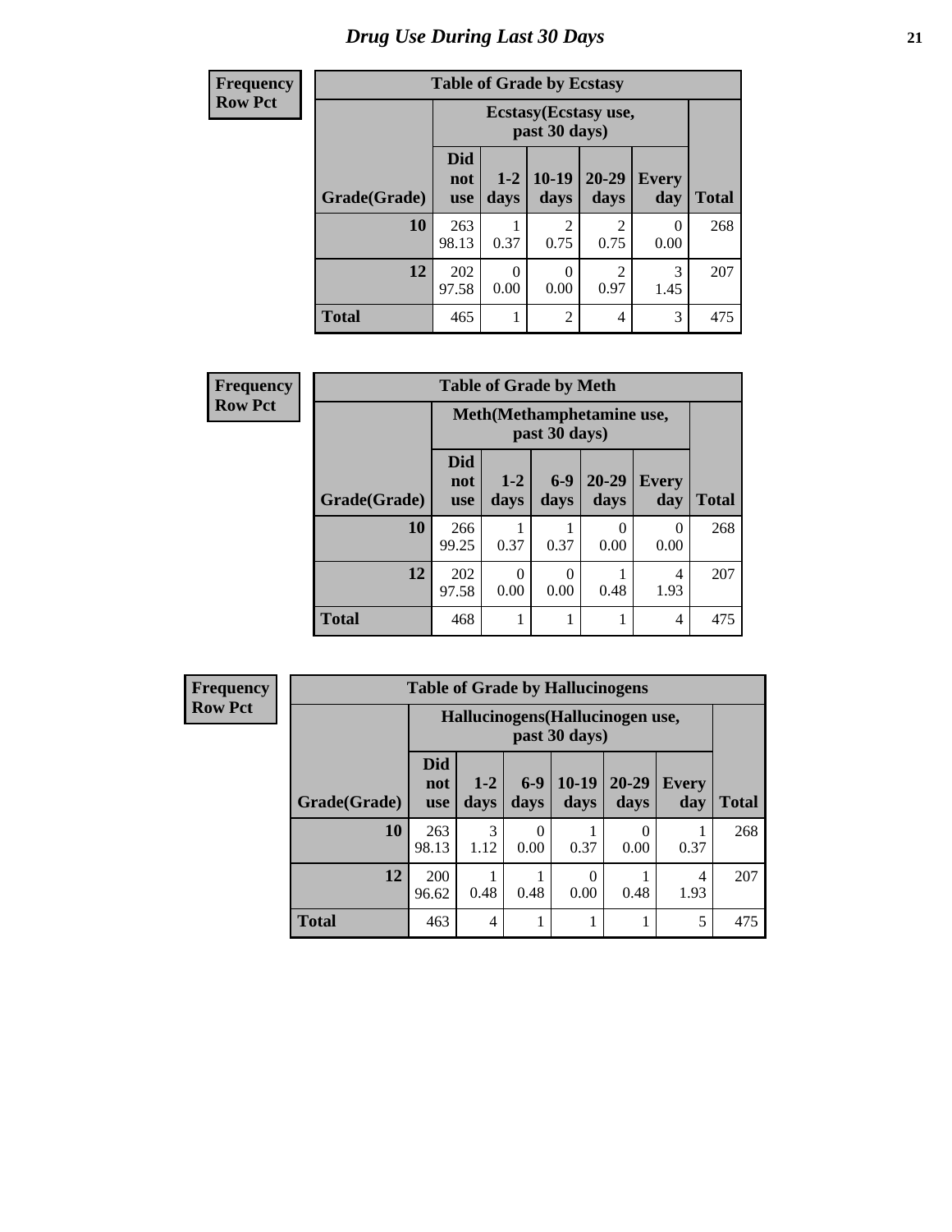# Drug Use During Last 30 Days

| Frequency Row Pct |
|---|

**Table of Grade by Ecstasy**

| Grade(Grade) | Ecstasy(Ecstasy use, past 30 days) | | | | | Total |
|---|---|---|---|---|---|---|
| | Did not use | 1-2 days | 10-19 days | 20-29 days | Every day | |
| 10 | 263<br>98.13 | 1<br>0.37 | 2<br>0.75 | 2<br>0.75 | 0<br>0.00 | 268 |
| 12 | 202<br>97.58 | 0<br>0.00 | 0<br>0.00 | 2<br>0.97 | 3<br>1.45 | 207 |
| Total | 465 | 1 | 2 | 4 | 3 | 475 |

| Frequency Row Pct |
|---|

**Table of Grade by Meth**

| Grade(Grade) | Meth(Methamphetamine use, past 30 days) | | | | | Total |
|---|---|---|---|---|---|---|
| | Did not use | 1-2 days | 6-9 days | 20-29 days | Every day | |
| 10 | 266<br>99.25 | 1<br>0.37 | 1<br>0.37 | 0<br>0.00 | 0<br>0.00 | 268 |
| 12 | 202<br>97.58 | 0<br>0.00 | 0<br>0.00 | 1<br>0.48 | 4<br>1.93 | 207 |
| Total | 468 | 1 | 1 | 1 | 4 | 475 |

| Frequency Row Pct |
|---|

**Table of Grade by Hallucinogens**

| Grade(Grade) | Hallucinogens(Hallucinogen use, past 30 days) | | | | | | Total |
|---|---|---|---|---|---|---|---|
| | Did not use | 1-2 days | 6-9 days | 10-19 days | 20-29 days | Every day | |
| 10 | 263<br>98.13 | 3<br>1.12 | 0<br>0.00 | 1<br>0.37 | 0<br>0.00 | 1<br>0.37 | 268 |
| 12 | 200<br>96.62 | 1<br>0.48 | 1<br>0.48 | 0<br>0.00 | 1<br>0.48 | 4<br>1.93 | 207 |
| Total | 463 | 4 | 1 | 1 | 1 | 5 | 475 |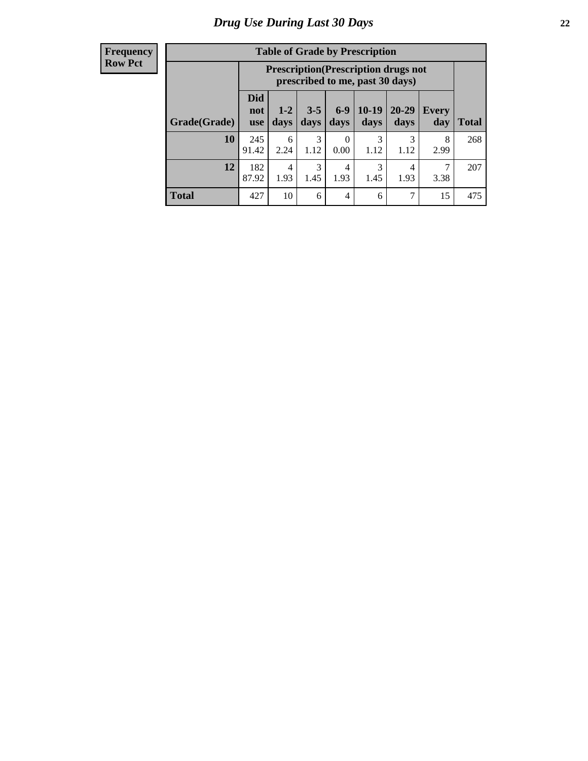## Drug Use During Last 30 Days

**Frequency**
**Row Pct**

**Table of Grade by Prescription**

| Grade(Grade) | Prescription(Prescription drugs not prescribed to me, past 30 days) | | | | | | | Total |
|---|---|---|---|---|---|---|---|---|
| | Did not use | 1-2 days | 3-5 days | 6-9 days | 10-19 days | 20-29 days | Every day | |
| **10** | 245<br>91.42 | 6<br>2.24 | 3<br>1.12 | 0<br>0.00 | 3<br>1.12 | 3<br>1.12 | 8<br>2.99 | 268 |
| **12** | 182<br>87.92 | 4<br>1.93 | 3<br>1.45 | 4<br>1.93 | 3<br>1.45 | 4<br>1.93 | 7<br>3.38 | 207 |
| **Total** | 427 | 10 | 6 | 4 | 6 | 7 | 15 | 475 |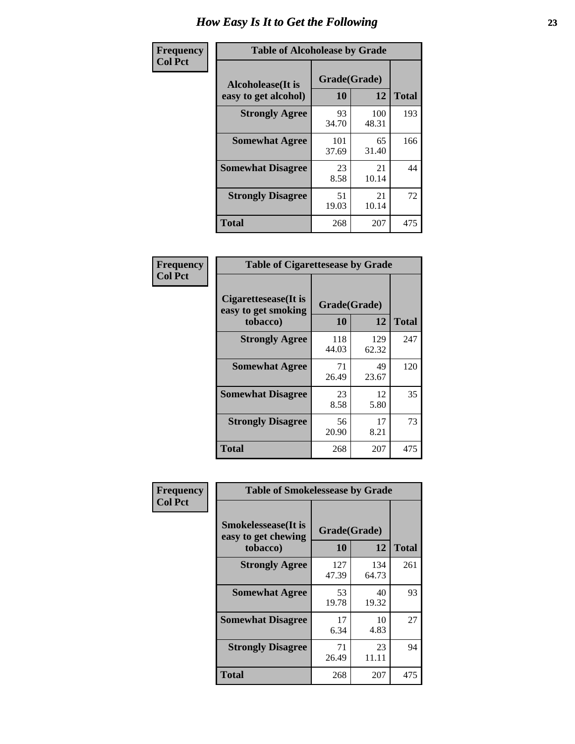# How Easy Is It to Get the Following

**Frequency Col Pct**

**Table of Alcoholease by Grade**

| Alcoholease(It is easy to get alcohol) | Grade(Grade) | | Total |
|---|---|---|---|
| | 10 | 12 | |
| **Strongly Agree** | 93<br>34.70 | 100<br>48.31 | 193 |
| **Somewhat Agree** | 101<br>37.69 | 65<br>31.40 | 166 |
| **Somewhat Disagree** | 23<br>8.58 | 21<br>10.14 | 44 |
| **Strongly Disagree** | 51<br>19.03 | 21<br>10.14 | 72 |
| **Total** | 268 | 207 | 475 |

**Frequency Col Pct**

**Table of Cigarettesease by Grade**

| Cigarettesease(It is easy to get smoking tobacco) | Grade(Grade) | | Total |
|---|---|---|---|
| | 10 | 12 | |
| **Strongly Agree** | 118<br>44.03 | 129<br>62.32 | 247 |
| **Somewhat Agree** | 71<br>26.49 | 49<br>23.67 | 120 |
| **Somewhat Disagree** | 23<br>8.58 | 12<br>5.80 | 35 |
| **Strongly Disagree** | 56<br>20.90 | 17<br>8.21 | 73 |
| **Total** | 268 | 207 | 475 |

**Frequency Col Pct**

**Table of Smokelessease by Grade**

| Smokelessease(It is easy to get chewing tobacco) | Grade(Grade) | | Total |
|---|---|---|---|
| | 10 | 12 | |
| **Strongly Agree** | 127<br>47.39 | 134<br>64.73 | 261 |
| **Somewhat Agree** | 53<br>19.78 | 40<br>19.32 | 93 |
| **Somewhat Disagree** | 17<br>6.34 | 10<br>4.83 | 27 |
| **Strongly Disagree** | 71<br>26.49 | 23<br>11.11 | 94 |
| **Total** | 268 | 207 | 475 |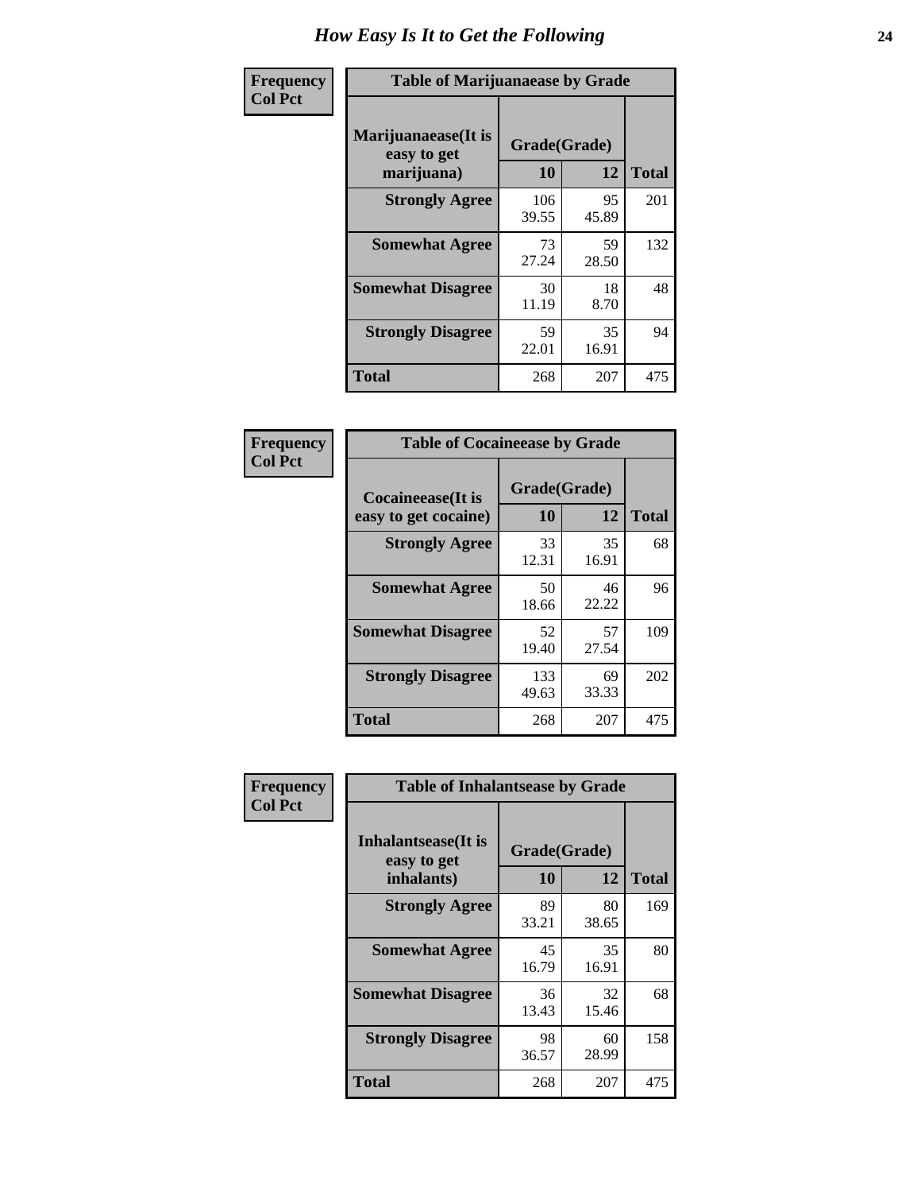# How Easy Is It to Get the Following

**Frequency**
**Col Pct**

**Table of Marijuanaease by Grade**

| Marijuanaease(It is easy to get marijuana) | Grade(Grade) | | Total |
|---|---|---|---|
| | 10 | 12 | |
| Strongly Agree | 106<br>39.55 | 95<br>45.89 | 201 |
| Somewhat Agree | 73<br>27.24 | 59<br>28.50 | 132 |
| Somewhat Disagree | 30<br>11.19 | 18<br>8.70 | 48 |
| Strongly Disagree | 59<br>22.01 | 35<br>16.91 | 94 |
| Total | 268 | 207 | 475 |

**Frequency**
**Col Pct**

**Table of Cocaineease by Grade**

| Cocaineease(It is easy to get cocaine) | Grade(Grade) | | Total |
|---|---|---|---|
| | 10 | 12 | |
| Strongly Agree | 33<br>12.31 | 35<br>16.91 | 68 |
| Somewhat Agree | 50<br>18.66 | 46<br>22.22 | 96 |
| Somewhat Disagree | 52<br>19.40 | 57<br>27.54 | 109 |
| Strongly Disagree | 133<br>49.63 | 69<br>33.33 | 202 |
| Total | 268 | 207 | 475 |

**Frequency**
**Col Pct**

**Table of Inhalantsease by Grade**

| Inhalantsease(It is easy to get inhalants) | Grade(Grade) | | Total |
|---|---|---|---|
| | 10 | 12 | |
| Strongly Agree | 89<br>33.21 | 80<br>38.65 | 169 |
| Somewhat Agree | 45<br>16.79 | 35<br>16.91 | 80 |
| Somewhat Disagree | 36<br>13.43 | 32<br>15.46 | 68 |
| Strongly Disagree | 98<br>36.57 | 60<br>28.99 | 158 |
| Total | 268 | 207 | 475 |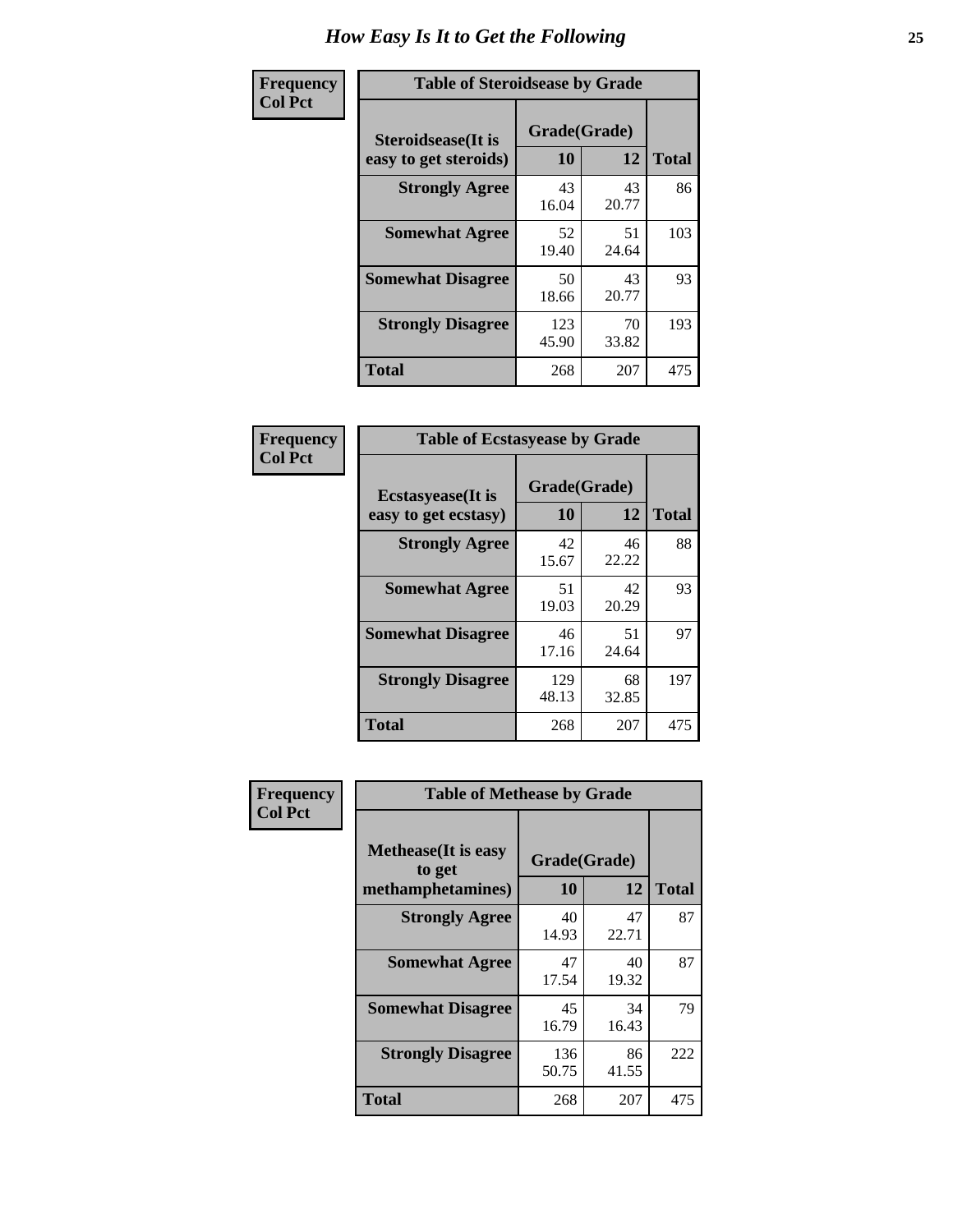# How Easy Is It to Get the Following

**Frequency Col Pct**

| Table of Steroidsease by Grade | | | |
|---|---|---|---|
| **Steroidsease(It is easy to get steroids)** | **Grade(Grade)** | | **Total** |
| | **10** | **12** | |
| **Strongly Agree** | 43<br>16.04 | 43<br>20.77 | 86 |
| **Somewhat Agree** | 52<br>19.40 | 51<br>24.64 | 103 |
| **Somewhat Disagree** | 50<br>18.66 | 43<br>20.77 | 93 |
| **Strongly Disagree** | 123<br>45.90 | 70<br>33.82 | 193 |
| **Total** | 268 | 207 | 475 |

**Frequency Col Pct**

| Table of Ecstasyease by Grade | | | |
|---|---|---|---|
| **Ecstasyease(It is easy to get ecstasy)** | **Grade(Grade)** | | **Total** |
| | **10** | **12** | |
| **Strongly Agree** | 42<br>15.67 | 46<br>22.22 | 88 |
| **Somewhat Agree** | 51<br>19.03 | 42<br>20.29 | 93 |
| **Somewhat Disagree** | 46<br>17.16 | 51<br>24.64 | 97 |
| **Strongly Disagree** | 129<br>48.13 | 68<br>32.85 | 197 |
| **Total** | 268 | 207 | 475 |

**Frequency Col Pct**

| Table of Methease by Grade | | | |
|---|---|---|---|
| **Methease(It is easy to get methamphetamines)** | **Grade(Grade)** | | **Total** |
| | **10** | **12** | |
| **Strongly Agree** | 40<br>14.93 | 47<br>22.71 | 87 |
| **Somewhat Agree** | 47<br>17.54 | 40<br>19.32 | 87 |
| **Somewhat Disagree** | 45<br>16.79 | 34<br>16.43 | 79 |
| **Strongly Disagree** | 136<br>50.75 | 86<br>41.55 | 222 |
| **Total** | 268 | 207 | 475 |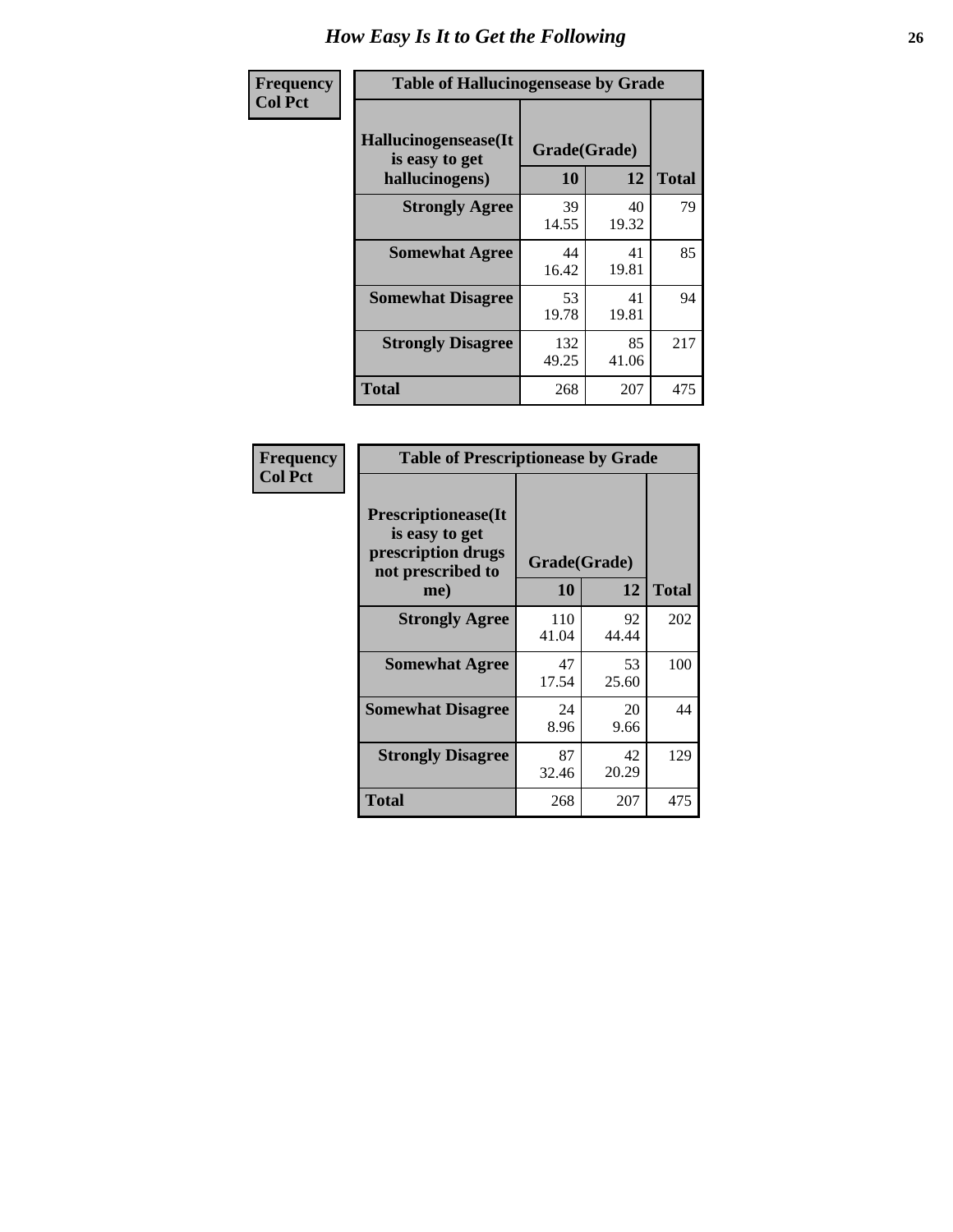# How Easy Is It to Get the Following

| Frequency Col Pct | Table of Hallucinogensease by Grade | | |
|---|---|---|---|
| Hallucinogensease(It is easy to get hallucinogens) | Grade(Grade) | | |
| | 10 | 12 | Total |
| Strongly Agree | 39<br>14.55 | 40<br>19.32 | 79 |
| Somewhat Agree | 44<br>16.42 | 41<br>19.81 | 85 |
| Somewhat Disagree | 53<br>19.78 | 41<br>19.81 | 94 |
| Strongly Disagree | 132<br>49.25 | 85<br>41.06 | 217 |
| Total | 268 | 207 | 475 |

| Frequency Col Pct | Table of Prescriptionease by Grade | | |
|---|---|---|---|
| Prescriptionease(It is easy to get prescription drugs not prescribed to me) | Grade(Grade) | | |
| | 10 | 12 | Total |
| Strongly Agree | 110<br>41.04 | 92<br>44.44 | 202 |
| Somewhat Agree | 47<br>17.54 | 53<br>25.60 | 100 |
| Somewhat Disagree | 24<br>8.96 | 20<br>9.66 | 44 |
| Strongly Disagree | 87<br>32.46 | 42<br>20.29 | 129 |
| Total | 268 | 207 | 475 |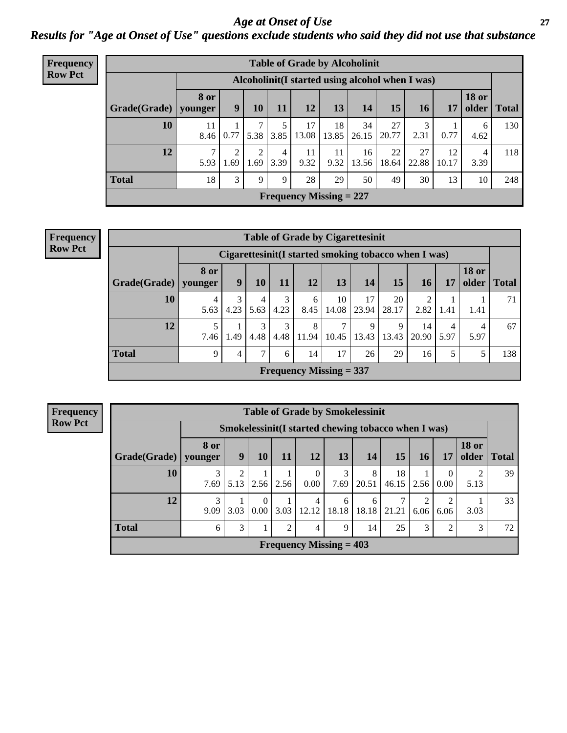# Age at Onset of Use

## Results for "Age at Onset of Use" questions exclude students who said they did not use that substance

**Frequency Row Pct**

**Table of Grade by Alcoholinit**

| Grade(Grade) | Alcoholinit(I started using alcohol when I was) | | | | | | | | | | | Total |
|---|---|---|---|---|---|---|---|---|---|---|---|---|
| | 8 or younger | 9 | 10 | 11 | 12 | 13 | 14 | 15 | 16 | 17 | 18 or older | |
| 10 | 11<br>8.46 | 1<br>0.77 | 7<br>5.38 | 5<br>3.85 | 17<br>13.08 | 18<br>13.85 | 34<br>26.15 | 27<br>20.77 | 3<br>2.31 | 1<br>0.77 | 6<br>4.62 | 130 |
| 12 | 7<br>5.93 | 2<br>1.69 | 2<br>1.69 | 4<br>3.39 | 11<br>9.32 | 11<br>9.32 | 16<br>13.56 | 22<br>18.64 | 27<br>22.88 | 12<br>10.17 | 4<br>3.39 | 118 |
| Total | 18 | 3 | 9 | 9 | 28 | 29 | 50 | 49 | 30 | 13 | 10 | 248 |

Frequency Missing = 227

**Frequency Row Pct**

**Table of Grade by Cigarettesinit**

| Grade(Grade) | Cigarettesinit(I started smoking tobacco when I was) | | | | | | | | | | | Total |
|---|---|---|---|---|---|---|---|---|---|---|---|---|
| | 8 or younger | 9 | 10 | 11 | 12 | 13 | 14 | 15 | 16 | 17 | 18 or older | |
| 10 | 4<br>5.63 | 3<br>4.23 | 4<br>5.63 | 3<br>4.23 | 6<br>8.45 | 10<br>14.08 | 17<br>23.94 | 20<br>28.17 | 2<br>2.82 | 1<br>1.41 | 1<br>1.41 | 71 |
| 12 | 5<br>7.46 | 1<br>1.49 | 3<br>4.48 | 3<br>4.48 | 8<br>11.94 | 7<br>10.45 | 9<br>13.43 | 9<br>13.43 | 14<br>20.90 | 4<br>5.97 | 4<br>5.97 | 67 |
| Total | 9 | 4 | 7 | 6 | 14 | 17 | 26 | 29 | 16 | 5 | 5 | 138 |

Frequency Missing = 337

**Frequency Row Pct**

**Table of Grade by Smokelessinit**

| Grade(Grade) | Smokelessinit(I started chewing tobacco when I was) | | | | | | | | | | | Total |
|---|---|---|---|---|---|---|---|---|---|---|---|---|
| | 8 or younger | 9 | 10 | 11 | 12 | 13 | 14 | 15 | 16 | 17 | 18 or older | |
| 10 | 3<br>7.69 | 2<br>5.13 | 1<br>2.56 | 1<br>2.56 | 0<br>0.00 | 3<br>7.69 | 8<br>20.51 | 18<br>46.15 | 1<br>2.56 | 0<br>0.00 | 2<br>5.13 | 39 |
| 12 | 3<br>9.09 | 1<br>3.03 | 0<br>0.00 | 1<br>3.03 | 4<br>12.12 | 6<br>18.18 | 6<br>18.18 | 7<br>21.21 | 2<br>6.06 | 2<br>6.06 | 1<br>3.03 | 33 |
| Total | 6 | 3 | 1 | 2 | 4 | 9 | 14 | 25 | 3 | 2 | 3 | 72 |

Frequency Missing = 403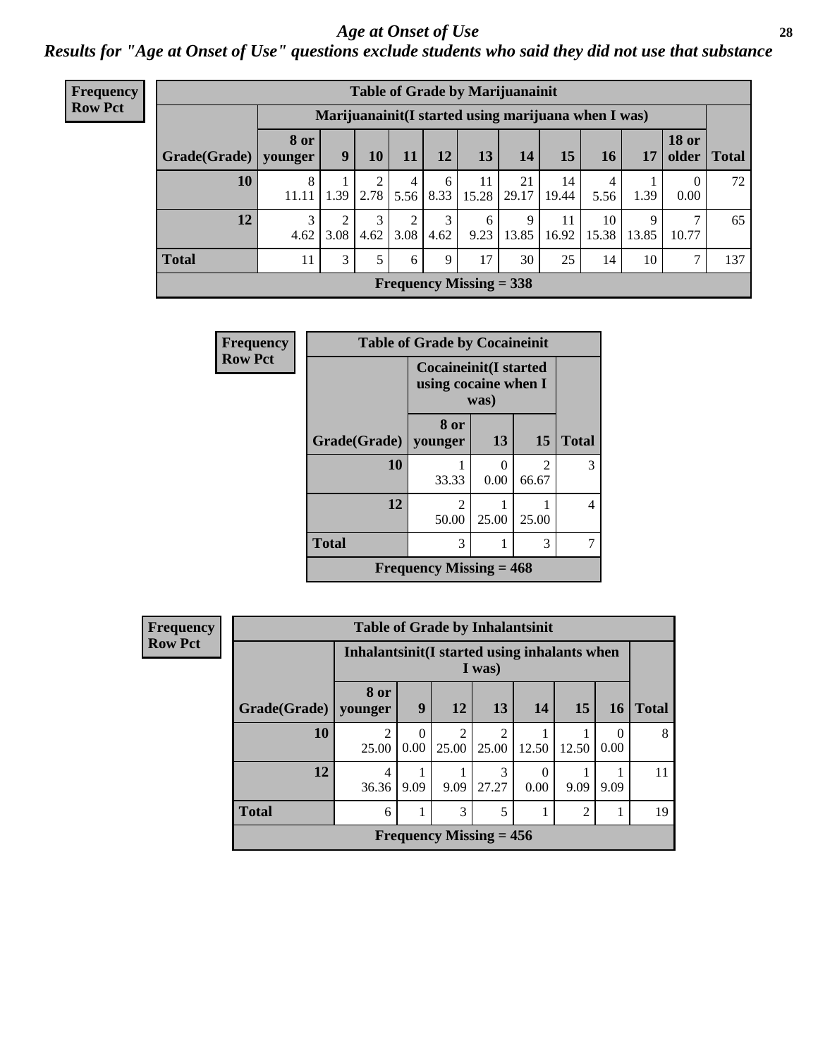# *Age at Onset of Use*

## *Results for "Age at Onset of Use" questions exclude students who said they did not use that substance*

**Frequency**
**Row Pct**

| Table of Grade by Marijuanainit | | | | | | | | | | | | |
|---|---|---|---|---|---|---|---|---|---|---|---|---|
| | Marijuanainit(I started using marijuana when I was) | | | | | | | | | | | |
| Grade(Grade) | 8 or younger | 9 | 10 | 11 | 12 | 13 | 14 | 15 | 16 | 17 | 18 or older | Total |
| 10 | 8<br>11.11 | 1<br>1.39 | 2<br>2.78 | 4<br>5.56 | 6<br>8.33 | 11<br>15.28 | 21<br>29.17 | 14<br>19.44 | 4<br>5.56 | 1<br>1.39 | 0<br>0.00 | 72 |
| 12 | 3<br>4.62 | 2<br>3.08 | 3<br>4.62 | 2<br>3.08 | 3<br>4.62 | 6<br>9.23 | 9<br>13.85 | 11<br>16.92 | 10<br>15.38 | 9<br>13.85 | 7<br>10.77 | 65 |
| Total | 11 | 3 | 5 | 6 | 9 | 17 | 30 | 25 | 14 | 10 | 7 | 137 |
| Frequency Missing = 338 | | | | | | | | | | | | |

**Frequency**
**Row Pct**

| Table of Grade by Cocaineinit | | | | |
|---|---|---|---|---|
| | Cocaineinit(I started using cocaine when I was) | | | |
| Grade(Grade) | 8 or younger | 13 | 15 | Total |
| 10 | 1<br>33.33 | 0<br>0.00 | 2<br>66.67 | 3 |
| 12 | 2<br>50.00 | 1<br>25.00 | 1<br>25.00 | 4 |
| Total | 3 | 1 | 3 | 7 |
| Frequency Missing = 468 | | | | |

**Frequency**
**Row Pct**

| Table of Grade by Inhalantsinit | | | | | | | | |
|---|---|---|---|---|---|---|---|---|
| | Inhalantsinit(I started using inhalants when I was) | | | | | | | |
| Grade(Grade) | 8 or younger | 9 | 12 | 13 | 14 | 15 | 16 | Total |
| 10 | 2<br>25.00 | 0<br>0.00 | 2<br>25.00 | 2<br>25.00 | 1<br>12.50 | 1<br>12.50 | 0<br>0.00 | 8 |
| 12 | 4<br>36.36 | 1<br>9.09 | 1<br>9.09 | 3<br>27.27 | 0<br>0.00 | 1<br>9.09 | 1<br>9.09 | 11 |
| Total | 6 | 1 | 3 | 5 | 1 | 2 | 1 | 19 |
| Frequency Missing = 456 | | | | | | | | |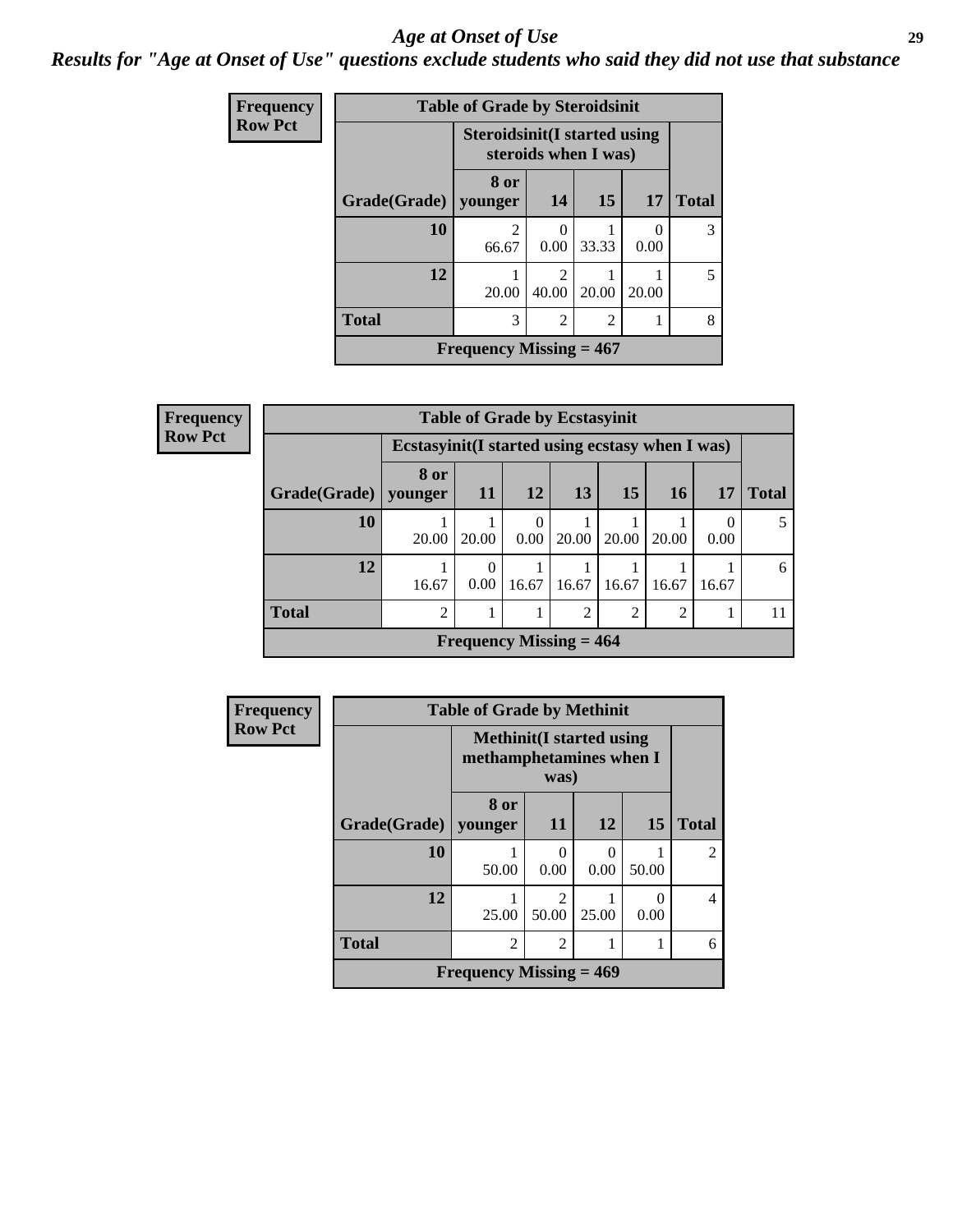# Age at Onset of Use

## Results for "Age at Onset of Use" questions exclude students who said they did not use that substance

**Frequency**
**Row Pct**

**Table of Grade by Steroidsinit**

| | Steroidsinit(I started using steroids when I was) | | | | |
|---|---|---|---|---|---|
| Grade(Grade) | 8 or younger | 14 | 15 | 17 | Total |
| 10 | 2<br>66.67 | 0<br>0.00 | 1<br>33.33 | 0<br>0.00 | 3 |
| 12 | 1<br>20.00 | 2<br>40.00 | 1<br>20.00 | 1<br>20.00 | 5 |
| Total | 3 | 2 | 2 | 1 | 8 |

Frequency Missing = 467

**Frequency**
**Row Pct**

**Table of Grade by Ecstasyinit**

| | Ecstasyinit(I started using ecstasy when I was) | | | | | | | |
|---|---|---|---|---|---|---|---|---|
| Grade(Grade) | 8 or younger | 11 | 12 | 13 | 15 | 16 | 17 | Total |
| 10 | 1<br>20.00 | 1<br>20.00 | 0<br>0.00 | 1<br>20.00 | 1<br>20.00 | 1<br>20.00 | 0<br>0.00 | 5 |
| 12 | 1<br>16.67 | 0<br>0.00 | 1<br>16.67 | 1<br>16.67 | 1<br>16.67 | 1<br>16.67 | 1<br>16.67 | 6 |
| Total | 2 | 1 | 1 | 2 | 2 | 2 | 1 | 11 |

Frequency Missing = 464

**Frequency**
**Row Pct**

**Table of Grade by Methinit**

| | Methinit(I started using methamphetamines when I was) | | | | |
|---|---|---|---|---|---|
| Grade(Grade) | 8 or younger | 11 | 12 | 15 | Total |
| 10 | 1<br>50.00 | 0<br>0.00 | 0<br>0.00 | 1<br>50.00 | 2 |
| 12 | 1<br>25.00 | 2<br>50.00 | 1<br>25.00 | 0<br>0.00 | 4 |
| Total | 2 | 2 | 1 | 1 | 6 |

Frequency Missing = 469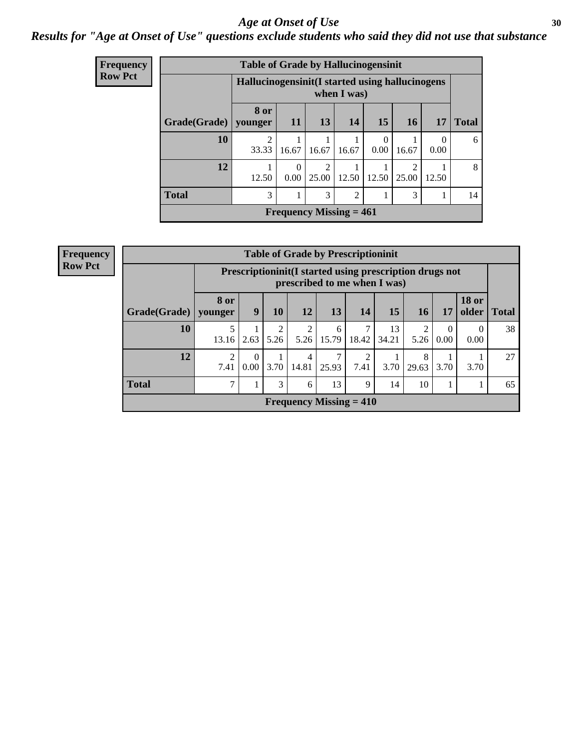# *Age at Onset of Use*

## *Results for "Age at Onset of Use" questions exclude students who said they did not use that substance*

**Frequency**
**Row Pct**

**Table of Grade by Hallucinogensinit**

| Grade(Grade) | Hallucinogensinit(I started using hallucinogens when I was) | | | | | | | Total |
|---|---|---|---|---|---|---|---|---|
| | 8 or younger | 11 | 13 | 14 | 15 | 16 | 17 | |
| **10** | 2<br>33.33 | 1<br>16.67 | 1<br>16.67 | 1<br>16.67 | 0<br>0.00 | 1<br>16.67 | 0<br>0.00 | 6 |
| **12** | 1<br>12.50 | 0<br>0.00 | 2<br>25.00 | 1<br>12.50 | 1<br>12.50 | 2<br>25.00 | 1<br>12.50 | 8 |
| **Total** | 3 | 1 | 3 | 2 | 1 | 3 | 1 | 14 |

**Frequency Missing = 461**

**Frequency**
**Row Pct**

**Table of Grade by Prescriptioninit**

| Grade(Grade) | Prescriptioninit(I started using prescription drugs not prescribed to me when I was) | | | | | | | | | | Total |
|---|---|---|---|---|---|---|---|---|---|---|---|
| | 8 or younger | 9 | 10 | 12 | 13 | 14 | 15 | 16 | 17 | 18 or older | |
| **10** | 5<br>13.16 | 1<br>2.63 | 2<br>5.26 | 2<br>5.26 | 6<br>15.79 | 7<br>18.42 | 13<br>34.21 | 2<br>5.26 | 0<br>0.00 | 0<br>0.00 | 38 |
| **12** | 2<br>7.41 | 0<br>0.00 | 1<br>3.70 | 4<br>14.81 | 7<br>25.93 | 2<br>7.41 | 1<br>3.70 | 8<br>29.63 | 1<br>3.70 | 1<br>3.70 | 27 |
| **Total** | 7 | 1 | 3 | 6 | 13 | 9 | 14 | 10 | 1 | 1 | 65 |

**Frequency Missing = 410**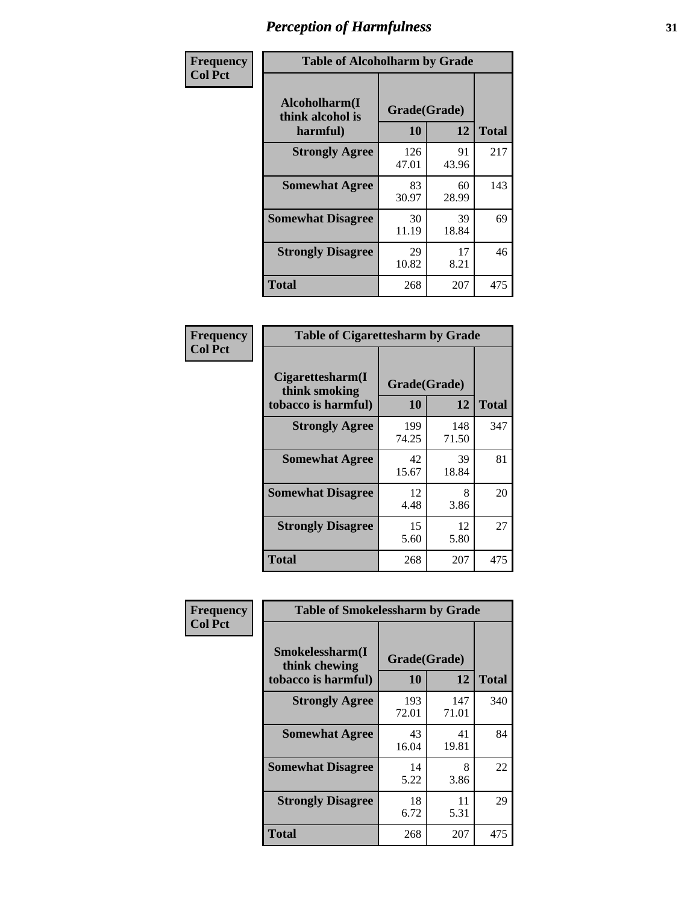# Perception of Harmfulness

| Frequency<br>Col Pct | Table of Alcoholharm by Grade | | |
|---|---|---|---|
| Alcoholharm(I think alcohol is harmful) | Grade(Grade) | | |
| | 10 | 12 | Total |
| Strongly Agree | 126<br>47.01 | 91<br>43.96 | 217 |
| Somewhat Agree | 83<br>30.97 | 60<br>28.99 | 143 |
| Somewhat Disagree | 30<br>11.19 | 39<br>18.84 | 69 |
| Strongly Disagree | 29<br>10.82 | 17<br>8.21 | 46 |
| Total | 268 | 207 | 475 |

| Frequency<br>Col Pct | Table of Cigarettesharm by Grade | | |
|---|---|---|---|
| Cigarettesharm(I think smoking tobacco is harmful) | Grade(Grade) | | |
| | 10 | 12 | Total |
| Strongly Agree | 199<br>74.25 | 148<br>71.50 | 347 |
| Somewhat Agree | 42<br>15.67 | 39<br>18.84 | 81 |
| Somewhat Disagree | 12<br>4.48 | 8<br>3.86 | 20 |
| Strongly Disagree | 15<br>5.60 | 12<br>5.80 | 27 |
| Total | 268 | 207 | 475 |

| Frequency<br>Col Pct | Table of Smokelessharm by Grade | | |
|---|---|---|---|
| Smokelessharm(I think chewing tobacco is harmful) | Grade(Grade) | | |
| | 10 | 12 | Total |
| Strongly Agree | 193<br>72.01 | 147<br>71.01 | 340 |
| Somewhat Agree | 43<br>16.04 | 41<br>19.81 | 84 |
| Somewhat Disagree | 14<br>5.22 | 8<br>3.86 | 22 |
| Strongly Disagree | 18<br>6.72 | 11<br>5.31 | 29 |
| Total | 268 | 207 | 475 |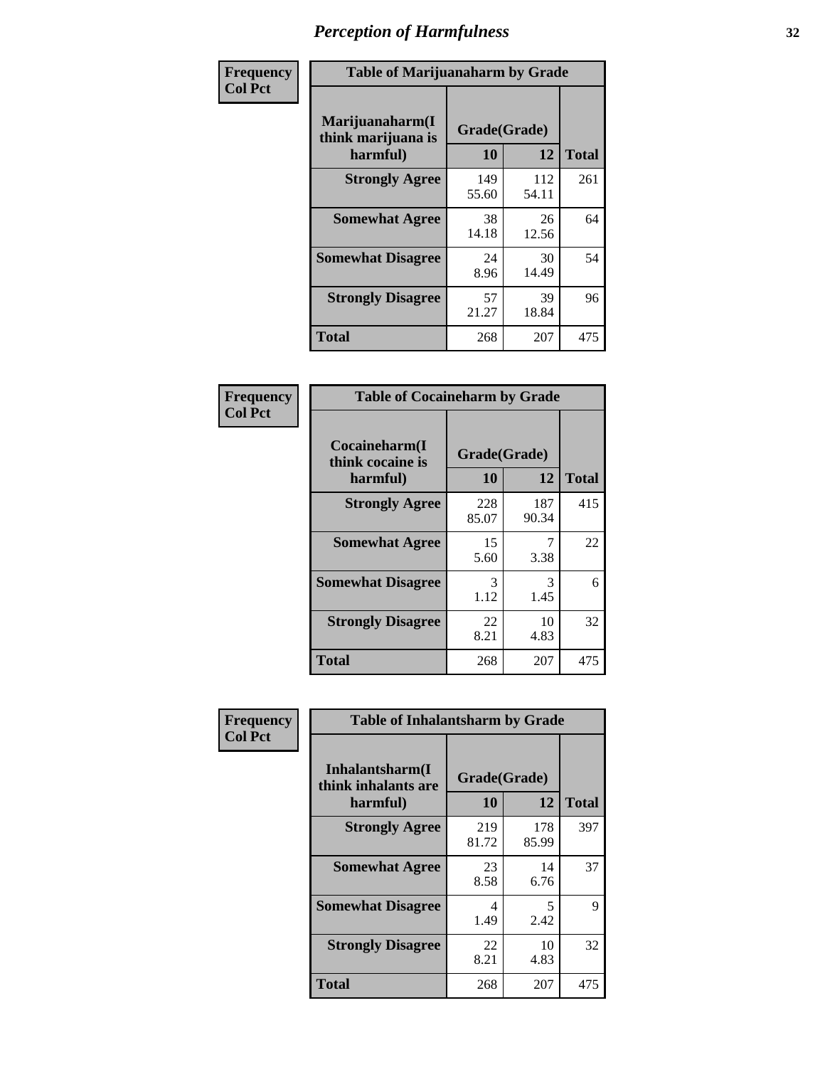# Perception of Harmfulness

| Frequency Col Pct | Table of Marijuanaharm by Grade | | |
|---|---|---|---|
| Marijuanaharm(I think marijuana is harmful) | Grade(Grade) | | |
| | 10 | 12 | Total |
| Strongly Agree | 149<br>55.60 | 112<br>54.11 | 261 |
| Somewhat Agree | 38<br>14.18 | 26<br>12.56 | 64 |
| Somewhat Disagree | 24<br>8.96 | 30<br>14.49 | 54 |
| Strongly Disagree | 57<br>21.27 | 39<br>18.84 | 96 |
| Total | 268 | 207 | 475 |

| Frequency Col Pct | Table of Cocaineharm by Grade | | |
|---|---|---|---|
| Cocaineharm(I think cocaine is harmful) | Grade(Grade) | | |
| | 10 | 12 | Total |
| Strongly Agree | 228<br>85.07 | 187<br>90.34 | 415 |
| Somewhat Agree | 15<br>5.60 | 7<br>3.38 | 22 |
| Somewhat Disagree | 3<br>1.12 | 3<br>1.45 | 6 |
| Strongly Disagree | 22<br>8.21 | 10<br>4.83 | 32 |
| Total | 268 | 207 | 475 |

| Frequency Col Pct | Table of Inhalantsharm by Grade | | |
|---|---|---|---|
| Inhalantsharm(I think inhalants are harmful) | Grade(Grade) | | |
| | 10 | 12 | Total |
| Strongly Agree | 219<br>81.72 | 178<br>85.99 | 397 |
| Somewhat Agree | 23<br>8.58 | 14<br>6.76 | 37 |
| Somewhat Disagree | 4<br>1.49 | 5<br>2.42 | 9 |
| Strongly Disagree | 22<br>8.21 | 10<br>4.83 | 32 |
| Total | 268 | 207 | 475 |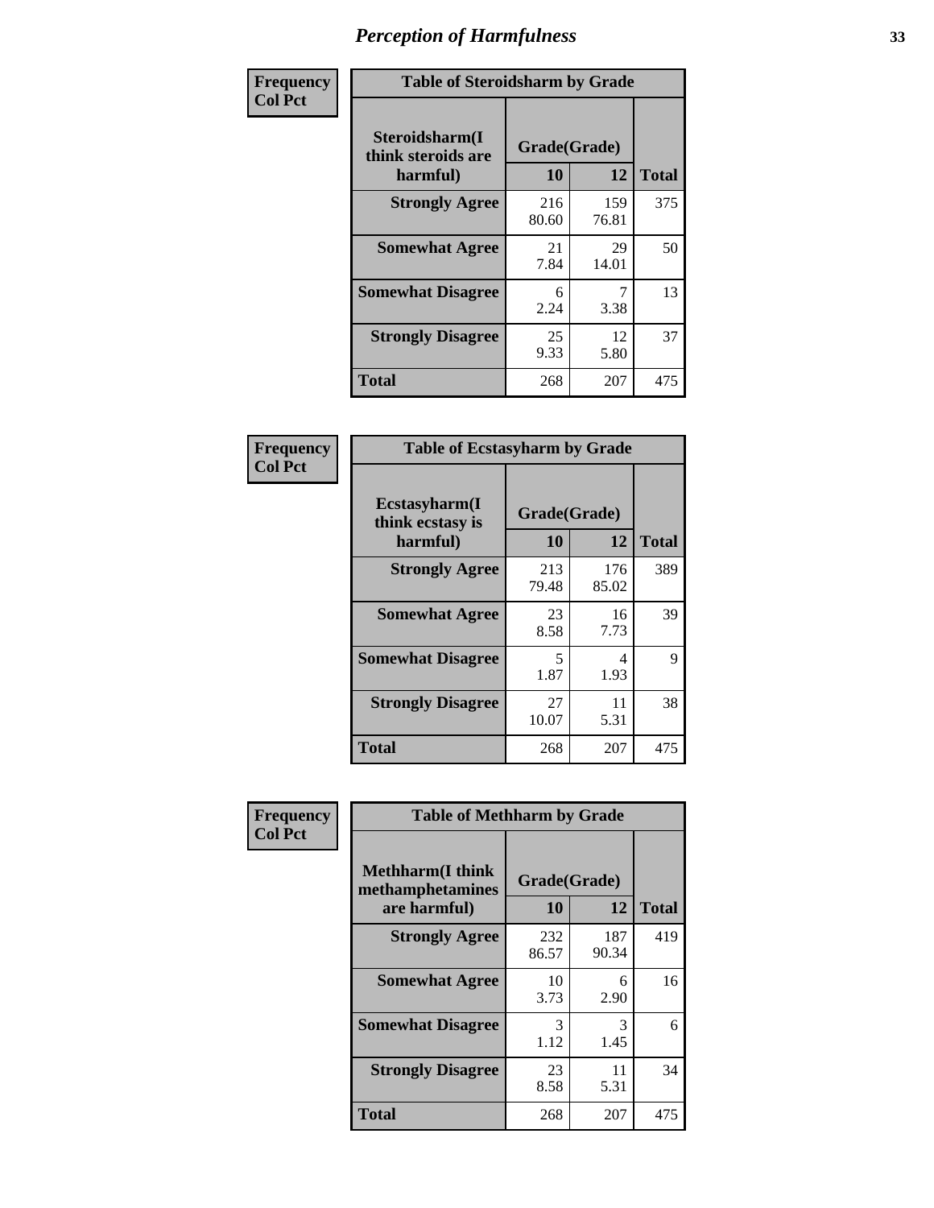# Perception of Harmfulness

**Frequency**
**Col Pct**

**Table of Steroidsharm by Grade**

| Steroidsharm(I think steroids are harmful) | Grade(Grade) 10 | 12 | Total |
|---|---|---|---|
| **Strongly Agree** | 216<br>80.60 | 159<br>76.81 | 375 |
| **Somewhat Agree** | 21<br>7.84 | 29<br>14.01 | 50 |
| **Somewhat Disagree** | 6<br>2.24 | 7<br>3.38 | 13 |
| **Strongly Disagree** | 25<br>9.33 | 12<br>5.80 | 37 |
| **Total** | 268 | 207 | 475 |

**Frequency**
**Col Pct**

**Table of Ecstasyharm by Grade**

| Ecstasyharm(I think ecstasy is harmful) | Grade(Grade) 10 | 12 | Total |
|---|---|---|---|
| **Strongly Agree** | 213<br>79.48 | 176<br>85.02 | 389 |
| **Somewhat Agree** | 23<br>8.58 | 16<br>7.73 | 39 |
| **Somewhat Disagree** | 5<br>1.87 | 4<br>1.93 | 9 |
| **Strongly Disagree** | 27<br>10.07 | 11<br>5.31 | 38 |
| **Total** | 268 | 207 | 475 |

**Frequency**
**Col Pct**

**Table of Methharm by Grade**

| Methharm(I think methamphetamines are harmful) | Grade(Grade) 10 | 12 | Total |
|---|---|---|---|
| **Strongly Agree** | 232<br>86.57 | 187<br>90.34 | 419 |
| **Somewhat Agree** | 10<br>3.73 | 6<br>2.90 | 16 |
| **Somewhat Disagree** | 3<br>1.12 | 3<br>1.45 | 6 |
| **Strongly Disagree** | 23<br>8.58 | 11<br>5.31 | 34 |
| **Total** | 268 | 207 | 475 |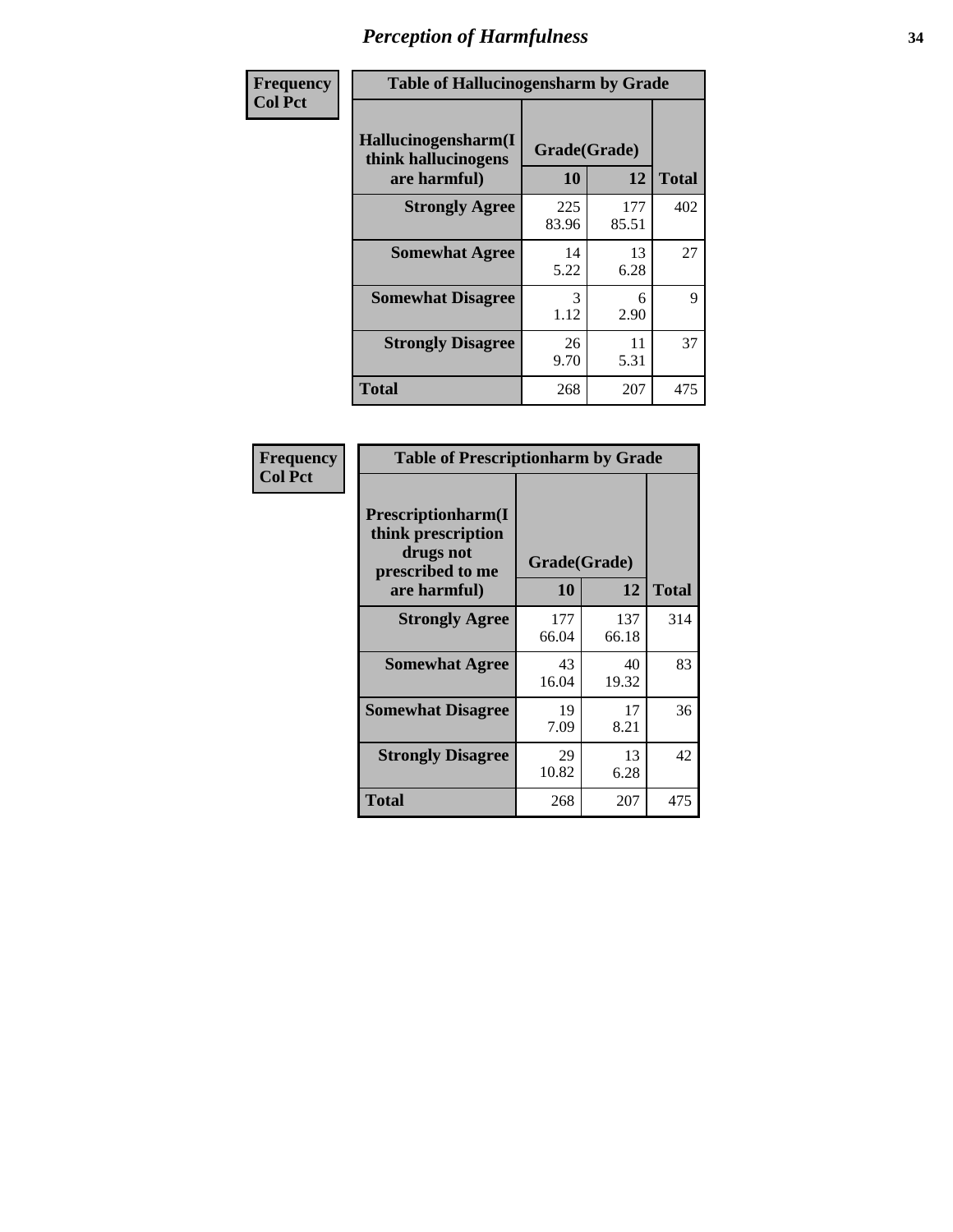# Perception of Harmfulness

| Frequency<br>Col Pct | Table of Hallucinogensharm by Grade | | |
|---|---|---|---|
| Hallucinogensharm(I think hallucinogens are harmful) | Grade(Grade) | | |
| | 10 | 12 | Total |
| Strongly Agree | 225<br>83.96 | 177<br>85.51 | 402 |
| Somewhat Agree | 14<br>5.22 | 13<br>6.28 | 27 |
| Somewhat Disagree | 3<br>1.12 | 6<br>2.90 | 9 |
| Strongly Disagree | 26<br>9.70 | 11<br>5.31 | 37 |
| Total | 268 | 207 | 475 |

| Frequency<br>Col Pct | Table of Prescriptionharm by Grade | | |
|---|---|---|---|
| Prescriptionharm(I think prescription drugs not prescribed to me are harmful) | Grade(Grade) | | |
| | 10 | 12 | Total |
| Strongly Agree | 177<br>66.04 | 137<br>66.18 | 314 |
| Somewhat Agree | 43<br>16.04 | 40<br>19.32 | 83 |
| Somewhat Disagree | 19<br>7.09 | 17<br>8.21 | 36 |
| Strongly Disagree | 29<br>10.82 | 13<br>6.28 | 42 |
| Total | 268 | 207 | 475 |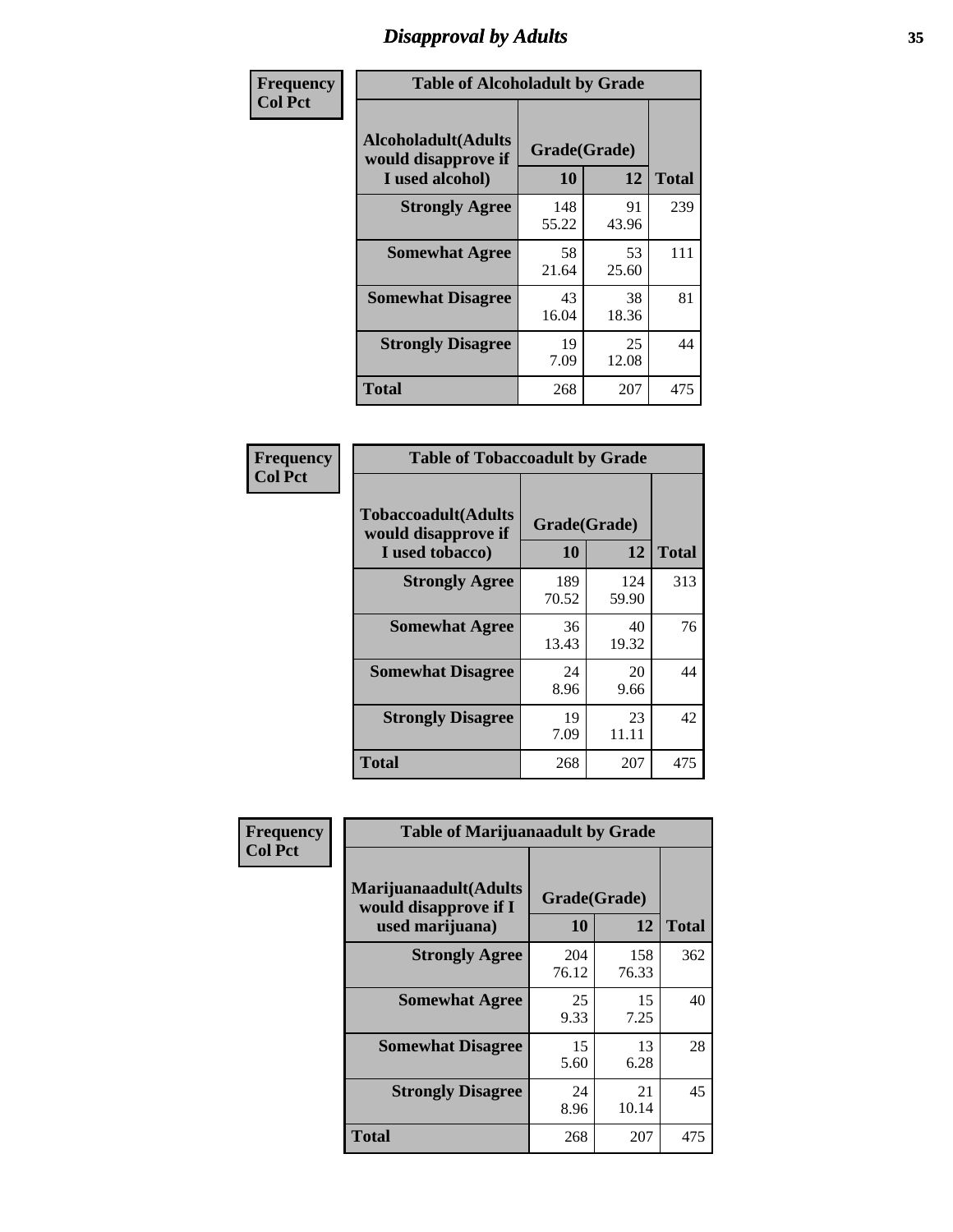# Disapproval by Adults

| Frequency<br>Col Pct | Table of Alcoholadult by Grade | | |
|---|---|---|---|
| Alcoholadult(Adults would disapprove if I used alcohol) | Grade(Grade) | | |
| | 10 | 12 | Total |
| Strongly Agree | 148<br>55.22 | 91<br>43.96 | 239 |
| Somewhat Agree | 58<br>21.64 | 53<br>25.60 | 111 |
| Somewhat Disagree | 43<br>16.04 | 38<br>18.36 | 81 |
| Strongly Disagree | 19<br>7.09 | 25<br>12.08 | 44 |
| Total | 268 | 207 | 475 |

| Frequency<br>Col Pct | Table of Tobaccoadult by Grade | | |
|---|---|---|---|
| Tobaccoadult(Adults would disapprove if I used tobacco) | Grade(Grade) | | |
| | 10 | 12 | Total |
| Strongly Agree | 189<br>70.52 | 124<br>59.90 | 313 |
| Somewhat Agree | 36<br>13.43 | 40<br>19.32 | 76 |
| Somewhat Disagree | 24<br>8.96 | 20<br>9.66 | 44 |
| Strongly Disagree | 19<br>7.09 | 23<br>11.11 | 42 |
| Total | 268 | 207 | 475 |

| Frequency<br>Col Pct | Table of Marijuanaadult by Grade | | |
|---|---|---|---|
| Marijuanaadult(Adults would disapprove if I used marijuana) | Grade(Grade) | | |
| | 10 | 12 | Total |
| Strongly Agree | 204<br>76.12 | 158<br>76.33 | 362 |
| Somewhat Agree | 25<br>9.33 | 15<br>7.25 | 40 |
| Somewhat Disagree | 15<br>5.60 | 13<br>6.28 | 28 |
| Strongly Disagree | 24<br>8.96 | 21<br>10.14 | 45 |
| Total | 268 | 207 | 475 |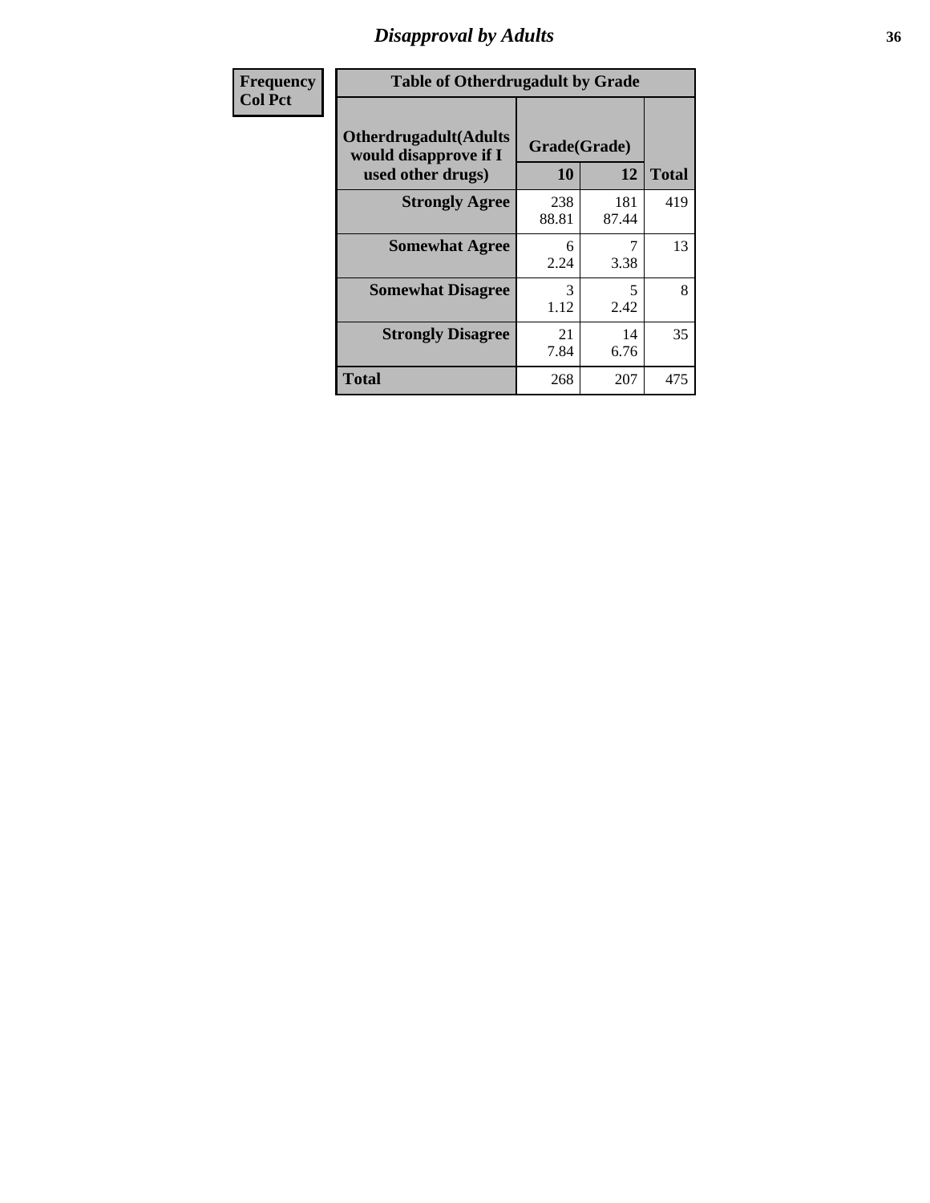# Disapproval by Adults

| Frequency<br>Col Pct | Table of Otherdrugadult by Grade | | |
|---|---|---|---|
| **Otherdrugadult(Adults would disapprove if I used other drugs)** | **Grade(Grade)** | | |
| | **10** | **12** | **Total** |
| **Strongly Agree** | 238<br>88.81 | 181<br>87.44 | 419 |
| **Somewhat Agree** | 6<br>2.24 | 7<br>3.38 | 13 |
| **Somewhat Disagree** | 3<br>1.12 | 5<br>2.42 | 8 |
| **Strongly Disagree** | 21<br>7.84 | 14<br>6.76 | 35 |
| **Total** | 268 | 207 | 475 |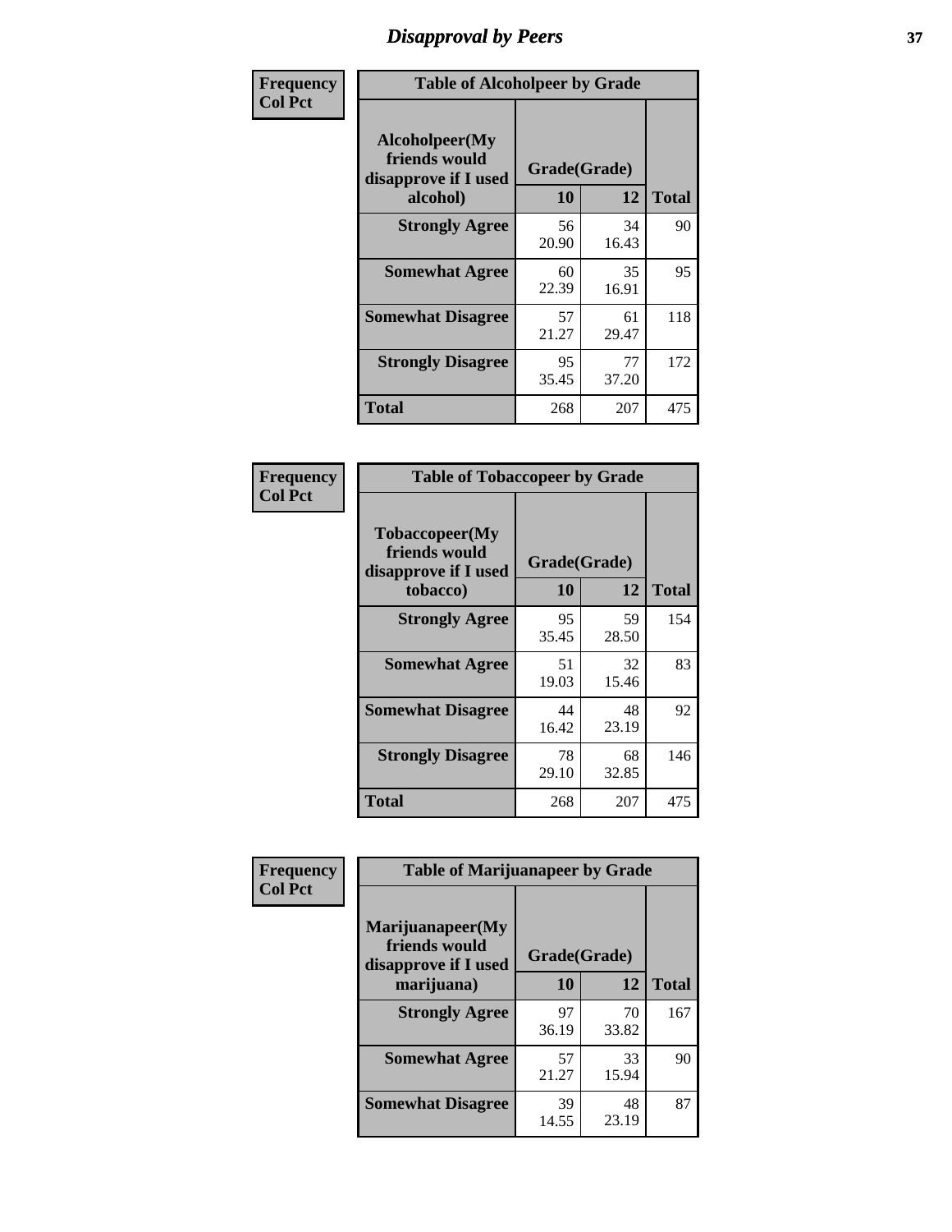# Disapproval by Peers

| Frequency Col Pct | Table of Alcoholpeer by Grade | | |
|---|---|---|---|
| Alcoholpeer(My friends would disapprove if I used alcohol) | Grade(Grade) | | |
| | 10 | 12 | Total |
| Strongly Agree | 56 20.90 | 34 16.43 | 90 |
| Somewhat Agree | 60 22.39 | 35 16.91 | 95 |
| Somewhat Disagree | 57 21.27 | 61 29.47 | 118 |
| Strongly Disagree | 95 35.45 | 77 37.20 | 172 |
| Total | 268 | 207 | 475 |

| Frequency Col Pct | Table of Tobaccopeer by Grade | | |
|---|---|---|---|
| Tobaccopeer(My friends would disapprove if I used tobacco) | Grade(Grade) | | |
| | 10 | 12 | Total |
| Strongly Agree | 95 35.45 | 59 28.50 | 154 |
| Somewhat Agree | 51 19.03 | 32 15.46 | 83 |
| Somewhat Disagree | 44 16.42 | 48 23.19 | 92 |
| Strongly Disagree | 78 29.10 | 68 32.85 | 146 |
| Total | 268 | 207 | 475 |

| Frequency Col Pct | Table of Marijuanapeer by Grade | | |
|---|---|---|---|
| Marijuanapeer(My friends would disapprove if I used marijuana) | Grade(Grade) | | |
| | 10 | 12 | Total |
| Strongly Agree | 97 36.19 | 70 33.82 | 167 |
| Somewhat Agree | 57 21.27 | 33 15.94 | 90 |
| Somewhat Disagree | 39 14.55 | 48 23.19 | 87 |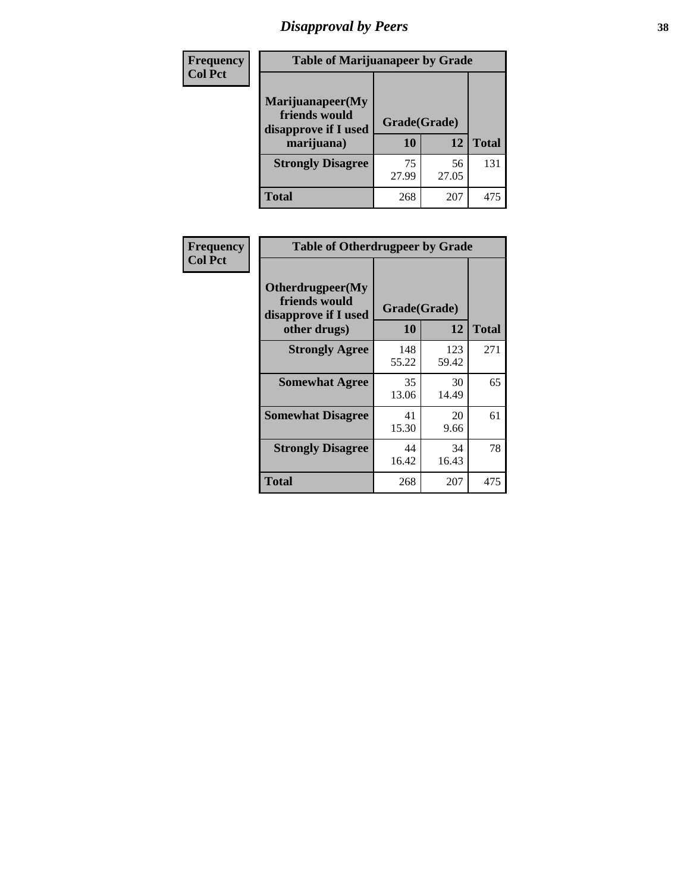## Disapproval by Peers

**Frequency**
**Col Pct**

**Table of Marijuanapeer by Grade**

| Marijuanapeer(My friends would disapprove if I used marijuana) | Grade(Grade) 10 | 12 | Total |
|---|---|---|---|
| **Strongly Disagree** | 75<br>27.99 | 56<br>27.05 | 131 |
| **Total** | 268 | 207 | 475 |

**Frequency**
**Col Pct**

**Table of Otherdrugpeer by Grade**

| Otherdrugpeer(My friends would disapprove if I used other drugs) | Grade(Grade) 10 | 12 | Total |
|---|---|---|---|
| **Strongly Agree** | 148<br>55.22 | 123<br>59.42 | 271 |
| **Somewhat Agree** | 35<br>13.06 | 30<br>14.49 | 65 |
| **Somewhat Disagree** | 41<br>15.30 | 20<br>9.66 | 61 |
| **Strongly Disagree** | 44<br>16.42 | 34<br>16.43 | 78 |
| **Total** | 268 | 207 | 475 |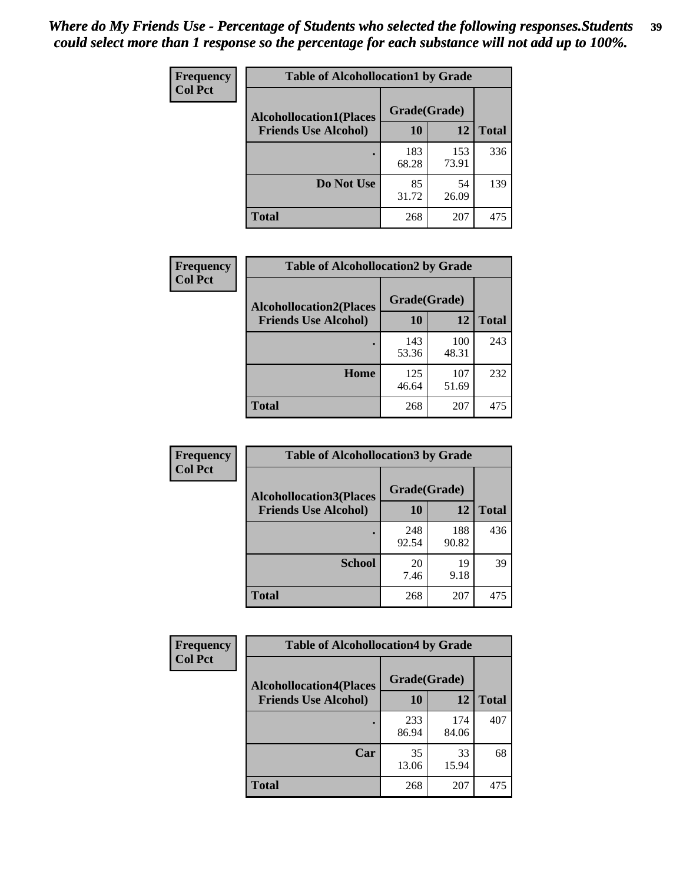*Where do My Friends Use - Percentage of Students who selected the following responses.Students could select more than 1 response so the percentage for each substance will not add up to 100%.*

**Frequency**
**Col Pct**

**Table of Alcohollocation1 by Grade**

| Alcohollocation1(Places Friends Use Alcohol) | Grade(Grade) 10 | 12 | Total |
|---|---|---|---|
| . | 183<br>68.28 | 153<br>73.91 | 336 |
| Do Not Use | 85<br>31.72 | 54<br>26.09 | 139 |
| Total | 268 | 207 | 475 |

**Frequency**
**Col Pct**

**Table of Alcohollocation2 by Grade**

| Alcohollocation2(Places Friends Use Alcohol) | Grade(Grade) 10 | 12 | Total |
|---|---|---|---|
| . | 143<br>53.36 | 100<br>48.31 | 243 |
| Home | 125<br>46.64 | 107<br>51.69 | 232 |
| Total | 268 | 207 | 475 |

**Frequency**
**Col Pct**

**Table of Alcohollocation3 by Grade**

| Alcohollocation3(Places Friends Use Alcohol) | Grade(Grade) 10 | 12 | Total |
|---|---|---|---|
| . | 248<br>92.54 | 188<br>90.82 | 436 |
| School | 20<br>7.46 | 19<br>9.18 | 39 |
| Total | 268 | 207 | 475 |

**Frequency**
**Col Pct**

**Table of Alcohollocation4 by Grade**

| Alcohollocation4(Places Friends Use Alcohol) | Grade(Grade) 10 | 12 | Total |
|---|---|---|---|
| . | 233<br>86.94 | 174<br>84.06 | 407 |
| Car | 35<br>13.06 | 33<br>15.94 | 68 |
| Total | 268 | 207 | 475 |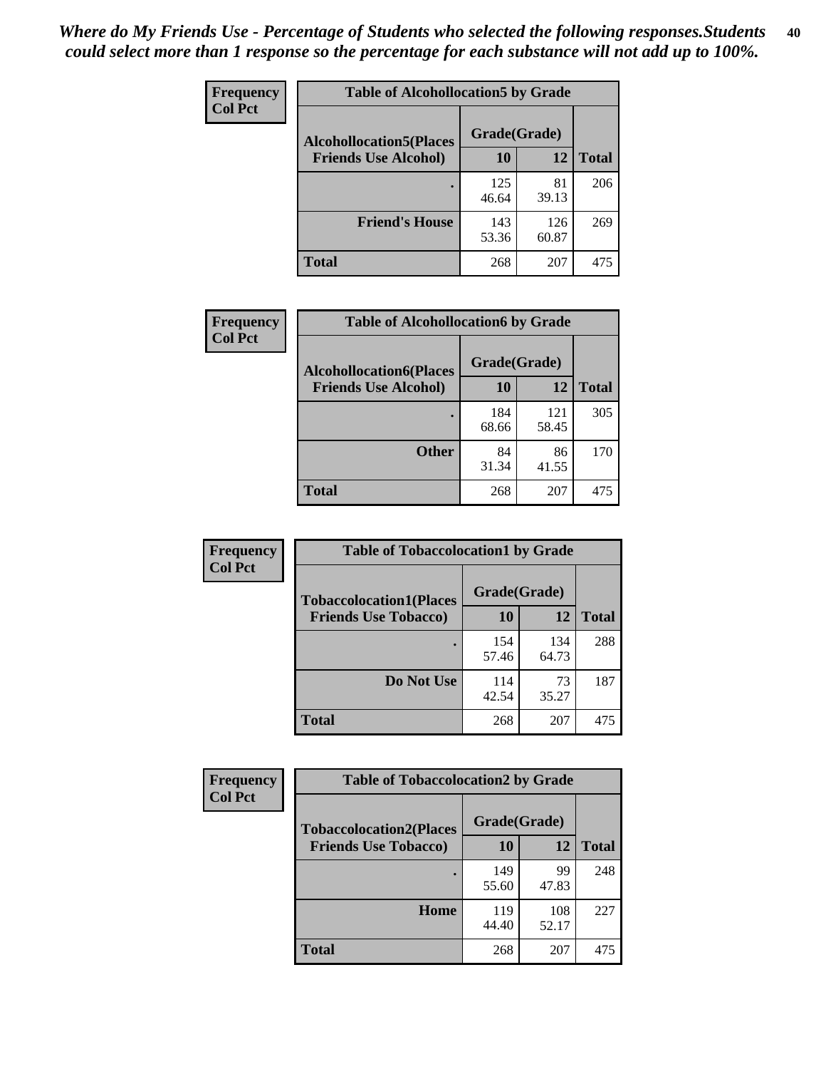*Where do My Friends Use - Percentage of Students who selected the following responses.Students could select more than 1 response so the percentage for each substance will not add up to 100%.*

**Frequency**
**Col Pct**

| Table of Alcohollocation5 by Grade | | | |
|---|---|---|---|
| **Alcohollocation5(Places Friends Use Alcohol)** | **Grade(Grade)** | | **Total** |
| | **10** | **12** | |
| **.** | 125<br>46.64 | 81<br>39.13 | 206 |
| **Friend's House** | 143<br>53.36 | 126<br>60.87 | 269 |
| **Total** | 268 | 207 | 475 |

**Frequency**
**Col Pct**

| Table of Alcohollocation6 by Grade | | | |
|---|---|---|---|
| **Alcohollocation6(Places Friends Use Alcohol)** | **Grade(Grade)** | | **Total** |
| | **10** | **12** | |
| **.** | 184<br>68.66 | 121<br>58.45 | 305 |
| **Other** | 84<br>31.34 | 86<br>41.55 | 170 |
| **Total** | 268 | 207 | 475 |

**Frequency**
**Col Pct**

| Table of Tobaccolocation1 by Grade | | | |
|---|---|---|---|
| **Tobaccolocation1(Places Friends Use Tobacco)** | **Grade(Grade)** | | **Total** |
| | **10** | **12** | |
| **.** | 154<br>57.46 | 134<br>64.73 | 288 |
| **Do Not Use** | 114<br>42.54 | 73<br>35.27 | 187 |
| **Total** | 268 | 207 | 475 |

**Frequency**
**Col Pct**

| Table of Tobaccolocation2 by Grade | | | |
|---|---|---|---|
| **Tobaccolocation2(Places Friends Use Tobacco)** | **Grade(Grade)** | | **Total** |
| | **10** | **12** | |
| **.** | 149<br>55.60 | 99<br>47.83 | 248 |
| **Home** | 119<br>44.40 | 108<br>52.17 | 227 |
| **Total** | 268 | 207 | 475 |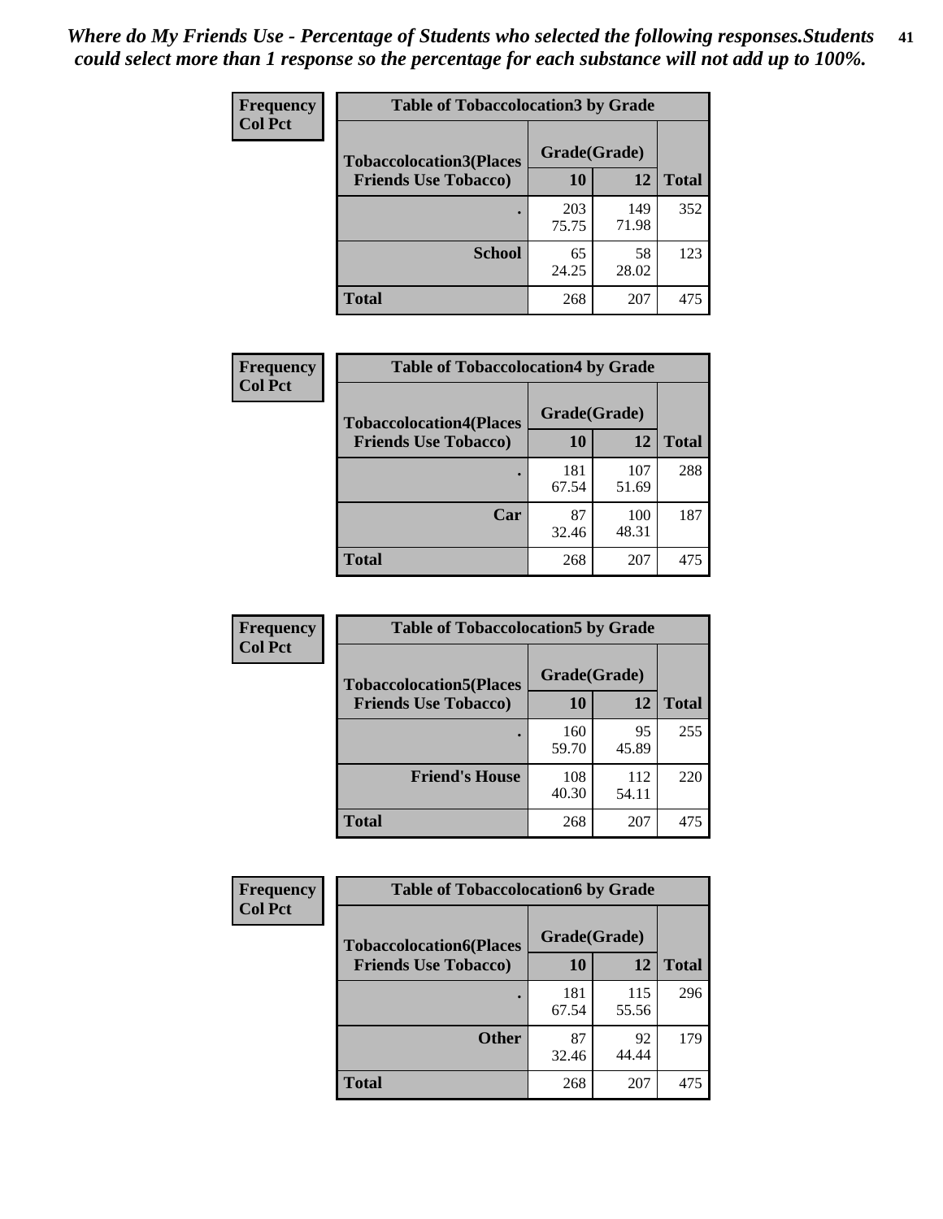*Where do My Friends Use - Percentage of Students who selected the following responses.Students could select more than 1 response so the percentage for each substance will not add up to 100%.*

**Frequency**
**Col Pct**

| Table of Tobaccolocation3 by Grade | | | |
|---|---|---|---|
| **Tobaccolocation3(Places Friends Use Tobacco)** | **Grade(Grade)** | | **Total** |
| | **10** | **12** | |
| **.** | 203<br>75.75 | 149<br>71.98 | 352 |
| **School** | 65<br>24.25 | 58<br>28.02 | 123 |
| **Total** | 268 | 207 | 475 |

**Frequency**
**Col Pct**

| Table of Tobaccolocation4 by Grade | | | |
|---|---|---|---|
| **Tobaccolocation4(Places Friends Use Tobacco)** | **Grade(Grade)** | | **Total** |
| | **10** | **12** | |
| **.** | 181<br>67.54 | 107<br>51.69 | 288 |
| **Car** | 87<br>32.46 | 100<br>48.31 | 187 |
| **Total** | 268 | 207 | 475 |

**Frequency**
**Col Pct**

| Table of Tobaccolocation5 by Grade | | | |
|---|---|---|---|
| **Tobaccolocation5(Places Friends Use Tobacco)** | **Grade(Grade)** | | **Total** |
| | **10** | **12** | |
| **.** | 160<br>59.70 | 95<br>45.89 | 255 |
| **Friend's House** | 108<br>40.30 | 112<br>54.11 | 220 |
| **Total** | 268 | 207 | 475 |

**Frequency**
**Col Pct**

| Table of Tobaccolocation6 by Grade | | | |
|---|---|---|---|
| **Tobaccolocation6(Places Friends Use Tobacco)** | **Grade(Grade)** | | **Total** |
| | **10** | **12** | |
| **.** | 181<br>67.54 | 115<br>55.56 | 296 |
| **Other** | 87<br>32.46 | 92<br>44.44 | 179 |
| **Total** | 268 | 207 | 475 |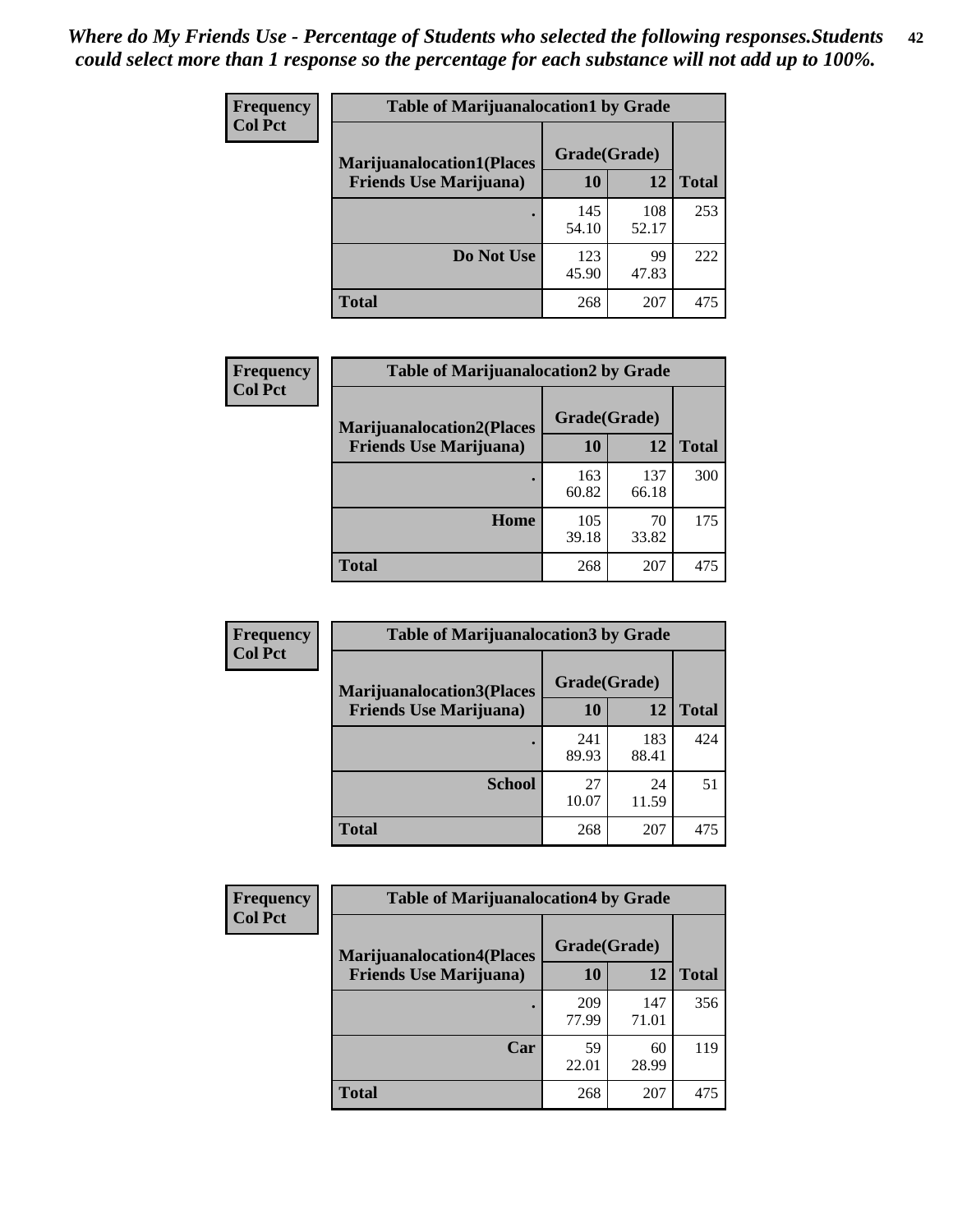*Where do My Friends Use - Percentage of Students who selected the following responses.Students could select more than 1 response so the percentage for each substance will not add up to 100%.*

**Frequency**
**Col Pct**

| Table of Marijuanalocation1 by Grade | | | |
|---|---|---|---|
| **Marijuanalocation1(Places Friends Use Marijuana)** | **Grade(Grade)** | | **Total** |
| | **10** | **12** | |
| **.** | 145<br>54.10 | 108<br>52.17 | 253 |
| **Do Not Use** | 123<br>45.90 | 99<br>47.83 | 222 |
| **Total** | 268 | 207 | 475 |

**Frequency**
**Col Pct**

| Table of Marijuanalocation2 by Grade | | | |
|---|---|---|---|
| **Marijuanalocation2(Places Friends Use Marijuana)** | **Grade(Grade)** | | **Total** |
| | **10** | **12** | |
| **.** | 163<br>60.82 | 137<br>66.18 | 300 |
| **Home** | 105<br>39.18 | 70<br>33.82 | 175 |
| **Total** | 268 | 207 | 475 |

**Frequency**
**Col Pct**

| Table of Marijuanalocation3 by Grade | | | |
|---|---|---|---|
| **Marijuanalocation3(Places Friends Use Marijuana)** | **Grade(Grade)** | | **Total** |
| | **10** | **12** | |
| **.** | 241<br>89.93 | 183<br>88.41 | 424 |
| **School** | 27<br>10.07 | 24<br>11.59 | 51 |
| **Total** | 268 | 207 | 475 |

**Frequency**
**Col Pct**

| Table of Marijuanalocation4 by Grade | | | |
|---|---|---|---|
| **Marijuanalocation4(Places Friends Use Marijuana)** | **Grade(Grade)** | | **Total** |
| | **10** | **12** | |
| **.** | 209<br>77.99 | 147<br>71.01 | 356 |
| **Car** | 59<br>22.01 | 60<br>28.99 | 119 |
| **Total** | 268 | 207 | 475 |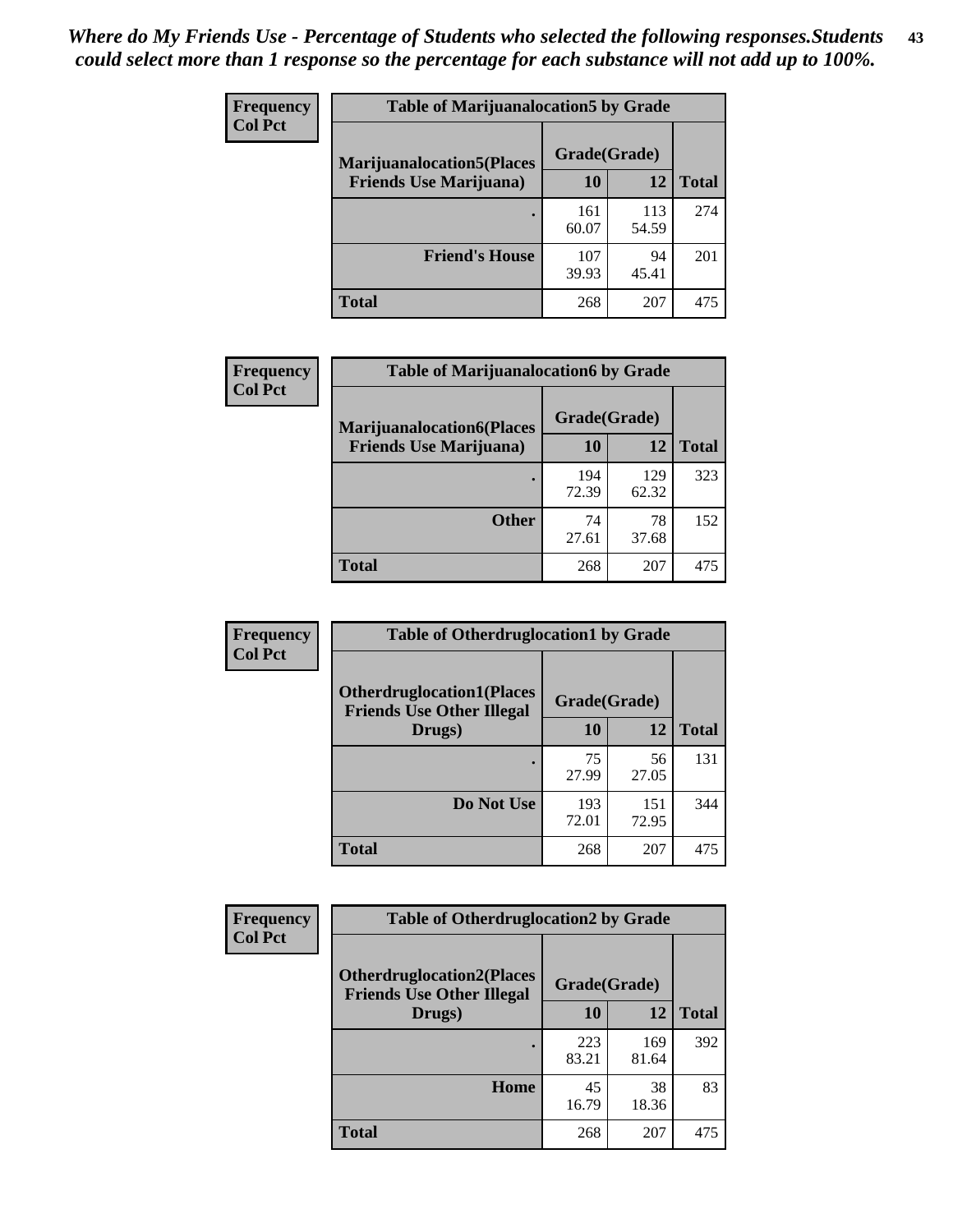*Where do My Friends Use - Percentage of Students who selected the following responses.Students could select more than 1 response so the percentage for each substance will not add up to 100%.*

**Frequency**
**Col Pct**

| Table of Marijuanalocation5 by Grade | | | |
|---|---|---|---|
| **Marijuanalocation5(Places Friends Use Marijuana)** | **Grade(Grade)** | | **Total** |
| | **10** | **12** | |
| **.** | 161<br>60.07 | 113<br>54.59 | 274 |
| **Friend's House** | 107<br>39.93 | 94<br>45.41 | 201 |
| **Total** | 268 | 207 | 475 |

**Frequency**
**Col Pct**

| Table of Marijuanalocation6 by Grade | | | |
|---|---|---|---|
| **Marijuanalocation6(Places Friends Use Marijuana)** | **Grade(Grade)** | | **Total** |
| | **10** | **12** | |
| **.** | 194<br>72.39 | 129<br>62.32 | 323 |
| **Other** | 74<br>27.61 | 78<br>37.68 | 152 |
| **Total** | 268 | 207 | 475 |

**Frequency**
**Col Pct**

| Table of Otherdruglocation1 by Grade | | | |
|---|---|---|---|
| **Otherdruglocation1(Places Friends Use Other Illegal Drugs)** | **Grade(Grade)** | | **Total** |
| | **10** | **12** | |
| **.** | 75<br>27.99 | 56<br>27.05 | 131 |
| **Do Not Use** | 193<br>72.01 | 151<br>72.95 | 344 |
| **Total** | 268 | 207 | 475 |

**Frequency**
**Col Pct**

| Table of Otherdruglocation2 by Grade | | | |
|---|---|---|---|
| **Otherdruglocation2(Places Friends Use Other Illegal Drugs)** | **Grade(Grade)** | | **Total** |
| | **10** | **12** | |
| **.** | 223<br>83.21 | 169<br>81.64 | 392 |
| **Home** | 45<br>16.79 | 38<br>18.36 | 83 |
| **Total** | 268 | 207 | 475 |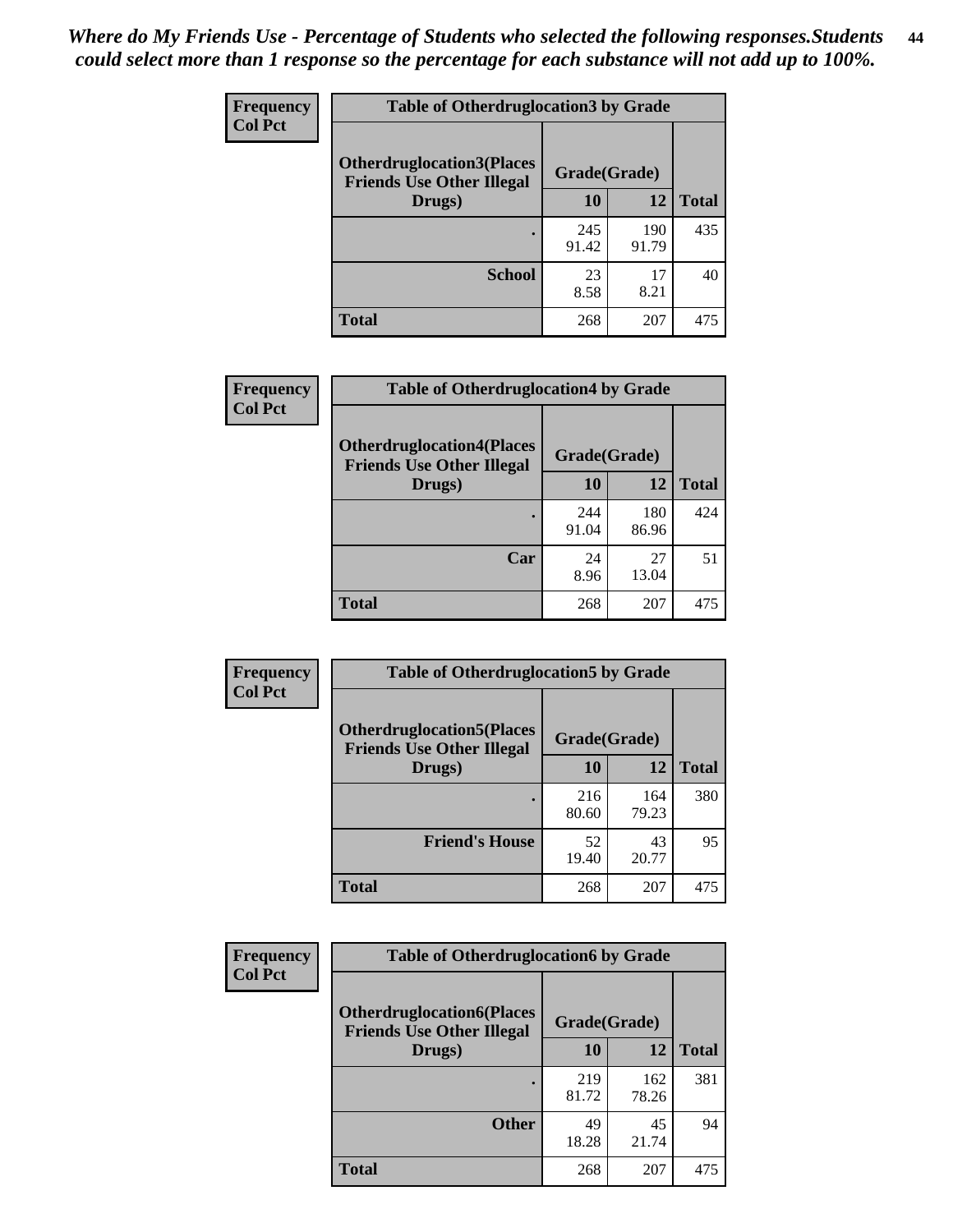*Where do My Friends Use - Percentage of Students who selected the following responses.Students could select more than 1 response so the percentage for each substance will not add up to 100%.*

**Frequency Col Pct**

| Table of Otherdruglocation3 by Grade | | | |
|---|---|---|---|
| Otherdruglocation3(Places Friends Use Other Illegal Drugs) | Grade(Grade) | | |
| | 10 | 12 | Total |
| . | 245<br>91.42 | 190<br>91.79 | 435 |
| School | 23<br>8.58 | 17<br>8.21 | 40 |
| Total | 268 | 207 | 475 |

**Frequency Col Pct**

| Table of Otherdruglocation4 by Grade | | | |
|---|---|---|---|
| Otherdruglocation4(Places Friends Use Other Illegal Drugs) | Grade(Grade) | | |
| | 10 | 12 | Total |
| . | 244<br>91.04 | 180<br>86.96 | 424 |
| Car | 24<br>8.96 | 27<br>13.04 | 51 |
| Total | 268 | 207 | 475 |

**Frequency Col Pct**

| Table of Otherdruglocation5 by Grade | | | |
|---|---|---|---|
| Otherdruglocation5(Places Friends Use Other Illegal Drugs) | Grade(Grade) | | |
| | 10 | 12 | Total |
| . | 216<br>80.60 | 164<br>79.23 | 380 |
| Friend's House | 52<br>19.40 | 43<br>20.77 | 95 |
| Total | 268 | 207 | 475 |

**Frequency Col Pct**

| Table of Otherdruglocation6 by Grade | | | |
|---|---|---|---|
| Otherdruglocation6(Places Friends Use Other Illegal Drugs) | Grade(Grade) | | |
| | 10 | 12 | Total |
| . | 219<br>81.72 | 162<br>78.26 | 381 |
| Other | 49<br>18.28 | 45<br>21.74 | 94 |
| Total | 268 | 207 | 475 |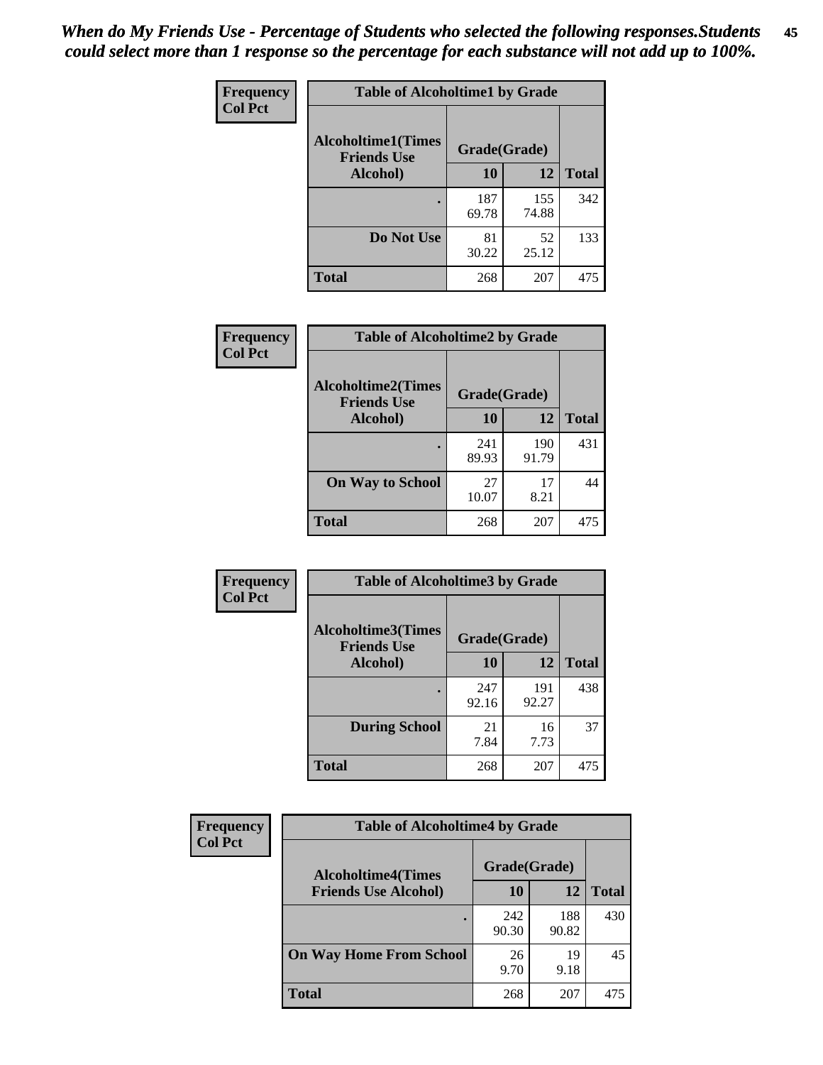*When do My Friends Use - Percentage of Students who selected the following responses.Students could select more than 1 response so the percentage for each substance will not add up to 100%.*

**Frequency**
**Col Pct**

| Table of Alcoholtime1 by Grade | | | |
|---|---|---|---|
| Alcoholtime1(Times Friends Use Alcohol) | Grade(Grade) | | Total |
| | 10 | 12 | |
| . | 187<br>69.78 | 155<br>74.88 | 342 |
| Do Not Use | 81<br>30.22 | 52<br>25.12 | 133 |
| Total | 268 | 207 | 475 |

**Frequency**
**Col Pct**

| Table of Alcoholtime2 by Grade | | | |
|---|---|---|---|
| Alcoholtime2(Times Friends Use Alcohol) | Grade(Grade) | | Total |
| | 10 | 12 | |
| . | 241<br>89.93 | 190<br>91.79 | 431 |
| On Way to School | 27<br>10.07 | 17<br>8.21 | 44 |
| Total | 268 | 207 | 475 |

**Frequency**
**Col Pct**

| Table of Alcoholtime3 by Grade | | | |
|---|---|---|---|
| Alcoholtime3(Times Friends Use Alcohol) | Grade(Grade) | | Total |
| | 10 | 12 | |
| . | 247<br>92.16 | 191<br>92.27 | 438 |
| During School | 21<br>7.84 | 16<br>7.73 | 37 |
| Total | 268 | 207 | 475 |

**Frequency**
**Col Pct**

| Table of Alcoholtime4 by Grade | | | |
|---|---|---|---|
| Alcoholtime4(Times Friends Use Alcohol) | Grade(Grade) | | Total |
| | 10 | 12 | |
| . | 242<br>90.30 | 188<br>90.82 | 430 |
| On Way Home From School | 26<br>9.70 | 19<br>9.18 | 45 |
| Total | 268 | 207 | 475 |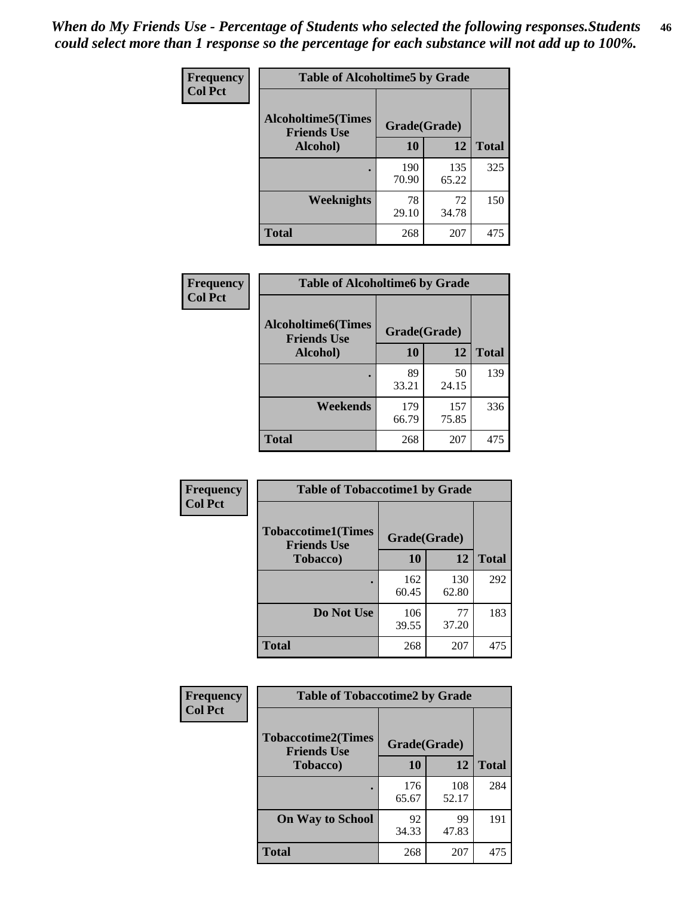*When do My Friends Use - Percentage of Students who selected the following responses.Students could select more than 1 response so the percentage for each substance will not add up to 100%.*

**Frequency**
**Col Pct**

| Table of Alcoholtime5 by Grade | | | |
|---|---|---|---|
| **Alcoholtime5(Times Friends Use Alcohol)** | **Grade(Grade)** | | **Total** |
| | **10** | **12** | |
| **.** | 190<br>70.90 | 135<br>65.22 | 325 |
| **Weeknights** | 78<br>29.10 | 72<br>34.78 | 150 |
| **Total** | 268 | 207 | 475 |

**Frequency**
**Col Pct**

| Table of Alcoholtime6 by Grade | | | |
|---|---|---|---|
| **Alcoholtime6(Times Friends Use Alcohol)** | **Grade(Grade)** | | **Total** |
| | **10** | **12** | |
| **.** | 89<br>33.21 | 50<br>24.15 | 139 |
| **Weekends** | 179<br>66.79 | 157<br>75.85 | 336 |
| **Total** | 268 | 207 | 475 |

**Frequency**
**Col Pct**

| Table of Tobaccotime1 by Grade | | | |
|---|---|---|---|
| **Tobaccotime1(Times Friends Use Tobacco)** | **Grade(Grade)** | | **Total** |
| | **10** | **12** | |
| **.** | 162<br>60.45 | 130<br>62.80 | 292 |
| **Do Not Use** | 106<br>39.55 | 77<br>37.20 | 183 |
| **Total** | 268 | 207 | 475 |

**Frequency**
**Col Pct**

| Table of Tobaccotime2 by Grade | | | |
|---|---|---|---|
| **Tobaccotime2(Times Friends Use Tobacco)** | **Grade(Grade)** | | **Total** |
| | **10** | **12** | |
| **.** | 176<br>65.67 | 108<br>52.17 | 284 |
| **On Way to School** | 92<br>34.33 | 99<br>47.83 | 191 |
| **Total** | 268 | 207 | 475 |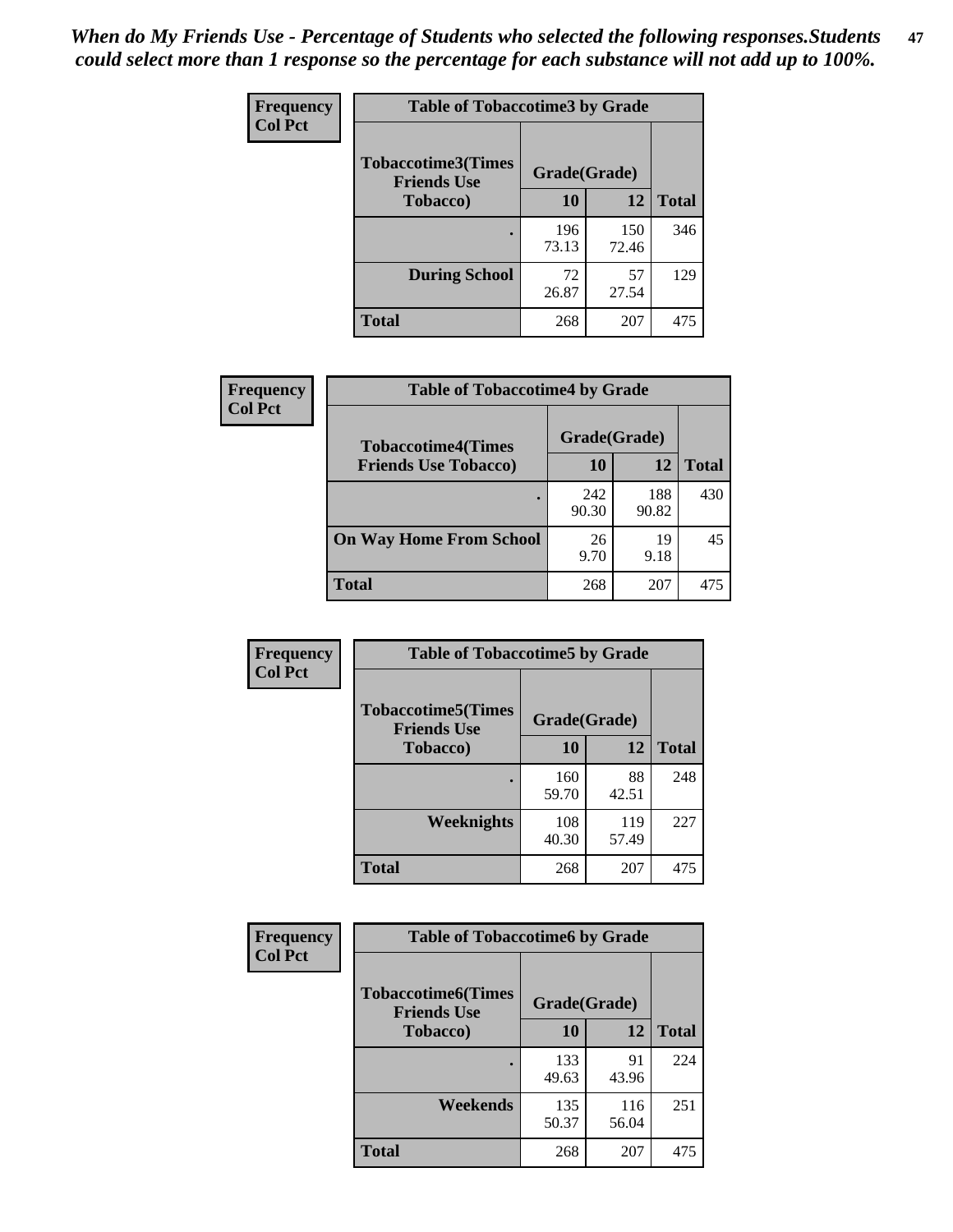*When do My Friends Use - Percentage of Students who selected the following responses.Students could select more than 1 response so the percentage for each substance will not add up to 100%.*

**Frequency**
**Col Pct**

| Table of Tobaccotime3 by Grade | | | |
|---|---|---|---|
| Tobaccotime3(Times Friends Use Tobacco) | Grade(Grade) | | |
| | 10 | 12 | Total |
| . | 196<br>73.13 | 150<br>72.46 | 346 |
| During School | 72<br>26.87 | 57<br>27.54 | 129 |
| Total | 268 | 207 | 475 |

**Frequency**
**Col Pct**

| Table of Tobaccotime4 by Grade | | | |
|---|---|---|---|
| Tobaccotime4(Times Friends Use Tobacco) | Grade(Grade) | | |
| | 10 | 12 | Total |
| . | 242<br>90.30 | 188<br>90.82 | 430 |
| On Way Home From School | 26<br>9.70 | 19<br>9.18 | 45 |
| Total | 268 | 207 | 475 |

**Frequency**
**Col Pct**

| Table of Tobaccotime5 by Grade | | | |
|---|---|---|---|
| Tobaccotime5(Times Friends Use Tobacco) | Grade(Grade) | | |
| | 10 | 12 | Total |
| . | 160<br>59.70 | 88<br>42.51 | 248 |
| Weeknights | 108<br>40.30 | 119<br>57.49 | 227 |
| Total | 268 | 207 | 475 |

**Frequency**
**Col Pct**

| Table of Tobaccotime6 by Grade | | | |
|---|---|---|---|
| Tobaccotime6(Times Friends Use Tobacco) | Grade(Grade) | | |
| | 10 | 12 | Total |
| . | 133<br>49.63 | 91<br>43.96 | 224 |
| Weekends | 135<br>50.37 | 116<br>56.04 | 251 |
| Total | 268 | 207 | 475 |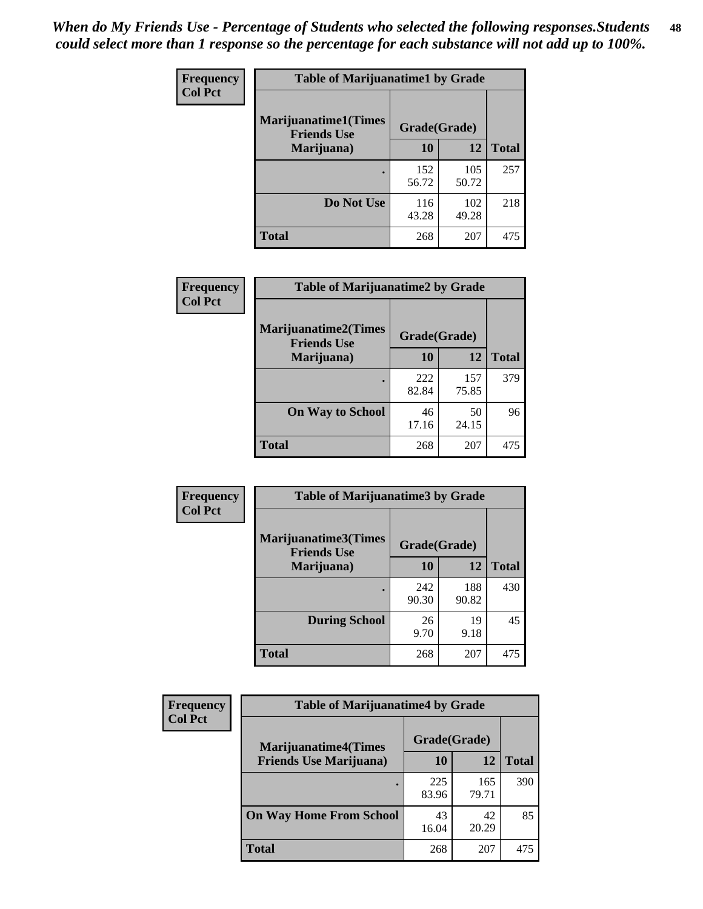*When do My Friends Use - Percentage of Students who selected the following responses.Students could select more than 1 response so the percentage for each substance will not add up to 100%.*

**Frequency**
**Col Pct**

| Table of Marijuanatime1 by Grade | | | |
|---|---|---|---|
| **Marijuanatime1(Times Friends Use Marijuana)** | **Grade(Grade)** | | |
| | **10** | **12** | **Total** |
| **.** | 152<br>56.72 | 105<br>50.72 | 257 |
| **Do Not Use** | 116<br>43.28 | 102<br>49.28 | 218 |
| **Total** | 268 | 207 | 475 |

**Frequency**
**Col Pct**

| Table of Marijuanatime2 by Grade | | | |
|---|---|---|---|
| **Marijuanatime2(Times Friends Use Marijuana)** | **Grade(Grade)** | | |
| | **10** | **12** | **Total** |
| **.** | 222<br>82.84 | 157<br>75.85 | 379 |
| **On Way to School** | 46<br>17.16 | 50<br>24.15 | 96 |
| **Total** | 268 | 207 | 475 |

**Frequency**
**Col Pct**

| Table of Marijuanatime3 by Grade | | | |
|---|---|---|---|
| **Marijuanatime3(Times Friends Use Marijuana)** | **Grade(Grade)** | | |
| | **10** | **12** | **Total** |
| **.** | 242<br>90.30 | 188<br>90.82 | 430 |
| **During School** | 26<br>9.70 | 19<br>9.18 | 45 |
| **Total** | 268 | 207 | 475 |

**Frequency**
**Col Pct**

| Table of Marijuanatime4 by Grade | | | |
|---|---|---|---|
| **Marijuanatime4(Times Friends Use Marijuana)** | **Grade(Grade)** | | |
| | **10** | **12** | **Total** |
| **.** | 225<br>83.96 | 165<br>79.71 | 390 |
| **On Way Home From School** | 43<br>16.04 | 42<br>20.29 | 85 |
| **Total** | 268 | 207 | 475 |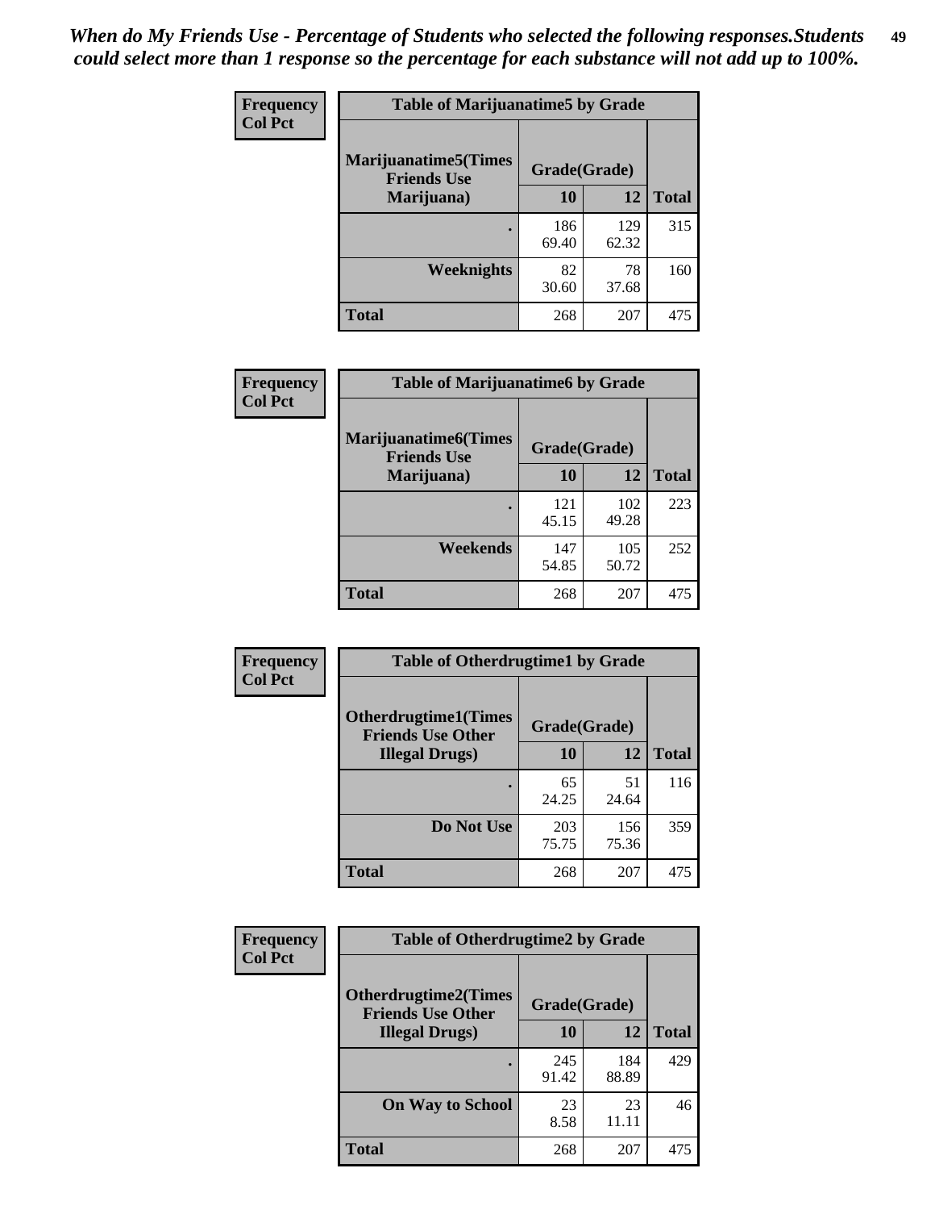*When do My Friends Use - Percentage of Students who selected the following responses.Students could select more than 1 response so the percentage for each substance will not add up to 100%.*

**Frequency**
**Col Pct**

**Table of Marijuanatime5 by Grade**

| Marijuanatime5(Times Friends Use Marijuana) | Grade(Grade) | | |
|---|---|---|---|
| | 10 | 12 | Total |
| . | 186<br>69.40 | 129<br>62.32 | 315 |
| Weeknights | 82<br>30.60 | 78<br>37.68 | 160 |
| Total | 268 | 207 | 475 |

**Frequency**
**Col Pct**

**Table of Marijuanatime6 by Grade**

| Marijuanatime6(Times Friends Use Marijuana) | Grade(Grade) | | |
|---|---|---|---|
| | 10 | 12 | Total |
| . | 121<br>45.15 | 102<br>49.28 | 223 |
| Weekends | 147<br>54.85 | 105<br>50.72 | 252 |
| Total | 268 | 207 | 475 |

**Frequency**
**Col Pct**

**Table of Otherdrugtime1 by Grade**

| Otherdrugtime1(Times Friends Use Other Illegal Drugs) | Grade(Grade) | | |
|---|---|---|---|
| | 10 | 12 | Total |
| . | 65<br>24.25 | 51<br>24.64 | 116 |
| Do Not Use | 203<br>75.75 | 156<br>75.36 | 359 |
| Total | 268 | 207 | 475 |

**Frequency**
**Col Pct**

**Table of Otherdrugtime2 by Grade**

| Otherdrugtime2(Times Friends Use Other Illegal Drugs) | Grade(Grade) | | |
|---|---|---|---|
| | 10 | 12 | Total |
| . | 245<br>91.42 | 184<br>88.89 | 429 |
| On Way to School | 23<br>8.58 | 23<br>11.11 | 46 |
| Total | 268 | 207 | 475 |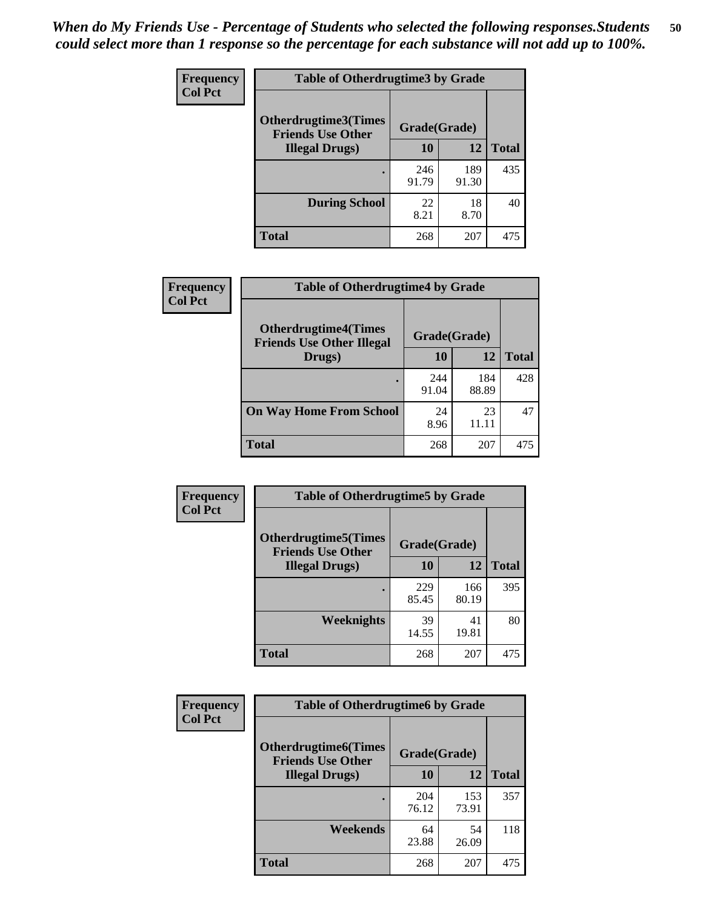*When do My Friends Use - Percentage of Students who selected the following responses.Students could select more than 1 response so the percentage for each substance will not add up to 100%.*

**Frequency**
**Col Pct**

| Table of Otherdrugtime3 by Grade | | | |
|---|---|---|---|
| **Otherdrugtime3(Times Friends Use Other Illegal Drugs)** | **Grade(Grade)** | | |
| | **10** | **12** | **Total** |
| **.** | 246<br>91.79 | 189<br>91.30 | 435 |
| **During School** | 22<br>8.21 | 18<br>8.70 | 40 |
| **Total** | 268 | 207 | 475 |

**Frequency**
**Col Pct**

| Table of Otherdrugtime4 by Grade | | | |
|---|---|---|---|
| **Otherdrugtime4(Times Friends Use Other Illegal Drugs)** | **Grade(Grade)** | | |
| | **10** | **12** | **Total** |
| **.** | 244<br>91.04 | 184<br>88.89 | 428 |
| **On Way Home From School** | 24<br>8.96 | 23<br>11.11 | 47 |
| **Total** | 268 | 207 | 475 |

**Frequency**
**Col Pct**

| Table of Otherdrugtime5 by Grade | | | |
|---|---|---|---|
| **Otherdrugtime5(Times Friends Use Other Illegal Drugs)** | **Grade(Grade)** | | |
| | **10** | **12** | **Total** |
| **.** | 229<br>85.45 | 166<br>80.19 | 395 |
| **Weeknights** | 39<br>14.55 | 41<br>19.81 | 80 |
| **Total** | 268 | 207 | 475 |

**Frequency**
**Col Pct**

| Table of Otherdrugtime6 by Grade | | | |
|---|---|---|---|
| **Otherdrugtime6(Times Friends Use Other Illegal Drugs)** | **Grade(Grade)** | | |
| | **10** | **12** | **Total** |
| **.** | 204<br>76.12 | 153<br>73.91 | 357 |
| **Weekends** | 64<br>23.88 | 54<br>26.09 | 118 |
| **Total** | 268 | 207 | 475 |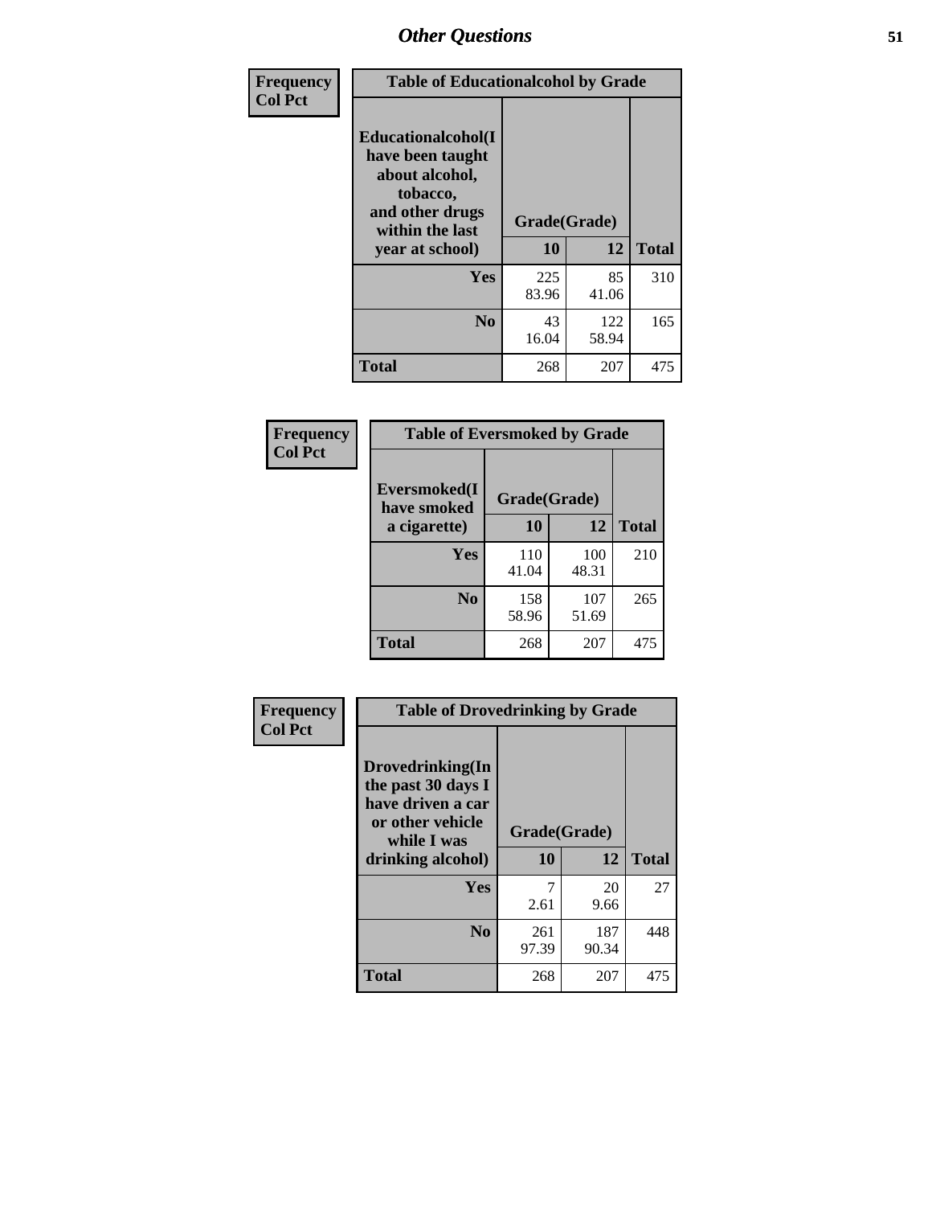## Other Questions

| Frequency Col Pct | Table of Educationalalcohol by Grade | | |
|---|---|---|---|
| Educationalalcohol(I have been taught about alcohol, tobacco, and other drugs within the last year at school) | Grade(Grade) 10 | 12 | Total |
| Yes | 225<br>83.96 | 85<br>41.06 | 310 |
| No | 43<br>16.04 | 122<br>58.94 | 165 |
| Total | 268 | 207 | 475 |

| Frequency Col Pct | Table of Eversmoked by Grade | | |
|---|---|---|---|
| Eversmoked(I have smoked a cigarette) | Grade(Grade) 10 | 12 | Total |
| Yes | 110<br>41.04 | 100<br>48.31 | 210 |
| No | 158<br>58.96 | 107<br>51.69 | 265 |
| Total | 268 | 207 | 475 |

| Frequency Col Pct | Table of Drovedrinking by Grade | | |
|---|---|---|---|
| Drovedrinking(In the past 30 days I have driven a car or other vehicle while I was drinking alcohol) | Grade(Grade) 10 | 12 | Total |
| Yes | 7<br>2.61 | 20<br>9.66 | 27 |
| No | 261<br>97.39 | 187<br>90.34 | 448 |
| Total | 268 | 207 | 475 |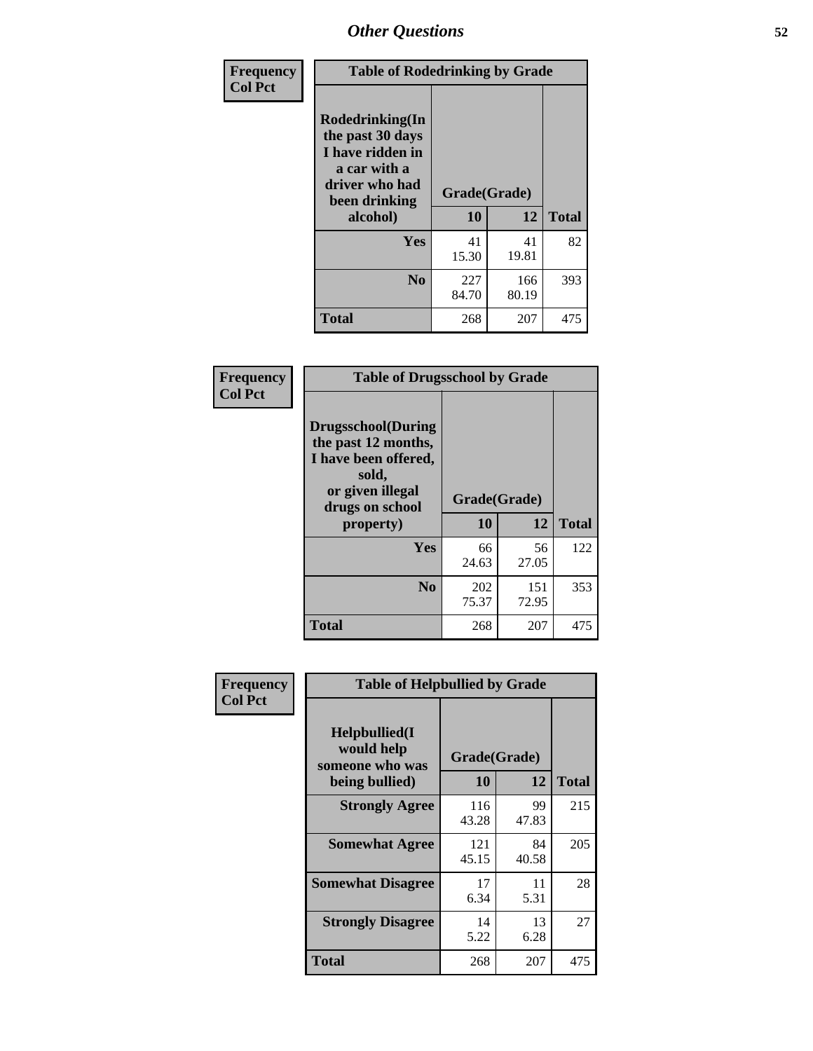# Other Questions

**Frequency**
**Col Pct**

| Table of Rodedrinking by Grade | | | |
|---|---|---|---|
| **Rodedrinking(In the past 30 days I have ridden in a car with a driver who had been drinking alcohol)** | **Grade(Grade)** | | |
| | **10** | **12** | **Total** |
| **Yes** | 41<br>15.30 | 41<br>19.81 | 82 |
| **No** | 227<br>84.70 | 166<br>80.19 | 393 |
| **Total** | 268 | 207 | 475 |

**Frequency**
**Col Pct**

| Table of Drugsschool by Grade | | | |
|---|---|---|---|
| **Drugsschool(During the past 12 months, I have been offered, sold, or given illegal drugs on school property)** | **Grade(Grade)** | | |
| | **10** | **12** | **Total** |
| **Yes** | 66<br>24.63 | 56<br>27.05 | 122 |
| **No** | 202<br>75.37 | 151<br>72.95 | 353 |
| **Total** | 268 | 207 | 475 |

**Frequency**
**Col Pct**

| Table of Helpbullied by Grade | | | |
|---|---|---|---|
| **Helpbullied(I would help someone who was being bullied)** | **Grade(Grade)** | | |
| | **10** | **12** | **Total** |
| **Strongly Agree** | 116<br>43.28 | 99<br>47.83 | 215 |
| **Somewhat Agree** | 121<br>45.15 | 84<br>40.58 | 205 |
| **Somewhat Disagree** | 17<br>6.34 | 11<br>5.31 | 28 |
| **Strongly Disagree** | 14<br>5.22 | 13<br>6.28 | 27 |
| **Total** | 268 | 207 | 475 |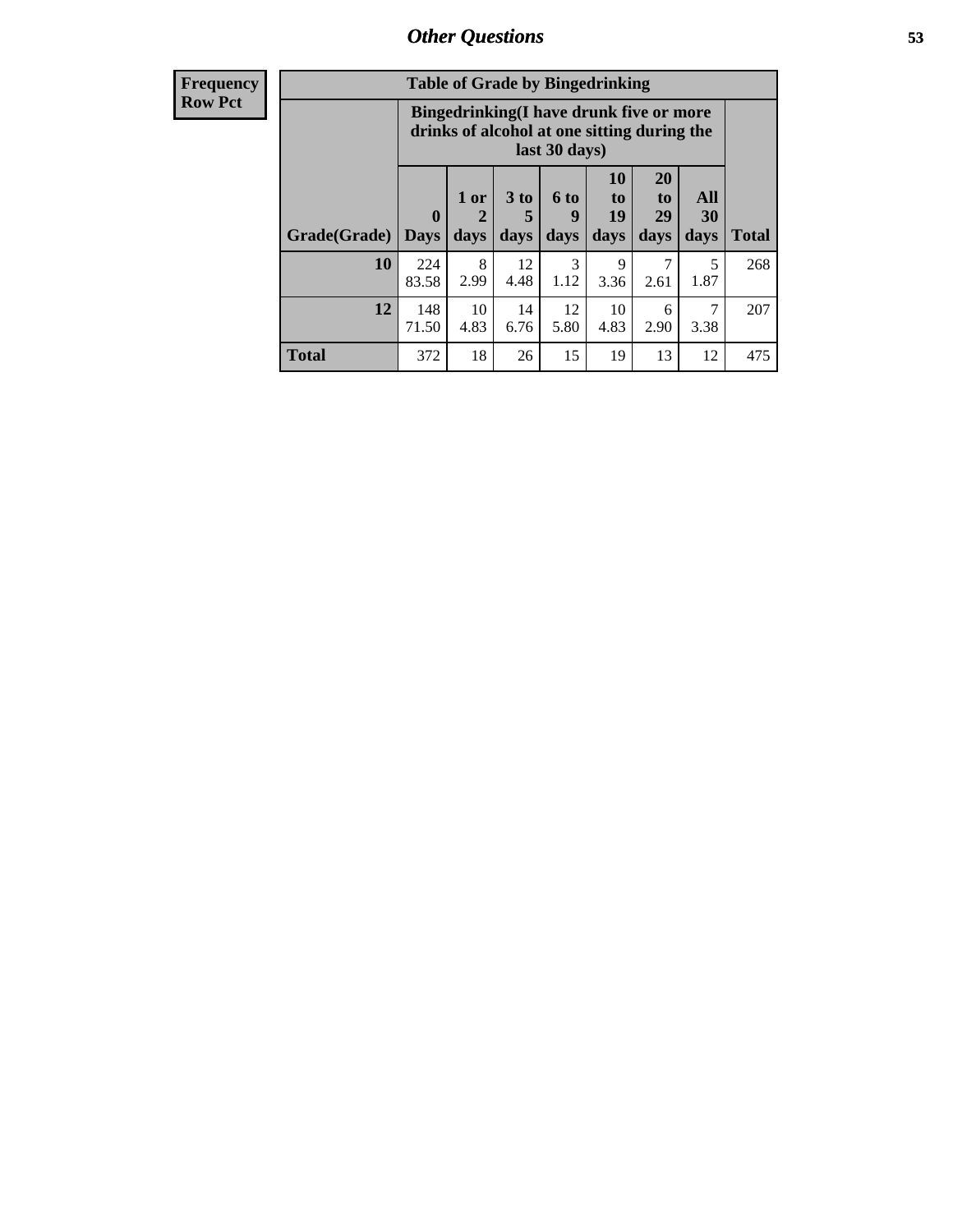## Other Questions

**Frequency Row Pct**

| Table of Grade by Bingedrinking | | | | | | | | |
|---|---|---|---|---|---|---|---|---|
| | Bingedrinking(I have drunk five or more drinks of alcohol at one sitting during the last 30 days) | | | | | | | |
| Grade(Grade) | 0 Days | 1 or 2 days | 3 to 5 days | 6 to 9 days | 10 to 19 days | 20 to 29 days | All 30 days | Total |
| 10 | 224<br>83.58 | 8<br>2.99 | 12<br>4.48 | 3<br>1.12 | 9<br>3.36 | 7<br>2.61 | 5<br>1.87 | 268 |
| 12 | 148<br>71.50 | 10<br>4.83 | 14<br>6.76 | 12<br>5.80 | 10<br>4.83 | 6<br>2.90 | 7<br>3.38 | 207 |
| Total | 372 | 18 | 26 | 15 | 19 | 13 | 12 | 475 |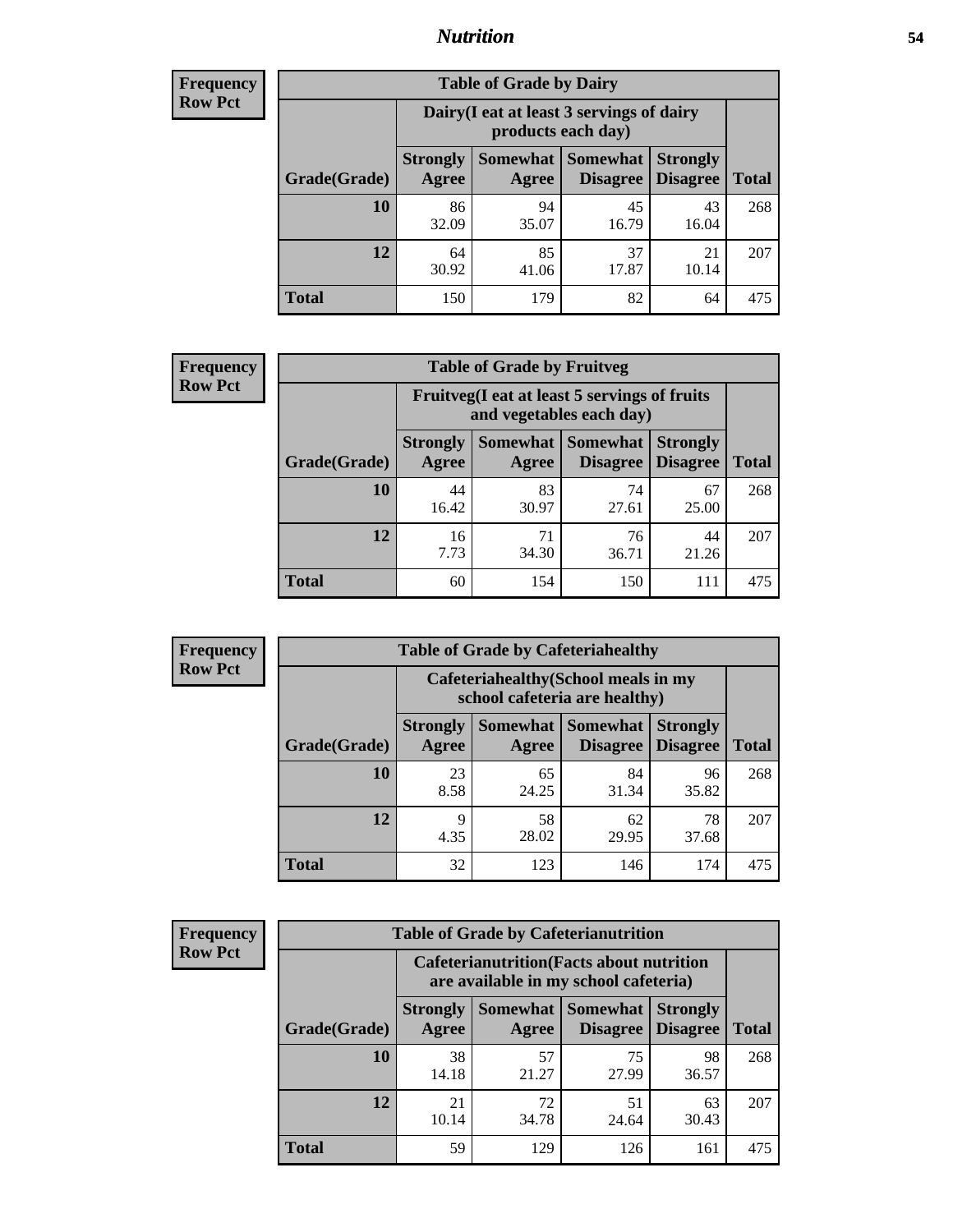**Frequency**
**Row Pct**

| Table of Grade by Dairy | | | | | |
|---|---|---|---|---|---|
| | Dairy(I eat at least 3 servings of dairy products each day) | | | | |
| Grade(Grade) | Strongly Agree | Somewhat Agree | Somewhat Disagree | Strongly Disagree | Total |
| 10 | 86<br>32.09 | 94<br>35.07 | 45<br>16.79 | 43<br>16.04 | 268 |
| 12 | 64<br>30.92 | 85<br>41.06 | 37<br>17.87 | 21<br>10.14 | 207 |
| Total | 150 | 179 | 82 | 64 | 475 |

**Frequency**
**Row Pct**

| Table of Grade by Fruitveg | | | | | |
|---|---|---|---|---|---|
| | Fruitveg(I eat at least 5 servings of fruits and vegetables each day) | | | | |
| Grade(Grade) | Strongly Agree | Somewhat Agree | Somewhat Disagree | Strongly Disagree | Total |
| 10 | 44<br>16.42 | 83<br>30.97 | 74<br>27.61 | 67<br>25.00 | 268 |
| 12 | 16<br>7.73 | 71<br>34.30 | 76<br>36.71 | 44<br>21.26 | 207 |
| Total | 60 | 154 | 150 | 111 | 475 |

**Frequency**
**Row Pct**

| Table of Grade by Cafeteriahealthy | | | | | |
|---|---|---|---|---|---|
| | Cafeteriahealthy(School meals in my school cafeteria are healthy) | | | | |
| Grade(Grade) | Strongly Agree | Somewhat Agree | Somewhat Disagree | Strongly Disagree | Total |
| 10 | 23<br>8.58 | 65<br>24.25 | 84<br>31.34 | 96<br>35.82 | 268 |
| 12 | 9<br>4.35 | 58<br>28.02 | 62<br>29.95 | 78<br>37.68 | 207 |
| Total | 32 | 123 | 146 | 174 | 475 |

**Frequency**
**Row Pct**

| Table of Grade by Cafeterianutrition | | | | | |
|---|---|---|---|---|---|
| | Cafeterianutrition(Facts about nutrition are available in my school cafeteria) | | | | |
| Grade(Grade) | Strongly Agree | Somewhat Agree | Somewhat Disagree | Strongly Disagree | Total |
| 10 | 38<br>14.18 | 57<br>21.27 | 75<br>27.99 | 98<br>36.57 | 268 |
| 12 | 21<br>10.14 | 72<br>34.78 | 51<br>24.64 | 63<br>30.43 | 207 |
| Total | 59 | 129 | 126 | 161 | 475 |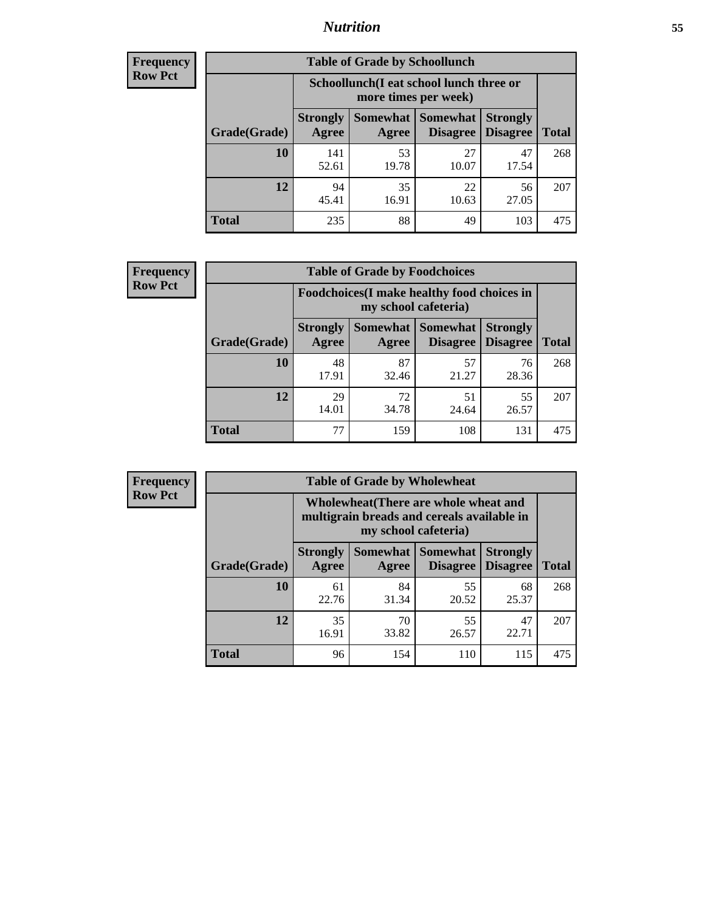# Nutrition

**Frequency**
**Row Pct**

| Table of Grade by Schoollunch | | | | | |
|---|---|---|---|---|---|
| | Schoollunch(I eat school lunch three or more times per week) | | | | |
| Grade(Grade) | Strongly Agree | Somewhat Agree | Somewhat Disagree | Strongly Disagree | Total |
| 10 | 141<br>52.61 | 53<br>19.78 | 27<br>10.07 | 47<br>17.54 | 268 |
| 12 | 94<br>45.41 | 35<br>16.91 | 22<br>10.63 | 56<br>27.05 | 207 |
| Total | 235 | 88 | 49 | 103 | 475 |

**Frequency**
**Row Pct**

| Table of Grade by Foodchoices | | | | | |
|---|---|---|---|---|---|
| | Foodchoices(I make healthy food choices in my school cafeteria) | | | | |
| Grade(Grade) | Strongly Agree | Somewhat Agree | Somewhat Disagree | Strongly Disagree | Total |
| 10 | 48<br>17.91 | 87<br>32.46 | 57<br>21.27 | 76<br>28.36 | 268 |
| 12 | 29<br>14.01 | 72<br>34.78 | 51<br>24.64 | 55<br>26.57 | 207 |
| Total | 77 | 159 | 108 | 131 | 475 |

**Frequency**
**Row Pct**

| Table of Grade by Wholewheat | | | | | |
|---|---|---|---|---|---|
| | Wholewheat(There are whole wheat and multigrain breads and cereals available in my school cafeteria) | | | | |
| Grade(Grade) | Strongly Agree | Somewhat Agree | Somewhat Disagree | Strongly Disagree | Total |
| 10 | 61<br>22.76 | 84<br>31.34 | 55<br>20.52 | 68<br>25.37 | 268 |
| 12 | 35<br>16.91 | 70<br>33.82 | 55<br>26.57 | 47<br>22.71 | 207 |
| Total | 96 | 154 | 110 | 115 | 475 |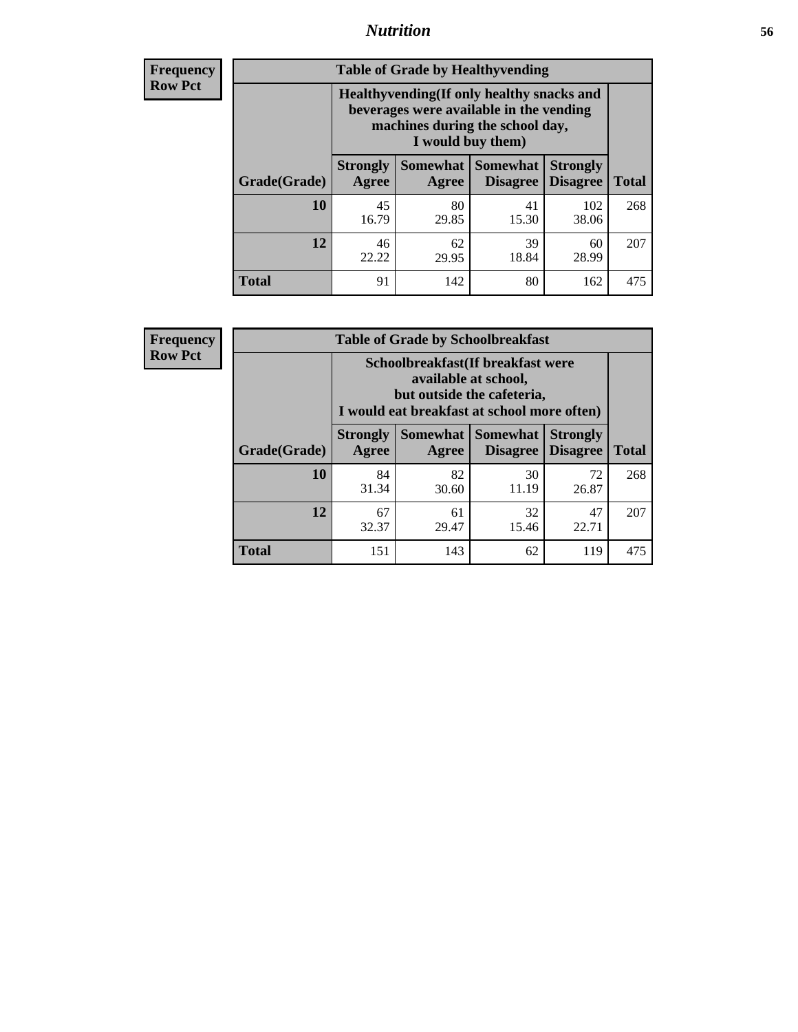## Nutrition

**Frequency**
**Row Pct**

| Table of Grade by Healthyvending | | | | | |
|---|---|---|---|---|---|
| | Healthyvending(If only healthy snacks and beverages were available in the vending machines during the school day, I would buy them) | | | | |
| Grade(Grade) | Strongly Agree | Somewhat Agree | Somewhat Disagree | Strongly Disagree | Total |
| **10** | 45<br>16.79 | 80<br>29.85 | 41<br>15.30 | 102<br>38.06 | 268 |
| **12** | 46<br>22.22 | 62<br>29.95 | 39<br>18.84 | 60<br>28.99 | 207 |
| **Total** | 91 | 142 | 80 | 162 | 475 |

**Frequency**
**Row Pct**

| Table of Grade by Schoolbreakfast | | | | | |
|---|---|---|---|---|---|
| | Schoolbreakfast(If breakfast were available at school, but outside the cafeteria, I would eat breakfast at school more often) | | | | |
| Grade(Grade) | Strongly Agree | Somewhat Agree | Somewhat Disagree | Strongly Disagree | Total |
| **10** | 84<br>31.34 | 82<br>30.60 | 30<br>11.19 | 72<br>26.87 | 268 |
| **12** | 67<br>32.37 | 61<br>29.47 | 32<br>15.46 | 47<br>22.71 | 207 |
| **Total** | 151 | 143 | 62 | 119 | 475 |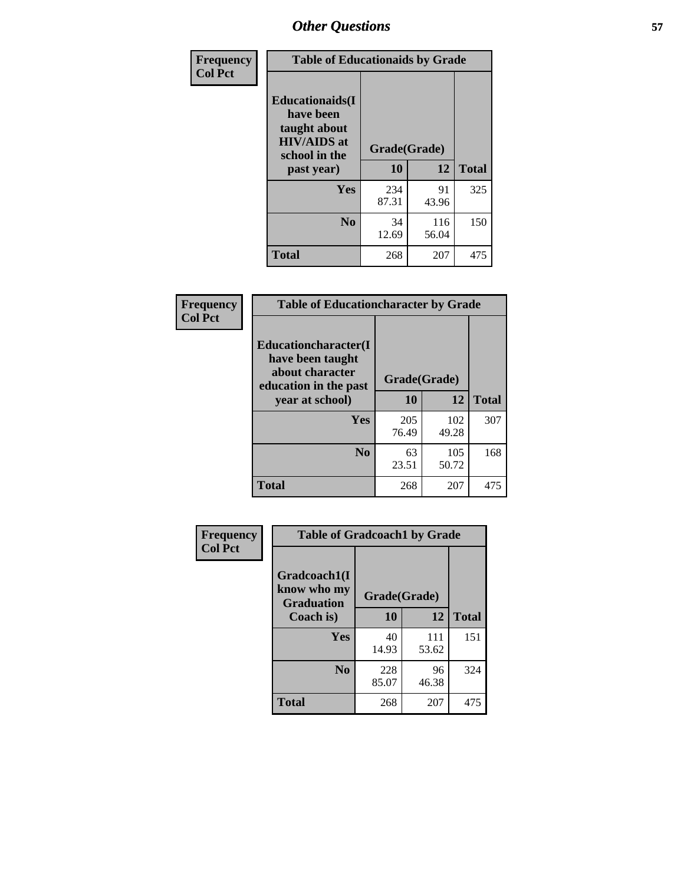## Other Questions

| Frequency Col Pct | Table of Educationaids by Grade | | |
|---|---|---|---|
| Educationaids(I have been taught about HIV/AIDS at school in the past year) | Grade(Grade) | | |
| | 10 | 12 | Total |
| Yes | 234<br>87.31 | 91<br>43.96 | 325 |
| No | 34<br>12.69 | 116<br>56.04 | 150 |
| Total | 268 | 207 | 475 |

| Frequency Col Pct | Table of Educationcharacter by Grade | | |
|---|---|---|---|
| Educationcharacter(I have been taught about character education in the past year at school) | Grade(Grade) | | |
| | 10 | 12 | Total |
| Yes | 205<br>76.49 | 102<br>49.28 | 307 |
| No | 63<br>23.51 | 105<br>50.72 | 168 |
| Total | 268 | 207 | 475 |

| Frequency Col Pct | Table of Gradcoach1 by Grade | | |
|---|---|---|---|
| Gradcoach1(I know who my Graduation Coach is) | Grade(Grade) | | |
| | 10 | 12 | Total |
| Yes | 40<br>14.93 | 111<br>53.62 | 151 |
| No | 228<br>85.07 | 96<br>46.38 | 324 |
| Total | 268 | 207 | 475 |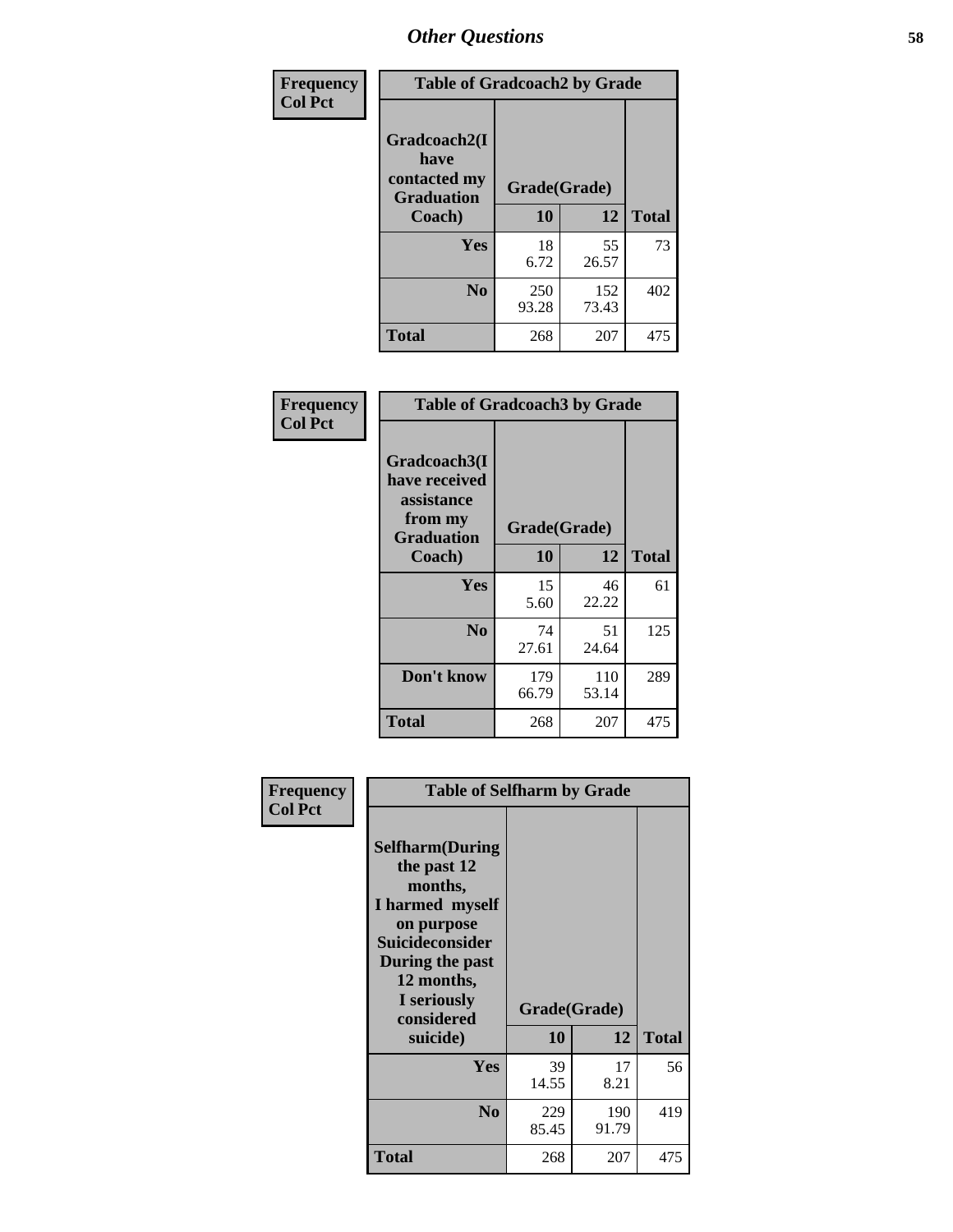## Other Questions

**Frequency / Col Pct**

| Table of Gradcoach2 by Grade | | | |
|---|---|---|---|
| Gradcoach2(I have contacted my Graduation Coach) | Grade(Grade) | | |
| | 10 | 12 | Total |
| Yes | 18<br>6.72 | 55<br>26.57 | 73 |
| No | 250<br>93.28 | 152<br>73.43 | 402 |
| Total | 268 | 207 | 475 |

**Frequency / Col Pct**

| Table of Gradcoach3 by Grade | | | |
|---|---|---|---|
| Gradcoach3(I have received assistance from my Graduation Coach) | Grade(Grade) | | |
| | 10 | 12 | Total |
| Yes | 15<br>5.60 | 46<br>22.22 | 61 |
| No | 74<br>27.61 | 51<br>24.64 | 125 |
| Don't know | 179<br>66.79 | 110<br>53.14 | 289 |
| Total | 268 | 207 | 475 |

**Frequency / Col Pct**

| Table of Selfharm by Grade | | | |
|---|---|---|---|
| Selfharm(During the past 12 months, I harmed myself on purpose Suicideconsider During the past 12 months, I seriously considered suicide) | Grade(Grade) | | |
| | 10 | 12 | Total |
| Yes | 39<br>14.55 | 17<br>8.21 | 56 |
| No | 229<br>85.45 | 190<br>91.79 | 419 |
| Total | 268 | 207 | 475 |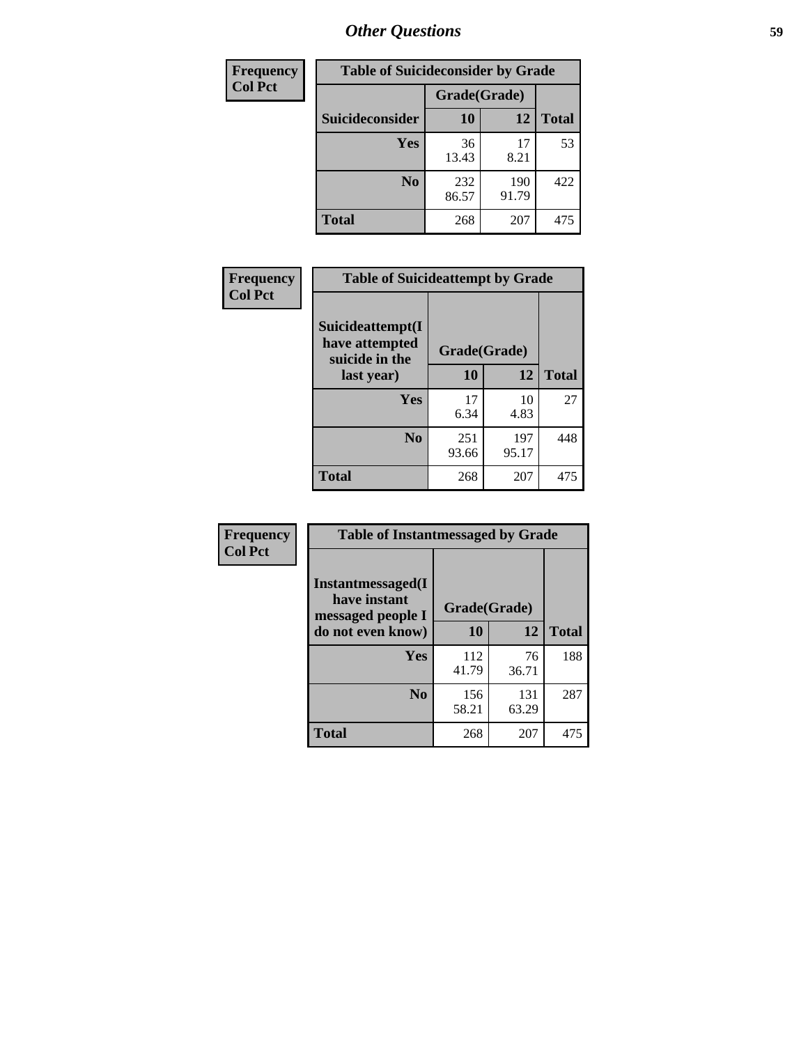# Other Questions

| Frequency<br>Col Pct | Table of Suicideconsider by Grade | | |
|---|---|---|---|
| | Grade(Grade) | | |
| Suicideconsider | 10 | 12 | Total |
| Yes | 36<br>13.43 | 17<br>8.21 | 53 |
| No | 232<br>86.57 | 190<br>91.79 | 422 |
| Total | 268 | 207 | 475 |

| Frequency<br>Col Pct | Table of Suicideattempt by Grade | | |
|---|---|---|---|
| Suicideattempt(I have attempted suicide in the last year) | Grade(Grade) | | |
| | 10 | 12 | Total |
| Yes | 17<br>6.34 | 10<br>4.83 | 27 |
| No | 251<br>93.66 | 197<br>95.17 | 448 |
| Total | 268 | 207 | 475 |

| Frequency<br>Col Pct | Table of Instantmessaged by Grade | | |
|---|---|---|---|
| Instantmessaged(I have instant messaged people I do not even know) | Grade(Grade) | | |
| | 10 | 12 | Total |
| Yes | 112<br>41.79 | 76<br>36.71 | 188 |
| No | 156<br>58.21 | 131<br>63.29 | 287 |
| Total | 268 | 207 | 475 |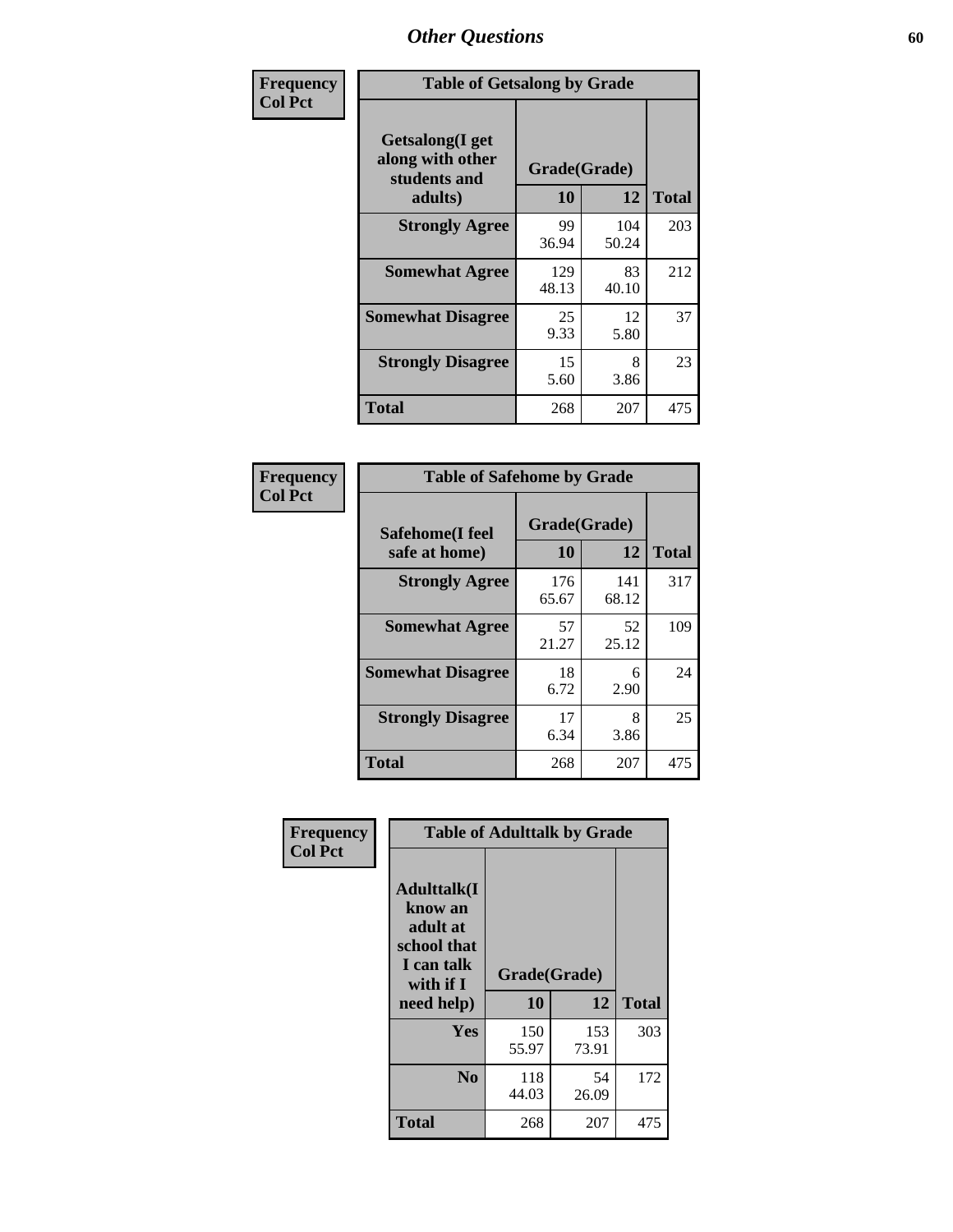# Other Questions

| Frequency<br>Col Pct | Table of Getsalong by Grade | | |
|---|---|---|---|
| Getsalong(I get along with other students and adults) | Grade(Grade) | | |
| | 10 | 12 | Total |
| Strongly Agree | 99<br>36.94 | 104<br>50.24 | 203 |
| Somewhat Agree | 129<br>48.13 | 83<br>40.10 | 212 |
| Somewhat Disagree | 25<br>9.33 | 12<br>5.80 | 37 |
| Strongly Disagree | 15<br>5.60 | 8<br>3.86 | 23 |
| Total | 268 | 207 | 475 |

| Frequency<br>Col Pct | Table of Safehome by Grade | | |
|---|---|---|---|
| Safehome(I feel safe at home) | Grade(Grade) | | |
| | 10 | 12 | Total |
| Strongly Agree | 176<br>65.67 | 141<br>68.12 | 317 |
| Somewhat Agree | 57<br>21.27 | 52<br>25.12 | 109 |
| Somewhat Disagree | 18<br>6.72 | 6<br>2.90 | 24 |
| Strongly Disagree | 17<br>6.34 | 8<br>3.86 | 25 |
| Total | 268 | 207 | 475 |

| Frequency<br>Col Pct | Table of Adulttalk by Grade | | |
|---|---|---|---|
| Adulttalk(I know an adult at school that I can talk with if I need help) | Grade(Grade) | | |
| | 10 | 12 | Total |
| Yes | 150<br>55.97 | 153<br>73.91 | 303 |
| No | 118<br>44.03 | 54<br>26.09 | 172 |
| Total | 268 | 207 | 475 |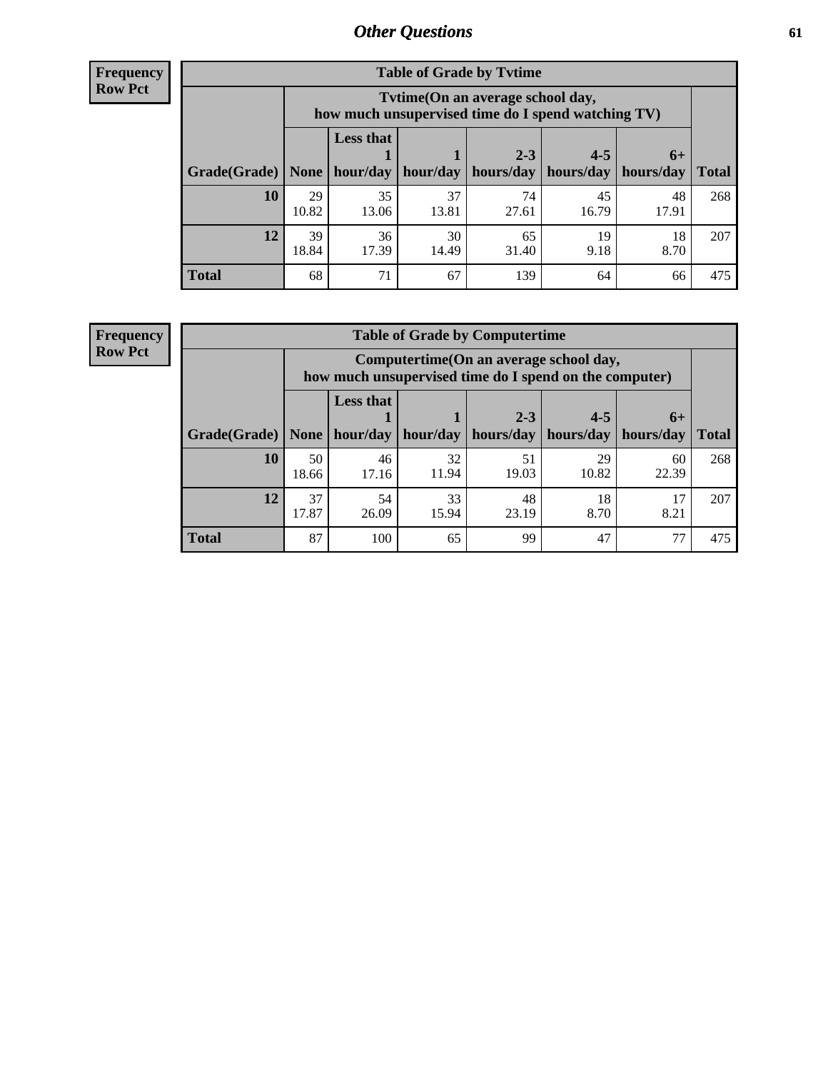## Other Questions

**Frequency**
**Row Pct**

**Table of Grade by Tvtime**

| Grade(Grade) | Tvtime(On an average school day, how much unsupervised time do I spend watching TV) None | Less that 1 hour/day | 1 hour/day | 2-3 hours/day | 4-5 hours/day | 6+ hours/day | Total |
|---|---|---|---|---|---|---|---|
| **10** | 29<br>10.82 | 35<br>13.06 | 37<br>13.81 | 74<br>27.61 | 45<br>16.79 | 48<br>17.91 | 268 |
| **12** | 39<br>18.84 | 36<br>17.39 | 30<br>14.49 | 65<br>31.40 | 19<br>9.18 | 18<br>8.70 | 207 |
| **Total** | 68 | 71 | 67 | 139 | 64 | 66 | 475 |

**Frequency**
**Row Pct**

**Table of Grade by Computertime**

| Grade(Grade) | Computertime(On an average school day, how much unsupervised time do I spend on the computer) None | Less that 1 hour/day | 1 hour/day | 2-3 hours/day | 4-5 hours/day | 6+ hours/day | Total |
|---|---|---|---|---|---|---|---|
| **10** | 50<br>18.66 | 46<br>17.16 | 32<br>11.94 | 51<br>19.03 | 29<br>10.82 | 60<br>22.39 | 268 |
| **12** | 37<br>17.87 | 54<br>26.09 | 33<br>15.94 | 48<br>23.19 | 18<br>8.70 | 17<br>8.21 | 207 |
| **Total** | 87 | 100 | 65 | 99 | 47 | 77 | 475 |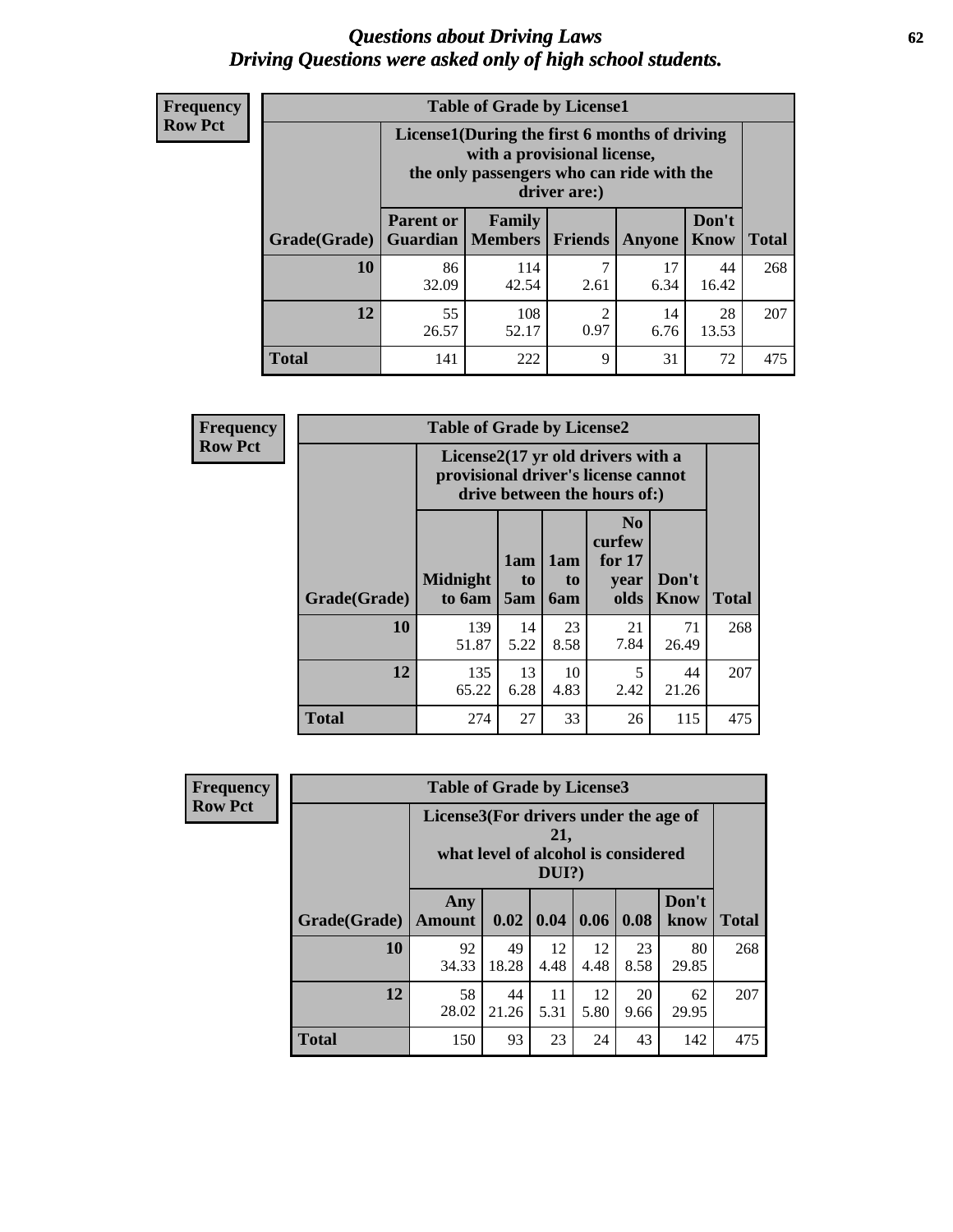# *Questions about Driving Laws*
# *Driving Questions were asked only of high school students.*

**Frequency**
**Row Pct**

**Table of Grade by License1**

| Grade(Grade) | License1(During the first 6 months of driving with a provisional license, the only passengers who can ride with the driver are:) | | | | | Total |
|---|---|---|---|---|---|---|
| | Parent or Guardian | Family Members | Friends | Anyone | Don't Know | |
| 10 | 86<br>32.09 | 114<br>42.54 | 7<br>2.61 | 17<br>6.34 | 44<br>16.42 | 268 |
| 12 | 55<br>26.57 | 108<br>52.17 | 2<br>0.97 | 14<br>6.76 | 28<br>13.53 | 207 |
| Total | 141 | 222 | 9 | 31 | 72 | 475 |

**Frequency**
**Row Pct**

**Table of Grade by License2**

| Grade(Grade) | License2(17 yr old drivers with a provisional driver's license cannot drive between the hours of:) | | | | | Total |
|---|---|---|---|---|---|---|
| | Midnight to 6am | 1am to 5am | 1am to 6am | No curfew for 17 year olds | Don't Know | |
| 10 | 139<br>51.87 | 14<br>5.22 | 23<br>8.58 | 21<br>7.84 | 71<br>26.49 | 268 |
| 12 | 135<br>65.22 | 13<br>6.28 | 10<br>4.83 | 5<br>2.42 | 44<br>21.26 | 207 |
| Total | 274 | 27 | 33 | 26 | 115 | 475 |

**Frequency**
**Row Pct**

**Table of Grade by License3**

| Grade(Grade) | License3(For drivers under the age of 21, what level of alcohol is considered DUI?) | | | | | | Total |
|---|---|---|---|---|---|---|---|
| | Any Amount | 0.02 | 0.04 | 0.06 | 0.08 | Don't know | |
| 10 | 92<br>34.33 | 49<br>18.28 | 12<br>4.48 | 12<br>4.48 | 23<br>8.58 | 80<br>29.85 | 268 |
| 12 | 58<br>28.02 | 44<br>21.26 | 11<br>5.31 | 12<br>5.80 | 20<br>9.66 | 62<br>29.95 | 207 |
| Total | 150 | 93 | 23 | 24 | 43 | 142 | 475 |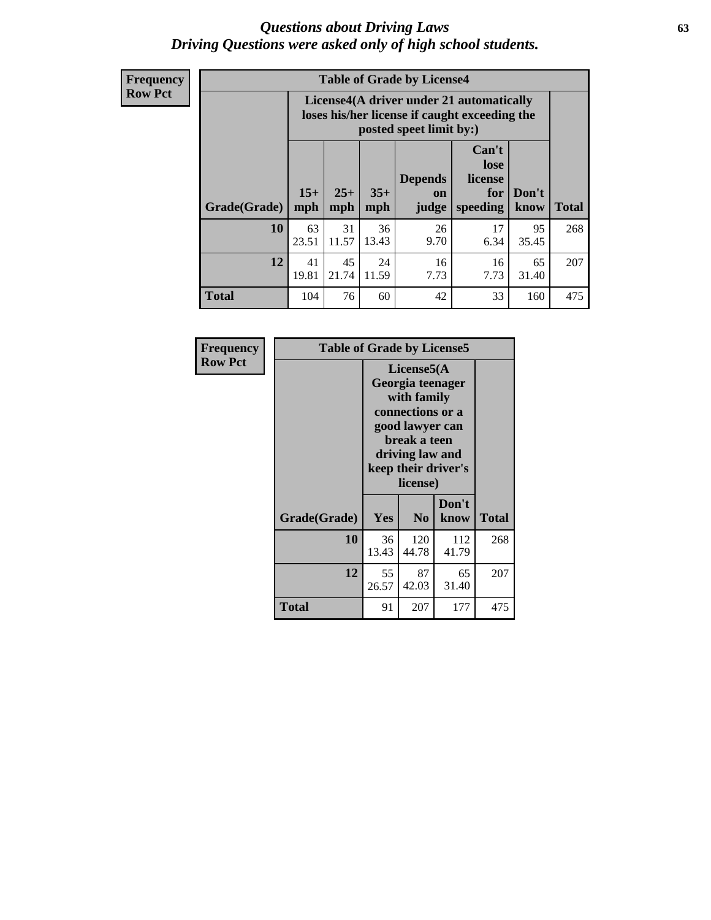# Questions about Driving Laws
## Driving Questions were asked only of high school students.

**Frequency**
**Row Pct**

**Table of Grade by License4**

| Grade(Grade) | License4(A driver under 21 automatically loses his/her license if caught exceeding the posted speet limit by:) 15+ mph | 25+ mph | 35+ mph | Depends on judge | Can't lose license for speeding | Don't know | Total |
|---|---|---|---|---|---|---|---|
| 10 | 63<br>23.51 | 31<br>11.57 | 36<br>13.43 | 26<br>9.70 | 17<br>6.34 | 95<br>35.45 | 268 |
| 12 | 41<br>19.81 | 45<br>21.74 | 24<br>11.59 | 16<br>7.73 | 16<br>7.73 | 65<br>31.40 | 207 |
| Total | 104 | 76 | 60 | 42 | 33 | 160 | 475 |

**Frequency**
**Row Pct**

**Table of Grade by License5**

| Grade(Grade) | License5(A Georgia teenager with family connections or a good lawyer can break a teen driving law and keep their driver's license) Yes | No | Don't know | Total |
|---|---|---|---|---|
| 10 | 36<br>13.43 | 120<br>44.78 | 112<br>41.79 | 268 |
| 12 | 55<br>26.57 | 87<br>42.03 | 65<br>31.40 | 207 |
| Total | 91 | 207 | 177 | 475 |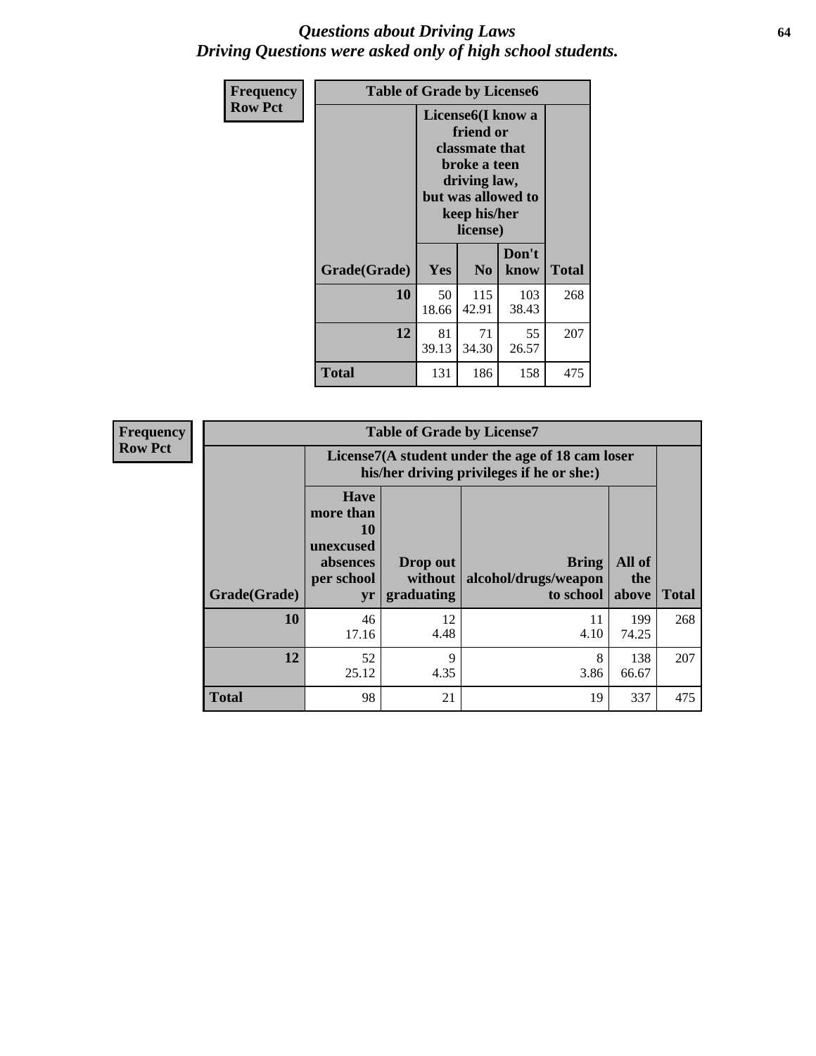# *Questions about Driving Laws*
# *Driving Questions were asked only of high school students.*

**Frequency**
**Row Pct**

**Table of Grade by License6**

| Grade(Grade) | License6(I know a friend or classmate that broke a teen driving law, but was allowed to keep his/her license) | | | Total |
|---|---|---|---|---|
| | Yes | No | Don't know | |
| **10** | 50<br>18.66 | 115<br>42.91 | 103<br>38.43 | 268 |
| **12** | 81<br>39.13 | 71<br>34.30 | 55<br>26.57 | 207 |
| **Total** | 131 | 186 | 158 | 475 |

**Frequency**
**Row Pct**

**Table of Grade by License7**

| Grade(Grade) | License7(A student under the age of 18 cam loser his/her driving privileges if he or she:) | | | | Total |
|---|---|---|---|---|---|
| | Have more than 10 unexcused absences per school yr | Drop out without graduating | Bring alcohol/drugs/weapon to school | All of the above | |
| **10** | 46<br>17.16 | 12<br>4.48 | 11<br>4.10 | 199<br>74.25 | 268 |
| **12** | 52<br>25.12 | 9<br>4.35 | 8<br>3.86 | 138<br>66.67 | 207 |
| **Total** | 98 | 21 | 19 | 337 | 475 |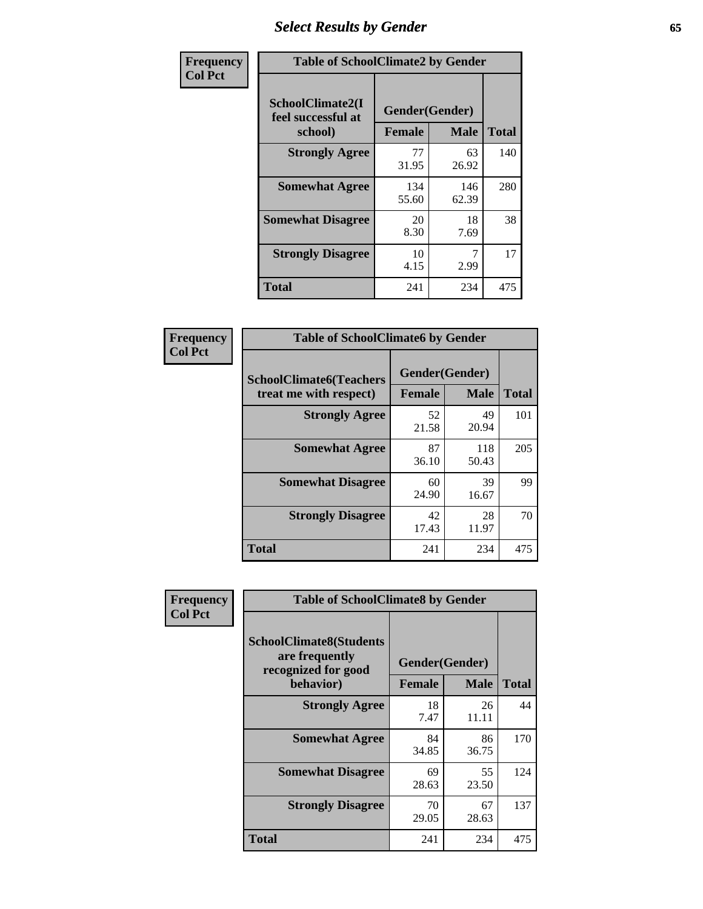# *Select Results by Gender*

| Frequency Col Pct |
|---|

**Table of SchoolClimate2 by Gender**

| SchoolClimate2(I feel successful at school) | Gender(Gender) | | Total |
|---|---|---|---|
| | Female | Male | |
| Strongly Agree | 77<br>31.95 | 63<br>26.92 | 140 |
| Somewhat Agree | 134<br>55.60 | 146<br>62.39 | 280 |
| Somewhat Disagree | 20<br>8.30 | 18<br>7.69 | 38 |
| Strongly Disagree | 10<br>4.15 | 7<br>2.99 | 17 |
| Total | 241 | 234 | 475 |

| Frequency Col Pct |
|---|

**Table of SchoolClimate6 by Gender**

| SchoolClimate6(Teachers treat me with respect) | Gender(Gender) | | Total |
|---|---|---|---|
| | Female | Male | |
| Strongly Agree | 52<br>21.58 | 49<br>20.94 | 101 |
| Somewhat Agree | 87<br>36.10 | 118<br>50.43 | 205 |
| Somewhat Disagree | 60<br>24.90 | 39<br>16.67 | 99 |
| Strongly Disagree | 42<br>17.43 | 28<br>11.97 | 70 |
| Total | 241 | 234 | 475 |

| Frequency Col Pct |
|---|

**Table of SchoolClimate8 by Gender**

| SchoolClimate8(Students are frequently recognized for good behavior) | Gender(Gender) | | Total |
|---|---|---|---|
| | Female | Male | |
| Strongly Agree | 18<br>7.47 | 26<br>11.11 | 44 |
| Somewhat Agree | 84<br>34.85 | 86<br>36.75 | 170 |
| Somewhat Disagree | 69<br>28.63 | 55<br>23.50 | 124 |
| Strongly Disagree | 70<br>29.05 | 67<br>28.63 | 137 |
| Total | 241 | 234 | 475 |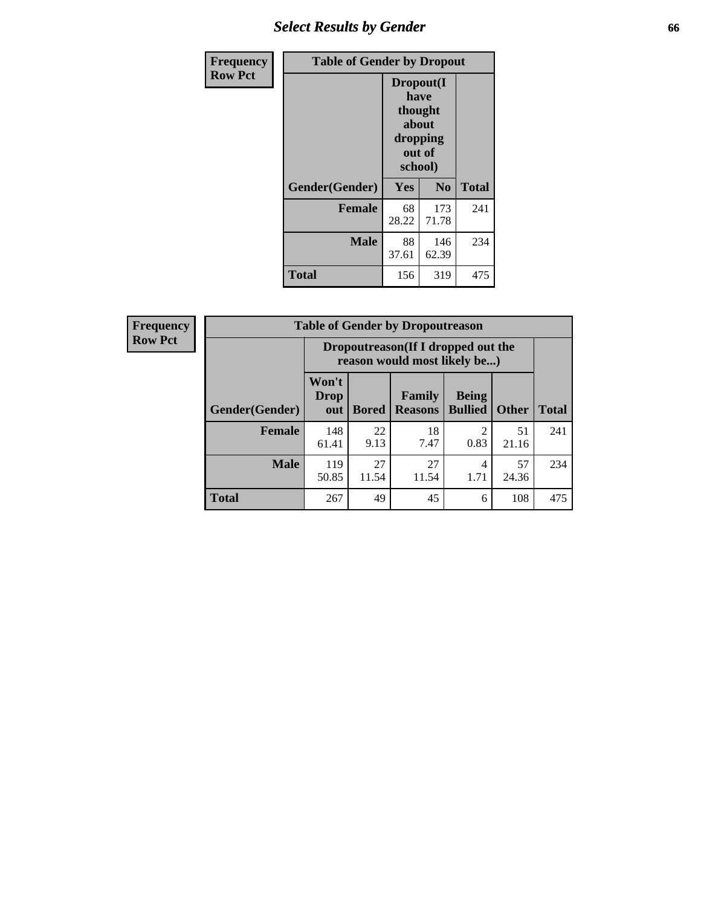## Select Results by Gender

Frequency
Row Pct

| Table of Gender by Dropout | | | |
|---|---|---|---|
| | Dropout(I have thought about dropping out of school) | | |
| Gender(Gender) | Yes | No | Total |
| Female | 68<br>28.22 | 173<br>71.78 | 241 |
| Male | 88<br>37.61 | 146<br>62.39 | 234 |
| Total | 156 | 319 | 475 |

Frequency
Row Pct

| Table of Gender by Dropoutreason | | | | | | |
|---|---|---|---|---|---|---|
| | Dropoutreason(If I dropped out the reason would most likely be...) | | | | | |
| Gender(Gender) | Won't Drop out | Bored | Family Reasons | Being Bullied | Other | Total |
| Female | 148<br>61.41 | 22<br>9.13 | 18<br>7.47 | 2<br>0.83 | 51<br>21.16 | 241 |
| Male | 119<br>50.85 | 27<br>11.54 | 27<br>11.54 | 4<br>1.71 | 57<br>24.36 | 234 |
| Total | 267 | 49 | 45 | 6 | 108 | 475 |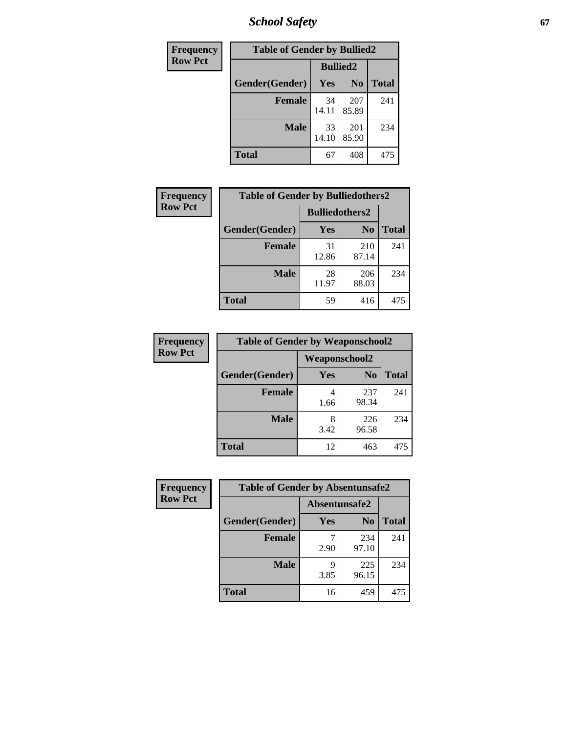## School Safety

| Frequency Row Pct |
|---|

**Table of Gender by Bullied2**

| Gender(Gender) | Bullied2 Yes | Bullied2 No | Total |
|---|---|---|---|
| **Female** | 34<br>14.11 | 207<br>85.89 | 241 |
| **Male** | 33<br>14.10 | 201<br>85.90 | 234 |
| **Total** | 67 | 408 | 475 |

| Frequency Row Pct |
|---|

**Table of Gender by Bulliedothers2**

| Gender(Gender) | Bulliedothers2 Yes | Bulliedothers2 No | Total |
|---|---|---|---|
| **Female** | 31<br>12.86 | 210<br>87.14 | 241 |
| **Male** | 28<br>11.97 | 206<br>88.03 | 234 |
| **Total** | 59 | 416 | 475 |

| Frequency Row Pct |
|---|

**Table of Gender by Weaponschool2**

| Gender(Gender) | Weaponschool2 Yes | Weaponschool2 No | Total |
|---|---|---|---|
| **Female** | 4<br>1.66 | 237<br>98.34 | 241 |
| **Male** | 8<br>3.42 | 226<br>96.58 | 234 |
| **Total** | 12 | 463 | 475 |

| Frequency Row Pct |
|---|

**Table of Gender by Absentunsafe2**

| Gender(Gender) | Absentunsafe2 Yes | Absentunsafe2 No | Total |
|---|---|---|---|
| **Female** | 7<br>2.90 | 234<br>97.10 | 241 |
| **Male** | 9<br>3.85 | 225<br>96.15 | 234 |
| **Total** | 16 | 459 | 475 |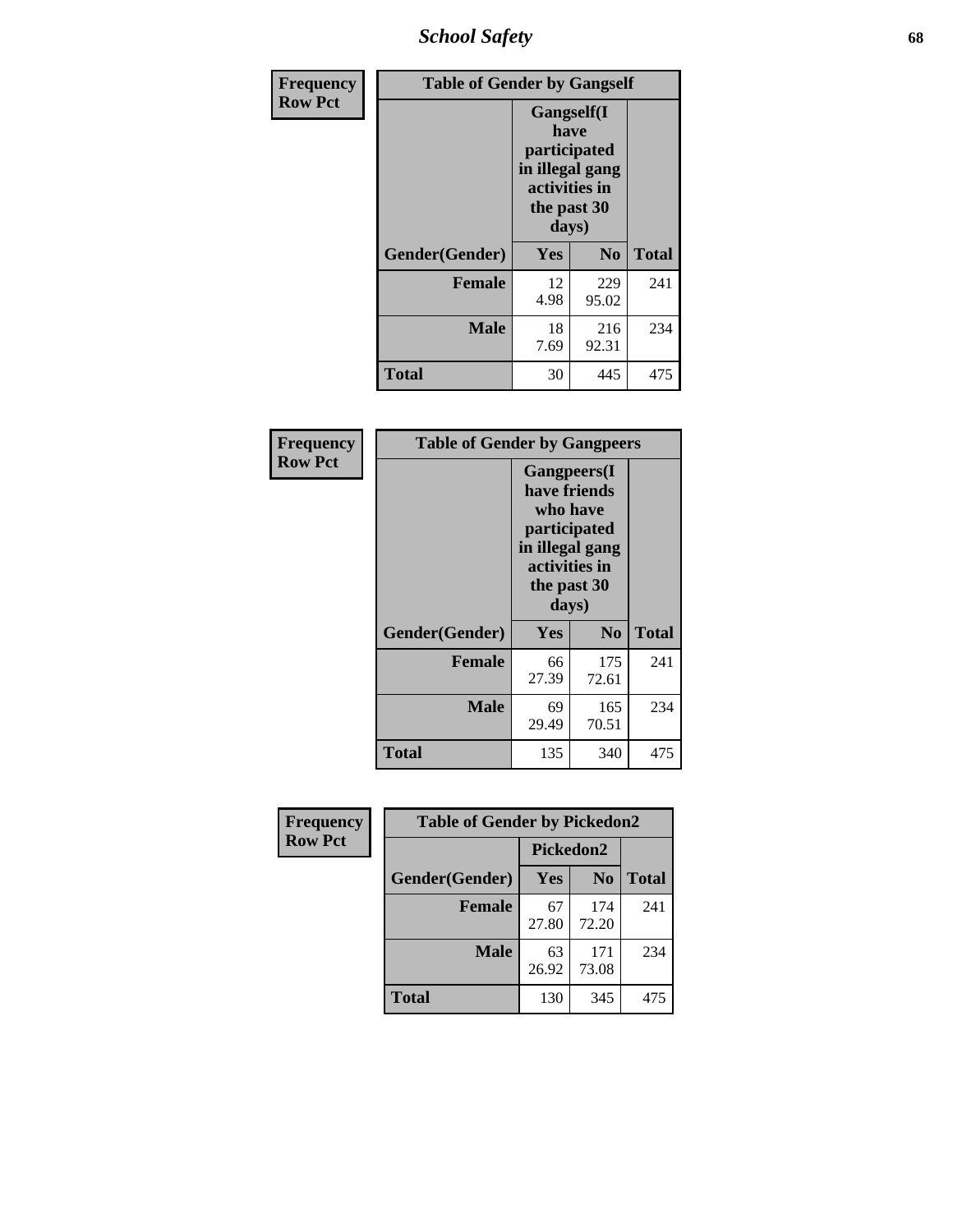| Frequency Row Pct | Table of Gender by Gangself | | |
|---|---|---|---|
| | Gangself(I have participated in illegal gang activities in the past 30 days) | | |
| Gender(Gender) | Yes | No | Total |
| Female | 12<br>4.98 | 229<br>95.02 | 241 |
| Male | 18<br>7.69 | 216<br>92.31 | 234 |
| Total | 30 | 445 | 475 |

| Frequency Row Pct | Table of Gender by Gangpeers | | |
|---|---|---|---|
| | Gangpeers(I have friends who have participated in illegal gang activities in the past 30 days) | | |
| Gender(Gender) | Yes | No | Total |
| Female | 66<br>27.39 | 175<br>72.61 | 241 |
| Male | 69<br>29.49 | 165<br>70.51 | 234 |
| Total | 135 | 340 | 475 |

| Frequency Row Pct | Table of Gender by Pickedon2 | | |
|---|---|---|---|
| | Pickedon2 | | |
| Gender(Gender) | Yes | No | Total |
| Female | 67<br>27.80 | 174<br>72.20 | 241 |
| Male | 63<br>26.92 | 171<br>73.08 | 234 |
| Total | 130 | 345 | 475 |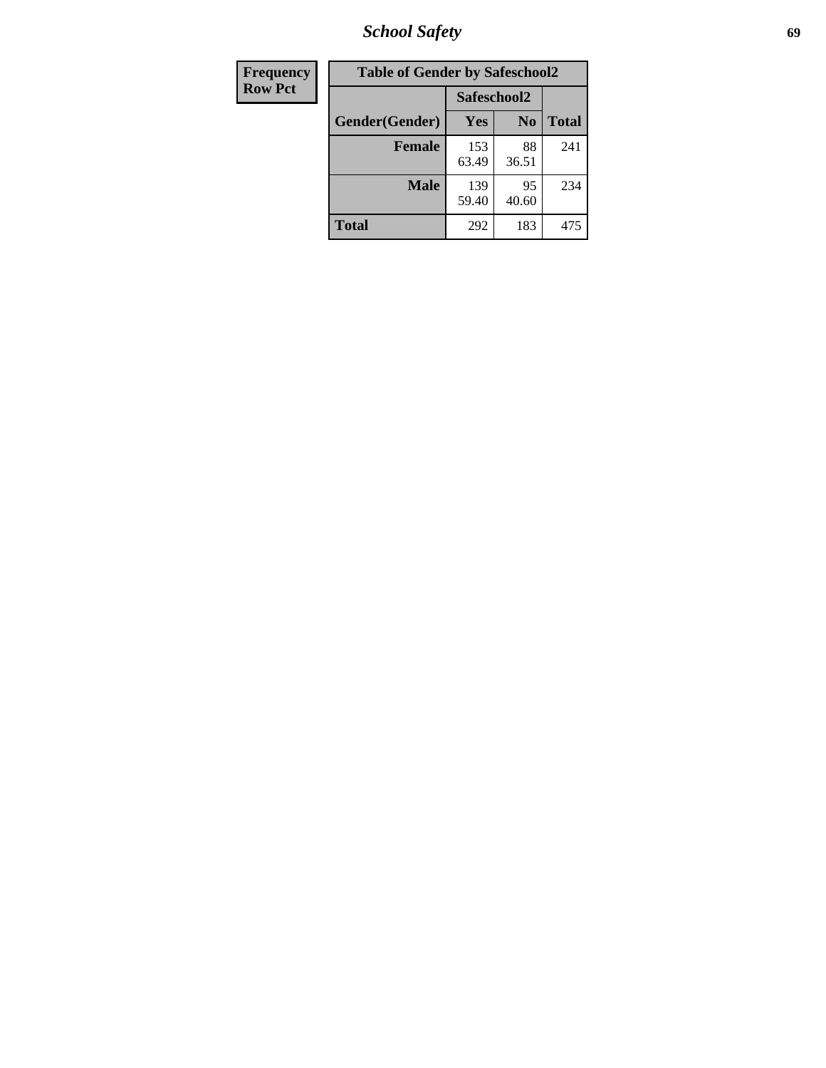| Frequency Row Pct |
|---|

**Table of Gender by Safeschool2**

| Gender(Gender) | Safeschool2 | | Total |
|---|---|---|---|
| | Yes | No | |
| Female | 153<br>63.49 | 88<br>36.51 | 241 |
| Male | 139<br>59.40 | 95<br>40.60 | 234 |
| Total | 292 | 183 | 475 |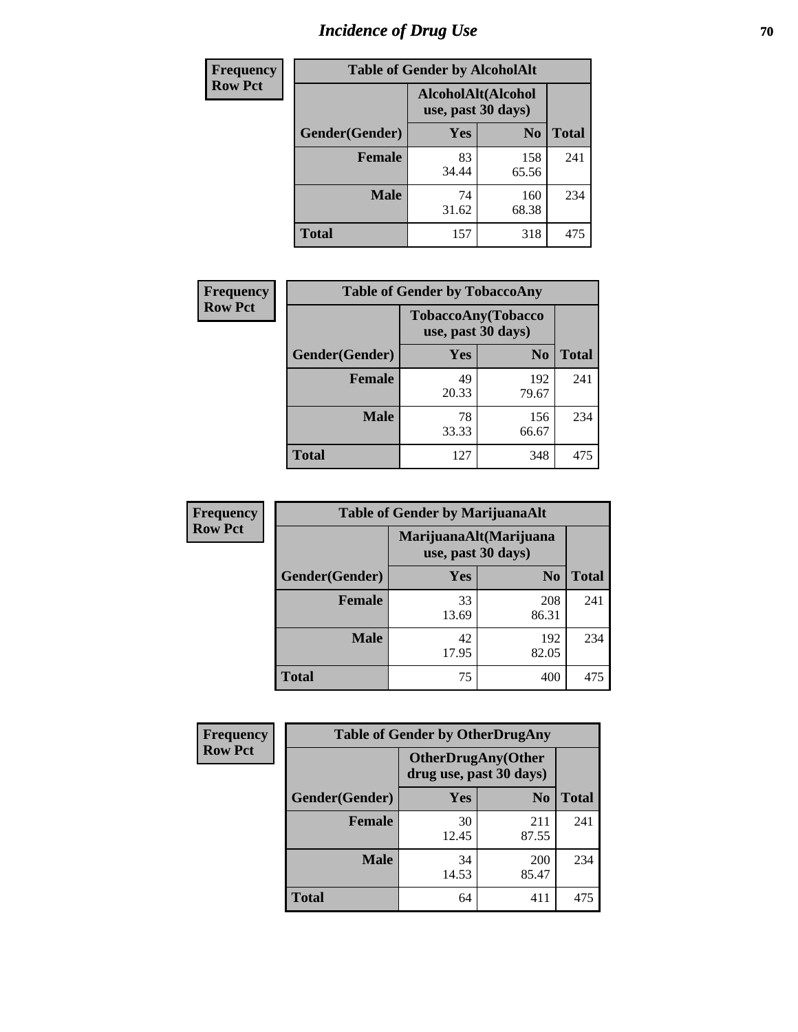# Incidence of Drug Use

| Frequency Row Pct | Table of Gender by AlcoholAlt | | |
|---|---|---|---|
| | AlcoholAlt(Alcohol use, past 30 days) | | |
| Gender(Gender) | Yes | No | Total |
| Female | 83<br>34.44 | 158<br>65.56 | 241 |
| Male | 74<br>31.62 | 160<br>68.38 | 234 |
| Total | 157 | 318 | 475 |

| Frequency Row Pct | Table of Gender by TobaccoAny | | |
|---|---|---|---|
| | TobaccoAny(Tobacco use, past 30 days) | | |
| Gender(Gender) | Yes | No | Total |
| Female | 49<br>20.33 | 192<br>79.67 | 241 |
| Male | 78<br>33.33 | 156<br>66.67 | 234 |
| Total | 127 | 348 | 475 |

| Frequency Row Pct | Table of Gender by MarijuanaAlt | | |
|---|---|---|---|
| | MarijuanaAlt(Marijuana use, past 30 days) | | |
| Gender(Gender) | Yes | No | Total |
| Female | 33<br>13.69 | 208<br>86.31 | 241 |
| Male | 42<br>17.95 | 192<br>82.05 | 234 |
| Total | 75 | 400 | 475 |

| Frequency Row Pct | Table of Gender by OtherDrugAny | | |
|---|---|---|---|
| | OtherDrugAny(Other drug use, past 30 days) | | |
| Gender(Gender) | Yes | No | Total |
| Female | 30<br>12.45 | 211<br>87.55 | 241 |
| Male | 34<br>14.53 | 200<br>85.47 | 234 |
| Total | 64 | 411 | 475 |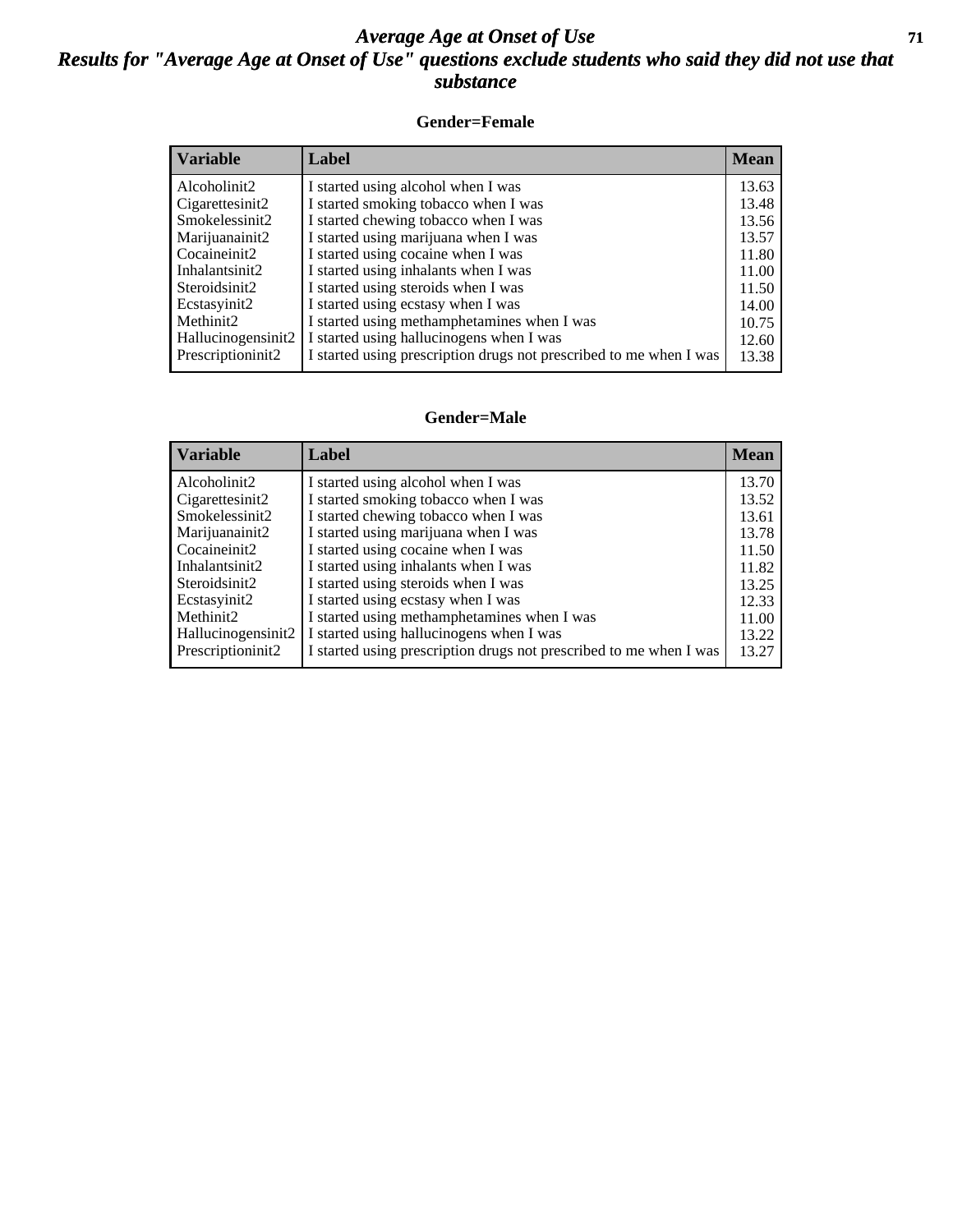# *Average Age at Onset of Use*
## *Results for "Average Age at Onset of Use" questions exclude students who said they did not use that substance*

### Gender=Female

| Variable | Label | Mean |
|---|---|---|
| Alcoholinit2 | I started using alcohol when I was | 13.63 |
| Cigarettesinit2 | I started smoking tobacco when I was | 13.48 |
| Smokelessinit2 | I started chewing tobacco when I was | 13.56 |
| Marijuanainit2 | I started using marijuana when I was | 13.57 |
| Cocaineinit2 | I started using cocaine when I was | 11.80 |
| Inhalantsinit2 | I started using inhalants when I was | 11.00 |
| Steroidsinit2 | I started using steroids when I was | 11.50 |
| Ecstasyinit2 | I started using ecstasy when I was | 14.00 |
| Methinit2 | I started using methamphetamines when I was | 10.75 |
| Hallucinogensinit2 | I started using hallucinogens when I was | 12.60 |
| Prescriptioninit2 | I started using prescription drugs not prescribed to me when I was | 13.38 |

### Gender=Male

| Variable | Label | Mean |
|---|---|---|
| Alcoholinit2 | I started using alcohol when I was | 13.70 |
| Cigarettesinit2 | I started smoking tobacco when I was | 13.52 |
| Smokelessinit2 | I started chewing tobacco when I was | 13.61 |
| Marijuanainit2 | I started using marijuana when I was | 13.78 |
| Cocaineinit2 | I started using cocaine when I was | 11.50 |
| Inhalantsinit2 | I started using inhalants when I was | 11.82 |
| Steroidsinit2 | I started using steroids when I was | 13.25 |
| Ecstasyinit2 | I started using ecstasy when I was | 12.33 |
| Methinit2 | I started using methamphetamines when I was | 11.00 |
| Hallucinogensinit2 | I started using hallucinogens when I was | 13.22 |
| Prescriptioninit2 | I started using prescription drugs not prescribed to me when I was | 13.27 |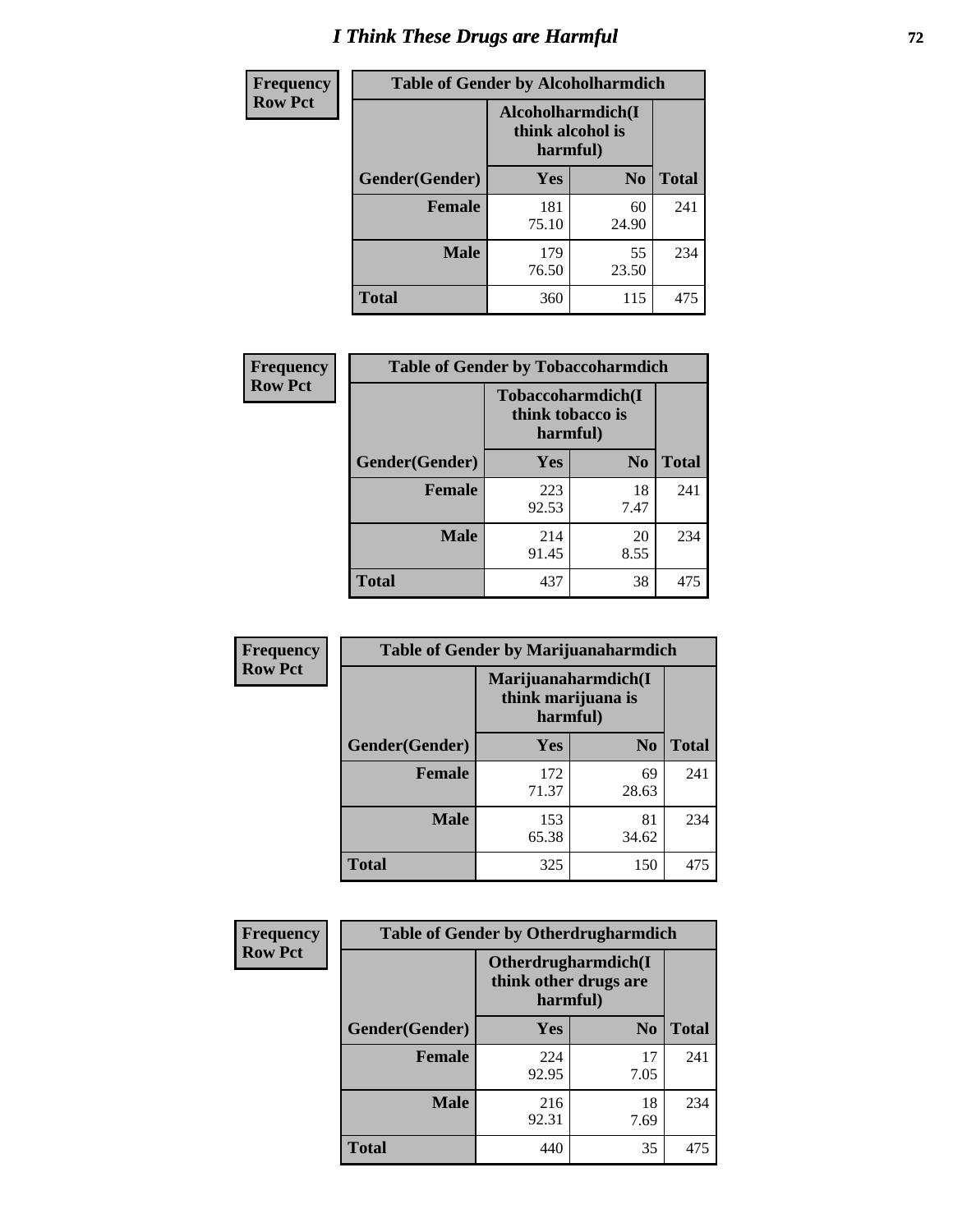# I Think These Drugs are Harmful

| Frequency Row Pct | Table of Gender by Alcoholharmdich | | |
|---|---|---|---|
| | Alcoholharmdich(I think alcohol is harmful) | | |
| Gender(Gender) | Yes | No | Total |
| Female | 181<br>75.10 | 60<br>24.90 | 241 |
| Male | 179<br>76.50 | 55<br>23.50 | 234 |
| Total | 360 | 115 | 475 |

| Frequency Row Pct | Table of Gender by Tobaccoharmdich | | |
|---|---|---|---|
| | Tobaccoharmdich(I think tobacco is harmful) | | |
| Gender(Gender) | Yes | No | Total |
| Female | 223<br>92.53 | 18<br>7.47 | 241 |
| Male | 214<br>91.45 | 20<br>8.55 | 234 |
| Total | 437 | 38 | 475 |

| Frequency Row Pct | Table of Gender by Marijuanaharmdich | | |
|---|---|---|---|
| | Marijuanaharmdich(I think marijuana is harmful) | | |
| Gender(Gender) | Yes | No | Total |
| Female | 172<br>71.37 | 69<br>28.63 | 241 |
| Male | 153<br>65.38 | 81<br>34.62 | 234 |
| Total | 325 | 150 | 475 |

| Frequency Row Pct | Table of Gender by Otherdrugharmdich | | |
|---|---|---|---|
| | Otherdrugharmdich(I think other drugs are harmful) | | |
| Gender(Gender) | Yes | No | Total |
| Female | 224<br>92.95 | 17<br>7.05 | 241 |
| Male | 216<br>92.31 | 18<br>7.69 | 234 |
| Total | 440 | 35 | 475 |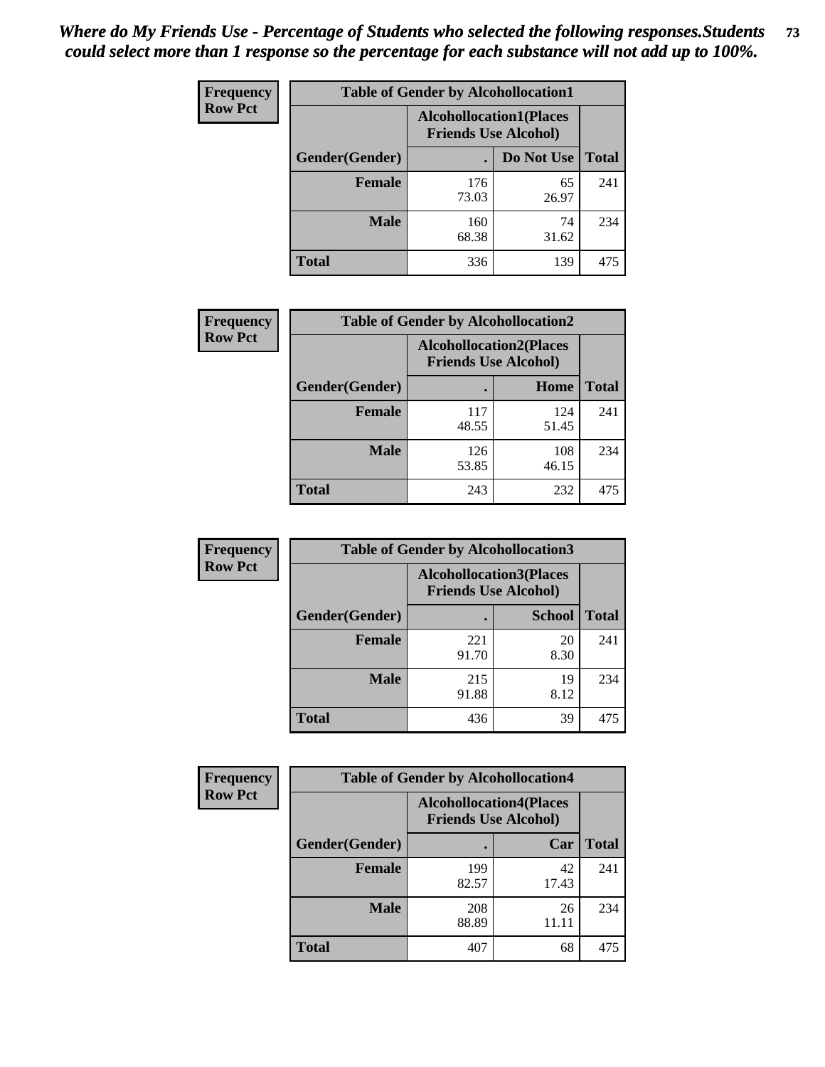*Where do My Friends Use - Percentage of Students who selected the following responses.Students could select more than 1 response so the percentage for each substance will not add up to 100%.*

**Frequency Row Pct**

| Table of Gender by Alcohollocation1 | | | |
|---|---|---|---|
| | Alcohollocation1(Places Friends Use Alcohol) | | |
| Gender(Gender) | . | Do Not Use | Total |
| **Female** | 176<br>73.03 | 65<br>26.97 | 241 |
| **Male** | 160<br>68.38 | 74<br>31.62 | 234 |
| **Total** | 336 | 139 | 475 |

**Frequency Row Pct**

| Table of Gender by Alcohollocation2 | | | |
|---|---|---|---|
| | Alcohollocation2(Places Friends Use Alcohol) | | |
| Gender(Gender) | . | Home | Total |
| **Female** | 117<br>48.55 | 124<br>51.45 | 241 |
| **Male** | 126<br>53.85 | 108<br>46.15 | 234 |
| **Total** | 243 | 232 | 475 |

**Frequency Row Pct**

| Table of Gender by Alcohollocation3 | | | |
|---|---|---|---|
| | Alcohollocation3(Places Friends Use Alcohol) | | |
| Gender(Gender) | . | School | Total |
| **Female** | 221<br>91.70 | 20<br>8.30 | 241 |
| **Male** | 215<br>91.88 | 19<br>8.12 | 234 |
| **Total** | 436 | 39 | 475 |

**Frequency Row Pct**

| Table of Gender by Alcohollocation4 | | | |
|---|---|---|---|
| | Alcohollocation4(Places Friends Use Alcohol) | | |
| Gender(Gender) | . | Car | Total |
| **Female** | 199<br>82.57 | 42<br>17.43 | 241 |
| **Male** | 208<br>88.89 | 26<br>11.11 | 234 |
| **Total** | 407 | 68 | 475 |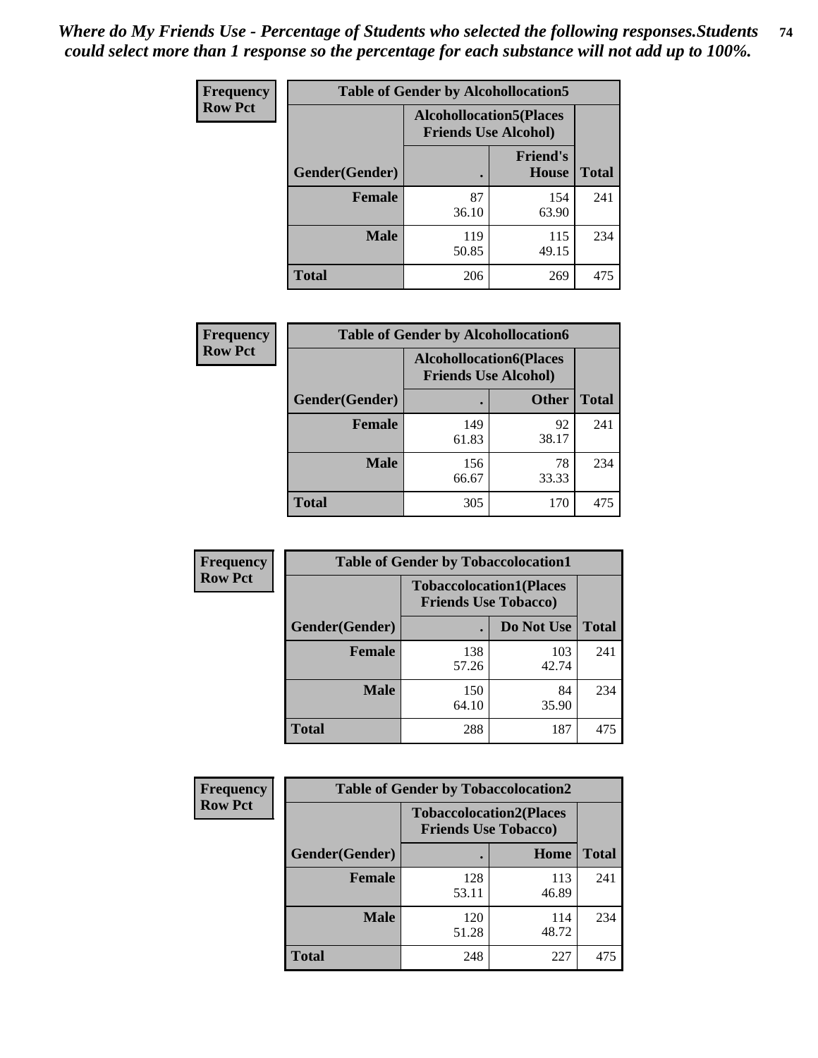*Where do My Friends Use - Percentage of Students who selected the following responses.Students could select more than 1 response so the percentage for each substance will not add up to 100%.*

**Frequency Row Pct**

| Table of Gender by Alcohollocation5 | | | |
|---|---|---|---|
| | Alcohollocation5(Places Friends Use Alcohol) | | |
| Gender(Gender) | . | Friend's House | Total |
| **Female** | 87<br>36.10 | 154<br>63.90 | 241 |
| **Male** | 119<br>50.85 | 115<br>49.15 | 234 |
| **Total** | 206 | 269 | 475 |

**Frequency Row Pct**

| Table of Gender by Alcohollocation6 | | | |
|---|---|---|---|
| | Alcohollocation6(Places Friends Use Alcohol) | | |
| Gender(Gender) | . | Other | Total |
| **Female** | 149<br>61.83 | 92<br>38.17 | 241 |
| **Male** | 156<br>66.67 | 78<br>33.33 | 234 |
| **Total** | 305 | 170 | 475 |

**Frequency Row Pct**

| Table of Gender by Tobaccolocation1 | | | |
|---|---|---|---|
| | Tobaccolocation1(Places Friends Use Tobacco) | | |
| Gender(Gender) | . | Do Not Use | Total |
| **Female** | 138<br>57.26 | 103<br>42.74 | 241 |
| **Male** | 150<br>64.10 | 84<br>35.90 | 234 |
| **Total** | 288 | 187 | 475 |

**Frequency Row Pct**

| Table of Gender by Tobaccolocation2 | | | |
|---|---|---|---|
| | Tobaccolocation2(Places Friends Use Tobacco) | | |
| Gender(Gender) | . | Home | Total |
| **Female** | 128<br>53.11 | 113<br>46.89 | 241 |
| **Male** | 120<br>51.28 | 114<br>48.72 | 234 |
| **Total** | 248 | 227 | 475 |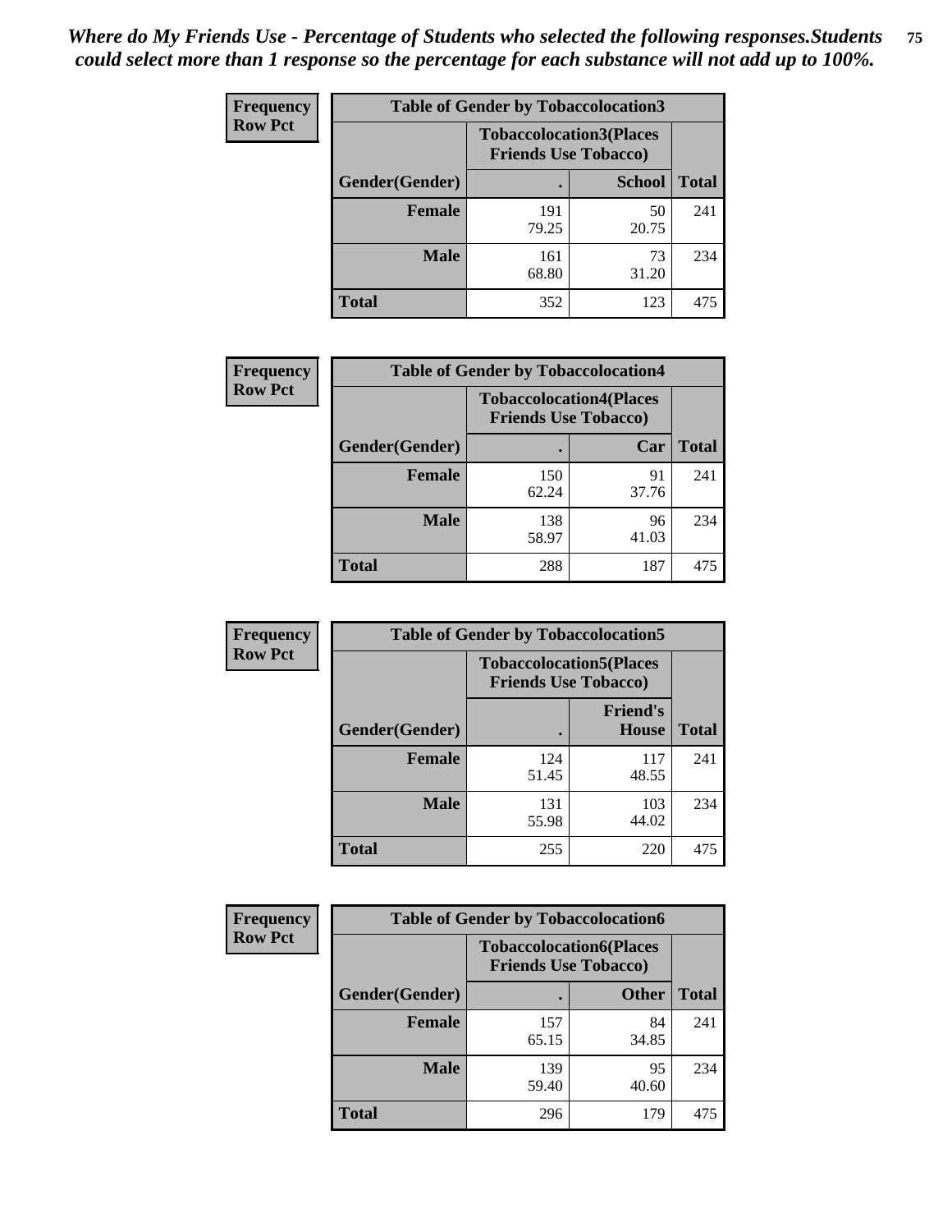*Where do My Friends Use - Percentage of Students who selected the following responses.Students could select more than 1 response so the percentage for each substance will not add up to 100%.*

**Frequency Row Pct**

| Table of Gender by Tobaccolocation3 | | | |
|---|---|---|---|
| | Tobaccolocation3(Places Friends Use Tobacco) | | |
| Gender(Gender) | . | School | Total |
| Female | 191<br>79.25 | 50<br>20.75 | 241 |
| Male | 161<br>68.80 | 73<br>31.20 | 234 |
| Total | 352 | 123 | 475 |

**Frequency Row Pct**

| Table of Gender by Tobaccolocation4 | | | |
|---|---|---|---|
| | Tobaccolocation4(Places Friends Use Tobacco) | | |
| Gender(Gender) | . | Car | Total |
| Female | 150<br>62.24 | 91<br>37.76 | 241 |
| Male | 138<br>58.97 | 96<br>41.03 | 234 |
| Total | 288 | 187 | 475 |

**Frequency Row Pct**

| Table of Gender by Tobaccolocation5 | | | |
|---|---|---|---|
| | Tobaccolocation5(Places Friends Use Tobacco) | | |
| Gender(Gender) | . | Friend's House | Total |
| Female | 124<br>51.45 | 117<br>48.55 | 241 |
| Male | 131<br>55.98 | 103<br>44.02 | 234 |
| Total | 255 | 220 | 475 |

**Frequency Row Pct**

| Table of Gender by Tobaccolocation6 | | | |
|---|---|---|---|
| | Tobaccolocation6(Places Friends Use Tobacco) | | |
| Gender(Gender) | . | Other | Total |
| Female | 157<br>65.15 | 84<br>34.85 | 241 |
| Male | 139<br>59.40 | 95<br>40.60 | 234 |
| Total | 296 | 179 | 475 |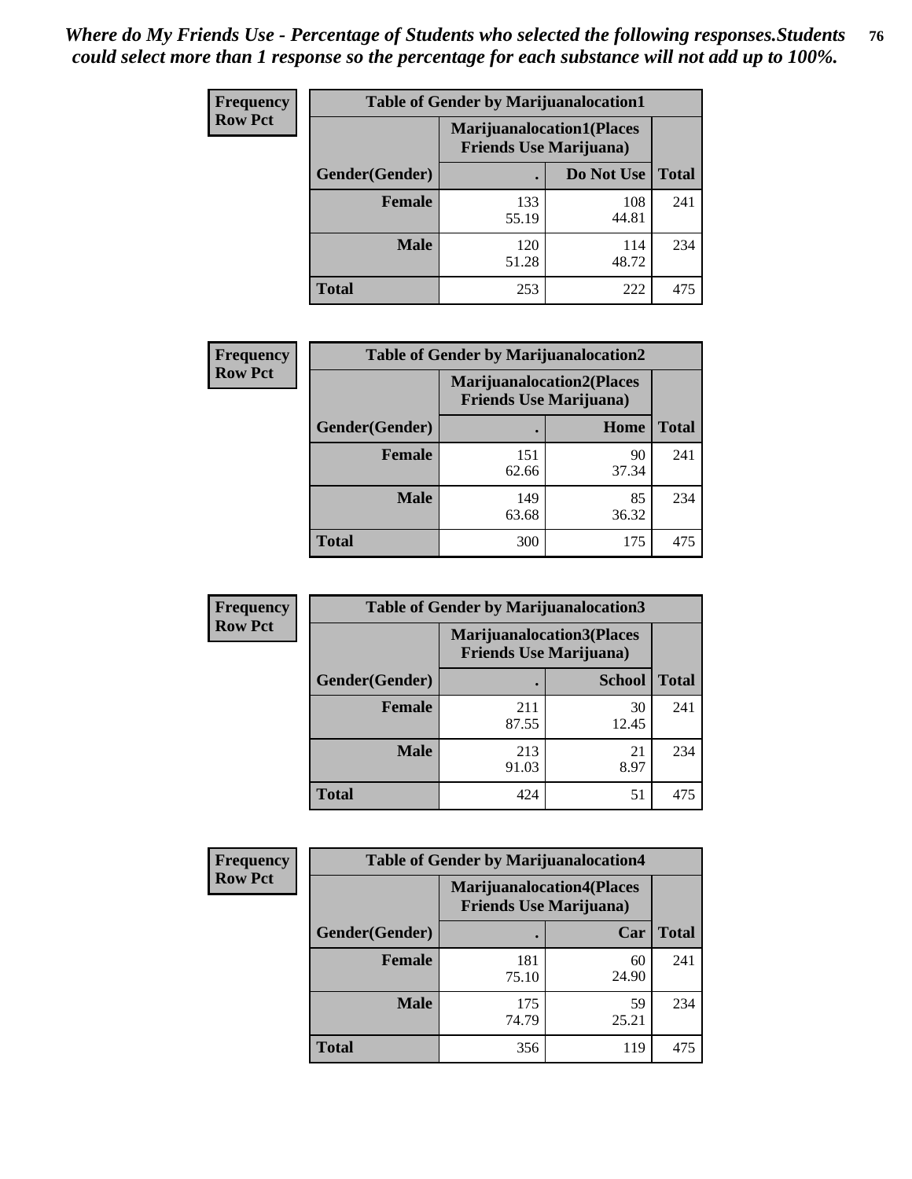*Where do My Friends Use - Percentage of Students who selected the following responses.Students could select more than 1 response so the percentage for each substance will not add up to 100%.*

**Frequency**
**Row Pct**

| Table of Gender by Marijuanalocation1 | | | |
|---|---|---|---|
| | Marijuanalocation1(Places Friends Use Marijuana) | | |
| Gender(Gender) | . | Do Not Use | Total |
| **Female** | 133<br>55.19 | 108<br>44.81 | 241 |
| **Male** | 120<br>51.28 | 114<br>48.72 | 234 |
| **Total** | 253 | 222 | 475 |

**Frequency**
**Row Pct**

| Table of Gender by Marijuanalocation2 | | | |
|---|---|---|---|
| | Marijuanalocation2(Places Friends Use Marijuana) | | |
| Gender(Gender) | . | Home | Total |
| **Female** | 151<br>62.66 | 90<br>37.34 | 241 |
| **Male** | 149<br>63.68 | 85<br>36.32 | 234 |
| **Total** | 300 | 175 | 475 |

**Frequency**
**Row Pct**

| Table of Gender by Marijuanalocation3 | | | |
|---|---|---|---|
| | Marijuanalocation3(Places Friends Use Marijuana) | | |
| Gender(Gender) | . | School | Total |
| **Female** | 211<br>87.55 | 30<br>12.45 | 241 |
| **Male** | 213<br>91.03 | 21<br>8.97 | 234 |
| **Total** | 424 | 51 | 475 |

**Frequency**
**Row Pct**

| Table of Gender by Marijuanalocation4 | | | |
|---|---|---|---|
| | Marijuanalocation4(Places Friends Use Marijuana) | | |
| Gender(Gender) | . | Car | Total |
| **Female** | 181<br>75.10 | 60<br>24.90 | 241 |
| **Male** | 175<br>74.79 | 59<br>25.21 | 234 |
| **Total** | 356 | 119 | 475 |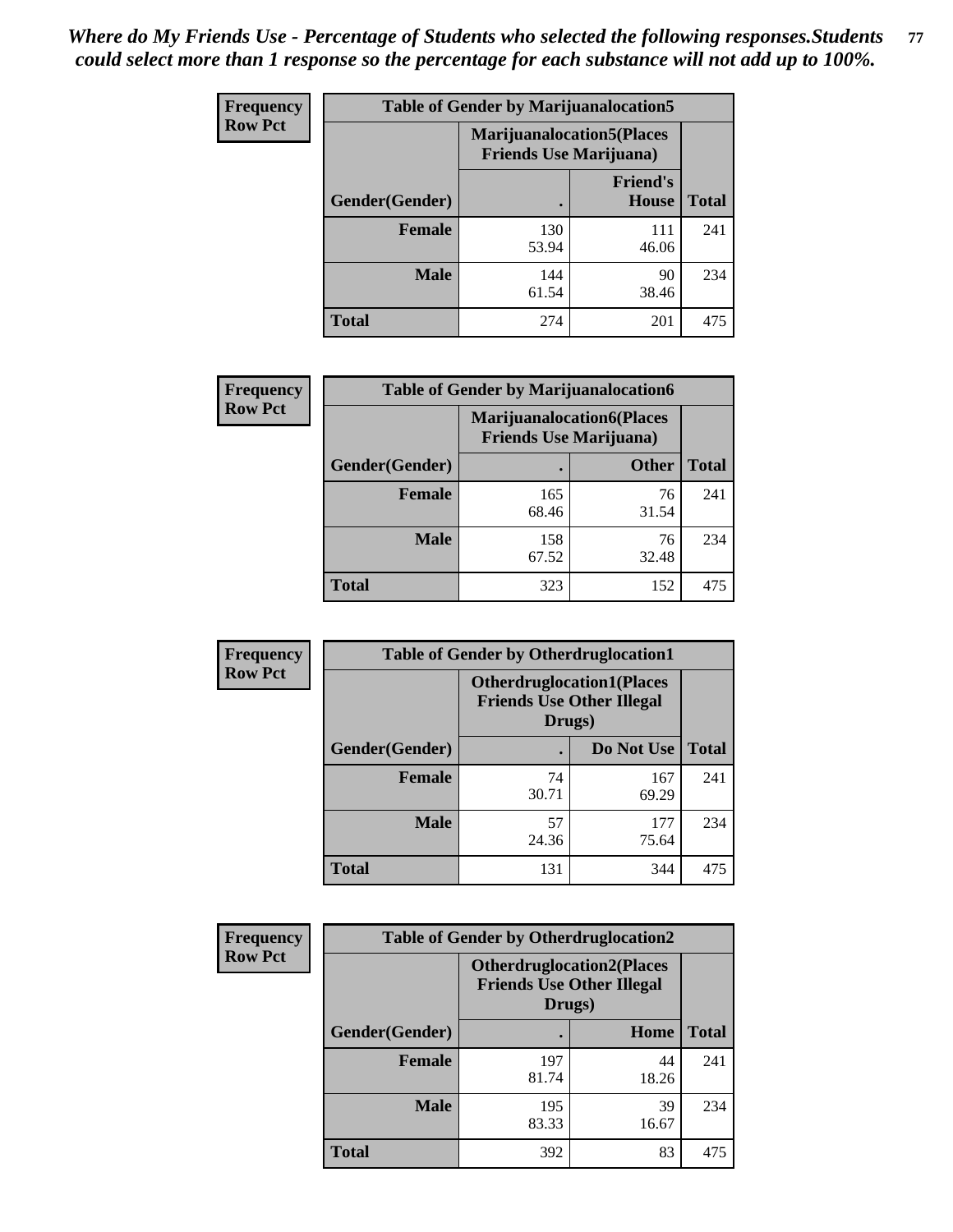*Where do My Friends Use - Percentage of Students who selected the following responses.Students could select more than 1 response so the percentage for each substance will not add up to 100%.*

**Frequency**
**Row Pct**

| Table of Gender by Marijuanalocation5 | | | |
|---|---|---|---|
| | Marijuanalocation5(Places Friends Use Marijuana) | | |
| Gender(Gender) | . | Friend's House | Total |
| Female | 130<br>53.94 | 111<br>46.06 | 241 |
| Male | 144<br>61.54 | 90<br>38.46 | 234 |
| Total | 274 | 201 | 475 |

**Frequency**
**Row Pct**

| Table of Gender by Marijuanalocation6 | | | |
|---|---|---|---|
| | Marijuanalocation6(Places Friends Use Marijuana) | | |
| Gender(Gender) | . | Other | Total |
| Female | 165<br>68.46 | 76<br>31.54 | 241 |
| Male | 158<br>67.52 | 76<br>32.48 | 234 |
| Total | 323 | 152 | 475 |

**Frequency**
**Row Pct**

| Table of Gender by Otherdruglocation1 | | | |
|---|---|---|---|
| | Otherdruglocation1(Places Friends Use Other Illegal Drugs) | | |
| Gender(Gender) | . | Do Not Use | Total |
| Female | 74<br>30.71 | 167<br>69.29 | 241 |
| Male | 57<br>24.36 | 177<br>75.64 | 234 |
| Total | 131 | 344 | 475 |

**Frequency**
**Row Pct**

| Table of Gender by Otherdruglocation2 | | | |
|---|---|---|---|
| | Otherdruglocation2(Places Friends Use Other Illegal Drugs) | | |
| Gender(Gender) | . | Home | Total |
| Female | 197<br>81.74 | 44<br>18.26 | 241 |
| Male | 195<br>83.33 | 39<br>16.67 | 234 |
| Total | 392 | 83 | 475 |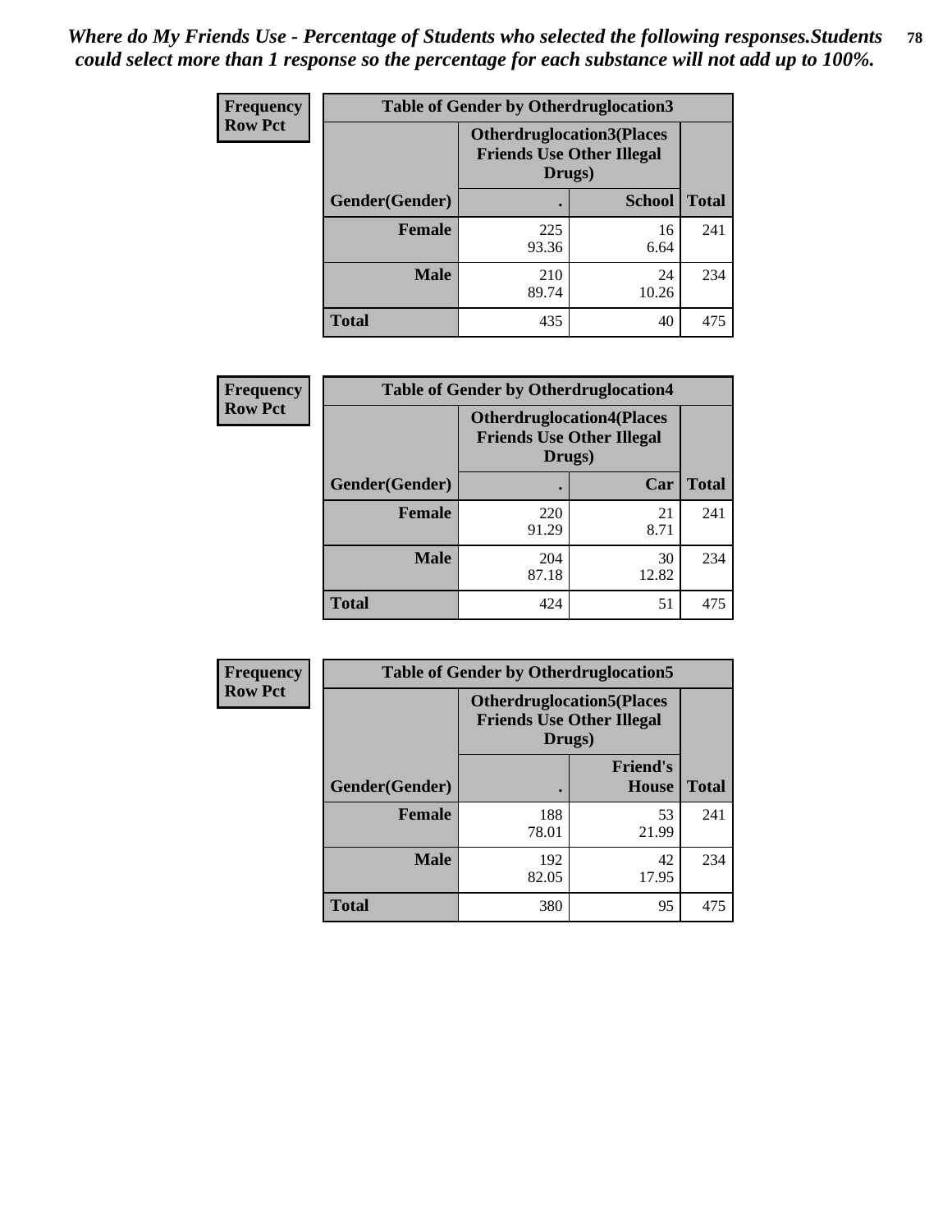*Where do My Friends Use - Percentage of Students who selected the following responses.Students could select more than 1 response so the percentage for each substance will not add up to 100%.*

**Frequency**
**Row Pct**

| Table of Gender by Otherdruglocation3 | | | |
|---|---|---|---|
| | Otherdruglocation3(Places Friends Use Other Illegal Drugs) | | |
| Gender(Gender) | . | School | Total |
| Female | 225<br>93.36 | 16<br>6.64 | 241 |
| Male | 210<br>89.74 | 24<br>10.26 | 234 |
| Total | 435 | 40 | 475 |

**Frequency**
**Row Pct**

| Table of Gender by Otherdruglocation4 | | | |
|---|---|---|---|
| | Otherdruglocation4(Places Friends Use Other Illegal Drugs) | | |
| Gender(Gender) | . | Car | Total |
| Female | 220<br>91.29 | 21<br>8.71 | 241 |
| Male | 204<br>87.18 | 30<br>12.82 | 234 |
| Total | 424 | 51 | 475 |

**Frequency**
**Row Pct**

| Table of Gender by Otherdruglocation5 | | | |
|---|---|---|---|
| | Otherdruglocation5(Places Friends Use Other Illegal Drugs) | | |
| Gender(Gender) | . | Friend's House | Total |
| Female | 188<br>78.01 | 53<br>21.99 | 241 |
| Male | 192<br>82.05 | 42<br>17.95 | 234 |
| Total | 380 | 95 | 475 |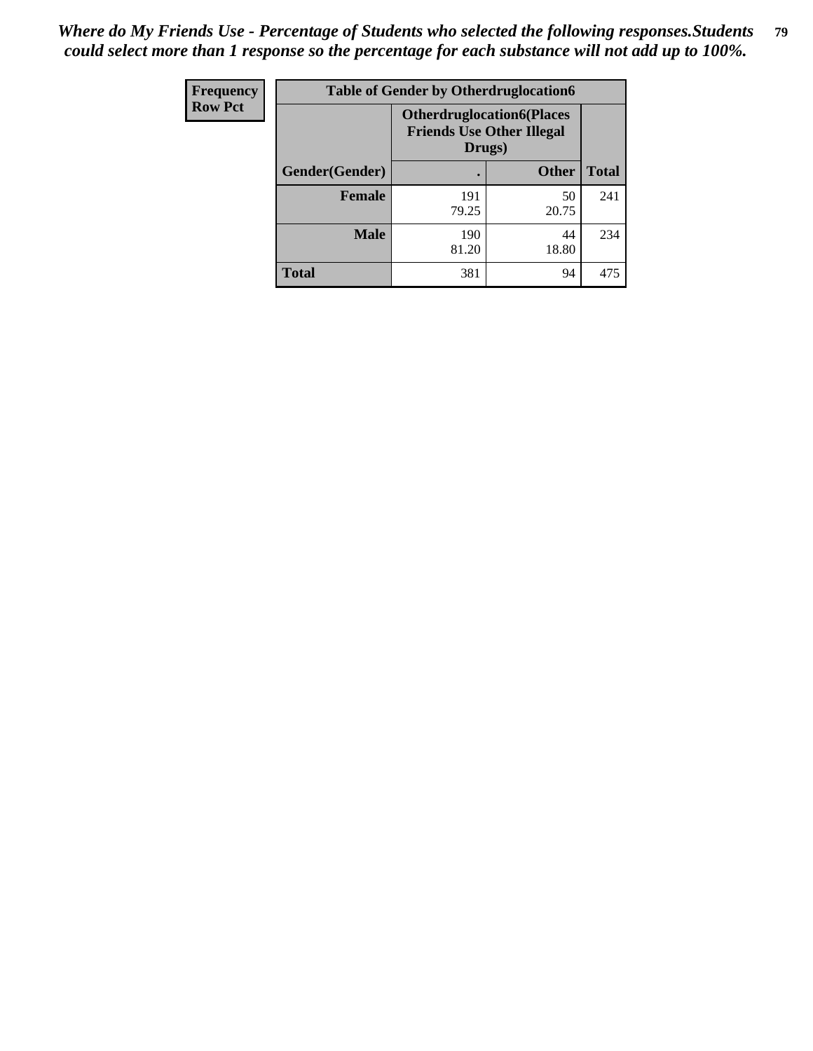*Where do My Friends Use - Percentage of Students who selected the following responses.Students could select more than 1 response so the percentage for each substance will not add up to 100%.*

| Frequency Row Pct | Table of Gender by Otherdruglocation6 | | |
|---|---|---|---|
| | Otherdruglocation6(Places Friends Use Other Illegal Drugs) | | |
| Gender(Gender) | . | Other | Total |
| Female | 191 79.25 | 50 20.75 | 241 |
| Male | 190 81.20 | 44 18.80 | 234 |
| Total | 381 | 94 | 475 |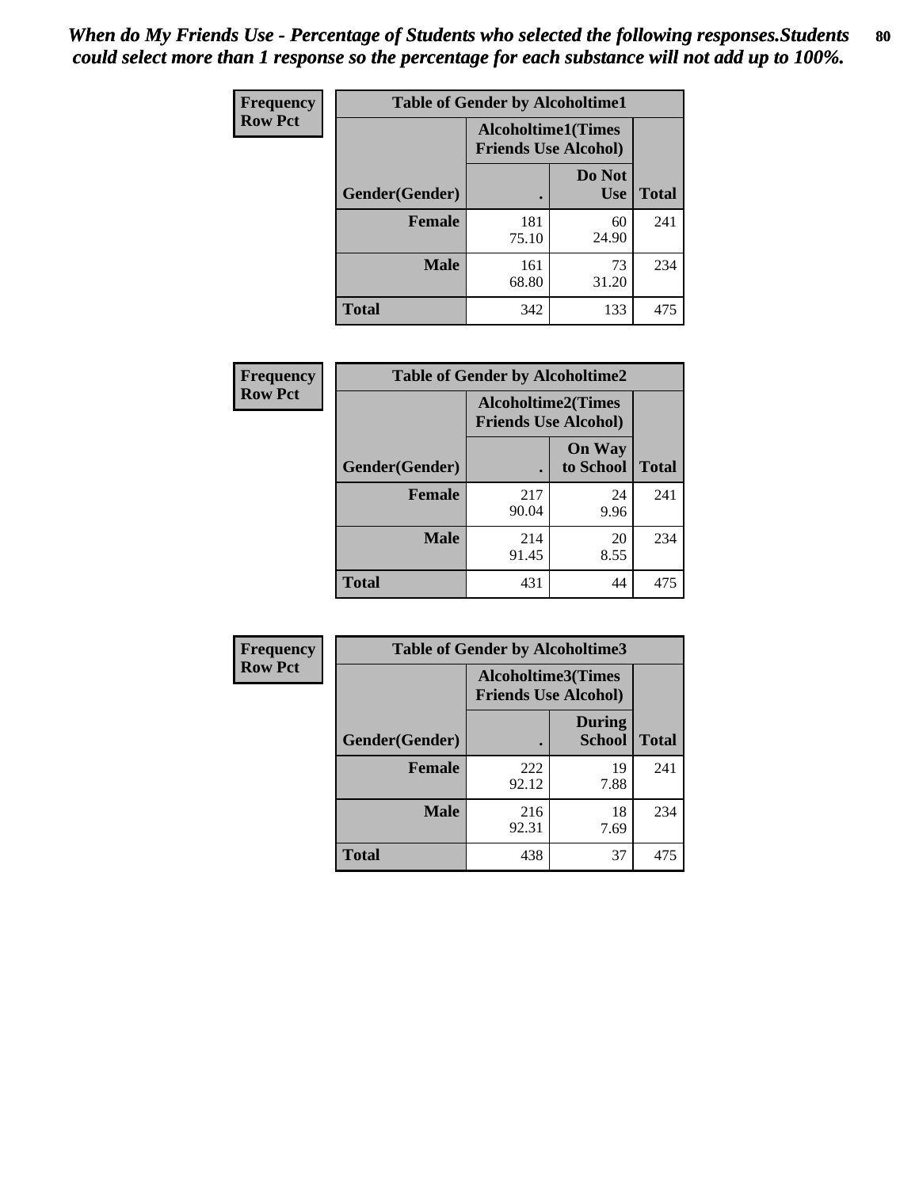*When do My Friends Use - Percentage of Students who selected the following responses.Students could select more than 1 response so the percentage for each substance will not add up to 100%.*

**Frequency**
**Row Pct**

| Table of Gender by Alcoholtime1 | | | |
|---|---|---|---|
| | Alcoholtime1(Times Friends Use Alcohol) | | |
| Gender(Gender) | . | Do Not Use | Total |
| **Female** | 181<br>75.10 | 60<br>24.90 | 241 |
| **Male** | 161<br>68.80 | 73<br>31.20 | 234 |
| **Total** | 342 | 133 | 475 |

**Frequency**
**Row Pct**

| Table of Gender by Alcoholtime2 | | | |
|---|---|---|---|
| | Alcoholtime2(Times Friends Use Alcohol) | | |
| Gender(Gender) | . | On Way to School | Total |
| **Female** | 217<br>90.04 | 24<br>9.96 | 241 |
| **Male** | 214<br>91.45 | 20<br>8.55 | 234 |
| **Total** | 431 | 44 | 475 |

**Frequency**
**Row Pct**

| Table of Gender by Alcoholtime3 | | | |
|---|---|---|---|
| | Alcoholtime3(Times Friends Use Alcohol) | | |
| Gender(Gender) | . | During School | Total |
| **Female** | 222<br>92.12 | 19<br>7.88 | 241 |
| **Male** | 216<br>92.31 | 18<br>7.69 | 234 |
| **Total** | 438 | 37 | 475 |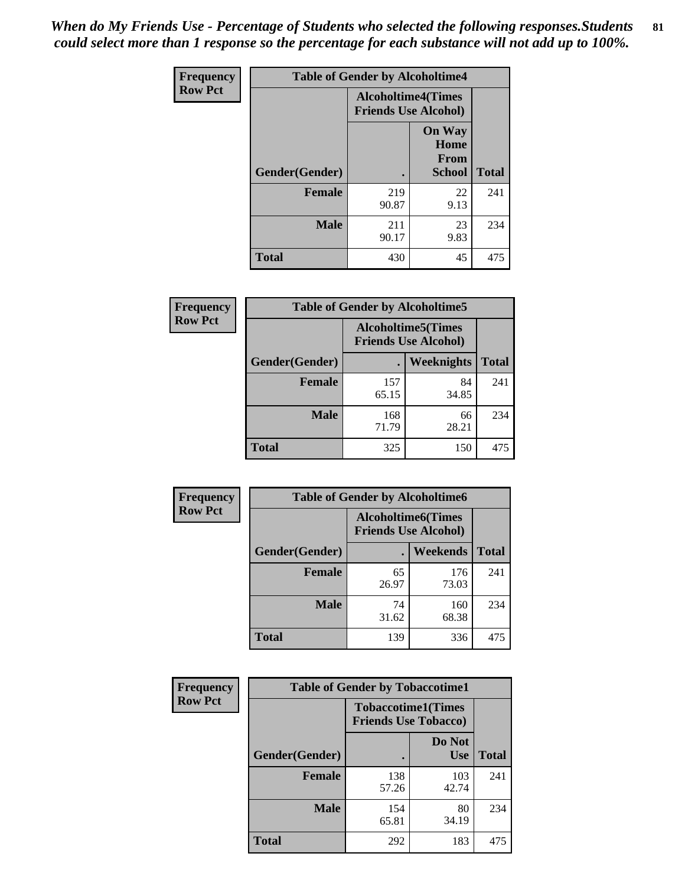*When do My Friends Use - Percentage of Students who selected the following responses.Students could select more than 1 response so the percentage for each substance will not add up to 100%.*

**Frequency**
**Row Pct**

| Table of Gender by Alcoholtime4 | | | |
|---|---|---|---|
| | Alcoholtime4(Times Friends Use Alcohol) | | |
| Gender(Gender) | . | On Way Home From School | Total |
| **Female** | 219<br>90.87 | 22<br>9.13 | 241 |
| **Male** | 211<br>90.17 | 23<br>9.83 | 234 |
| **Total** | 430 | 45 | 475 |

**Frequency**
**Row Pct**

| Table of Gender by Alcoholtime5 | | | |
|---|---|---|---|
| | Alcoholtime5(Times Friends Use Alcohol) | | |
| Gender(Gender) | . | Weeknights | Total |
| **Female** | 157<br>65.15 | 84<br>34.85 | 241 |
| **Male** | 168<br>71.79 | 66<br>28.21 | 234 |
| **Total** | 325 | 150 | 475 |

**Frequency**
**Row Pct**

| Table of Gender by Alcoholtime6 | | | |
|---|---|---|---|
| | Alcoholtime6(Times Friends Use Alcohol) | | |
| Gender(Gender) | . | Weekends | Total |
| **Female** | 65<br>26.97 | 176<br>73.03 | 241 |
| **Male** | 74<br>31.62 | 160<br>68.38 | 234 |
| **Total** | 139 | 336 | 475 |

**Frequency**
**Row Pct**

| Table of Gender by Tobaccotime1 | | | |
|---|---|---|---|
| | Tobaccotime1(Times Friends Use Tobacco) | | |
| Gender(Gender) | . | Do Not Use | Total |
| **Female** | 138<br>57.26 | 103<br>42.74 | 241 |
| **Male** | 154<br>65.81 | 80<br>34.19 | 234 |
| **Total** | 292 | 183 | 475 |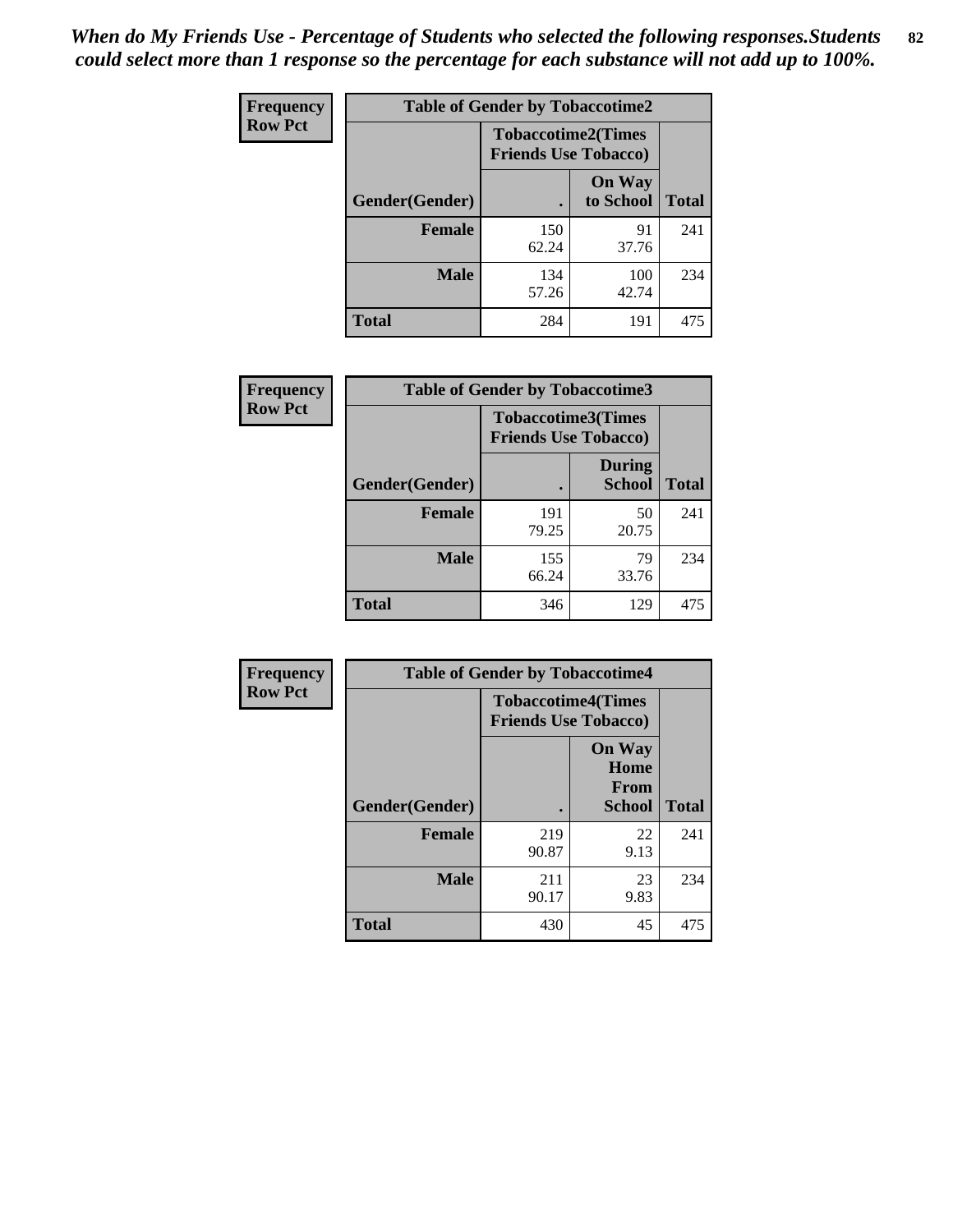*When do My Friends Use - Percentage of Students who selected the following responses.Students could select more than 1 response so the percentage for each substance will not add up to 100%.*

**Frequency**
**Row Pct**

| Table of Gender by Tobaccotime2 | | | |
|---|---|---|---|
| | Tobaccotime2(Times Friends Use Tobacco) | | |
| Gender(Gender) | . | On Way to School | Total |
| **Female** | 150<br>62.24 | 91<br>37.76 | 241 |
| **Male** | 134<br>57.26 | 100<br>42.74 | 234 |
| **Total** | 284 | 191 | 475 |

**Frequency**
**Row Pct**

| Table of Gender by Tobaccotime3 | | | |
|---|---|---|---|
| | Tobaccotime3(Times Friends Use Tobacco) | | |
| Gender(Gender) | . | During School | Total |
| **Female** | 191<br>79.25 | 50<br>20.75 | 241 |
| **Male** | 155<br>66.24 | 79<br>33.76 | 234 |
| **Total** | 346 | 129 | 475 |

**Frequency**
**Row Pct**

| Table of Gender by Tobaccotime4 | | | |
|---|---|---|---|
| | Tobaccotime4(Times Friends Use Tobacco) | | |
| Gender(Gender) | . | On Way Home From School | Total |
| **Female** | 219<br>90.87 | 22<br>9.13 | 241 |
| **Male** | 211<br>90.17 | 23<br>9.83 | 234 |
| **Total** | 430 | 45 | 475 |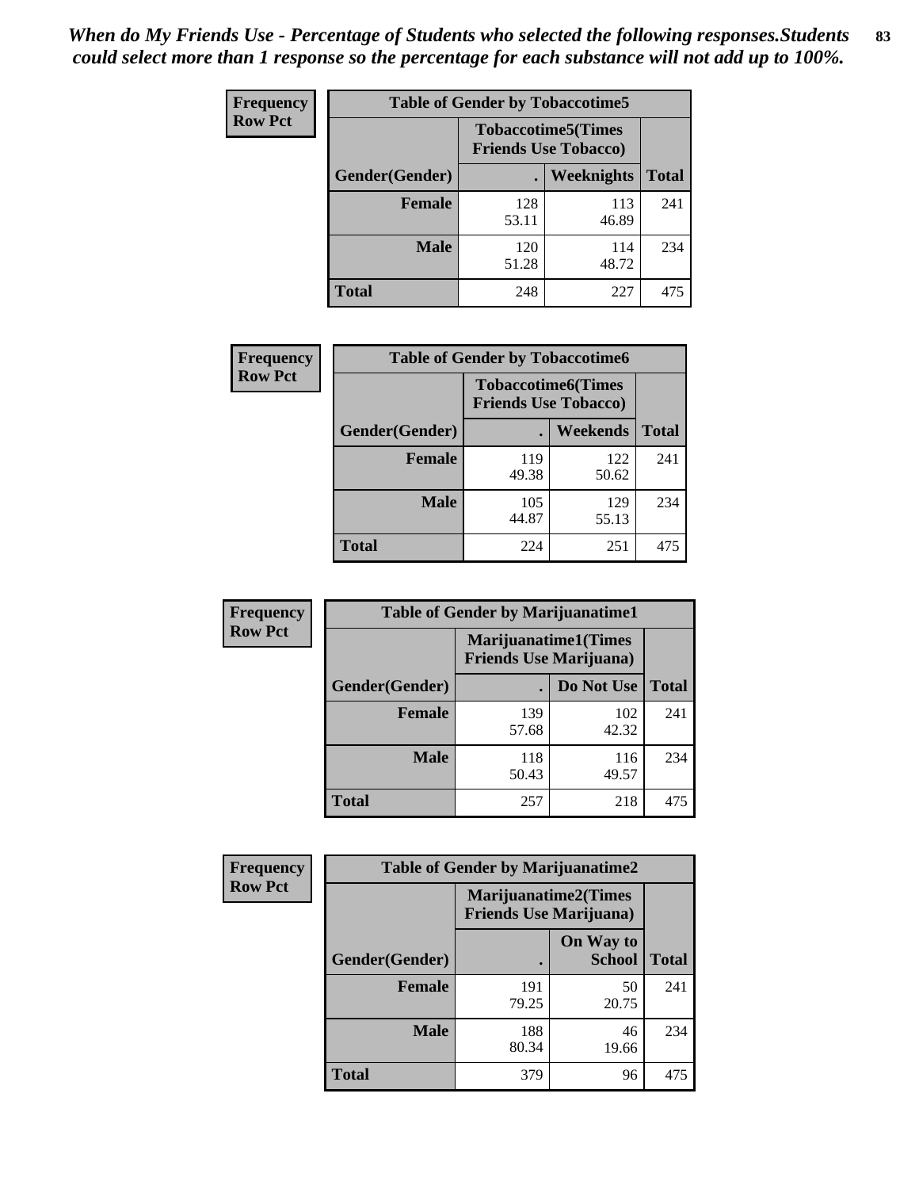*When do My Friends Use - Percentage of Students who selected the following responses.Students could select more than 1 response so the percentage for each substance will not add up to 100%.*

**Frequency**
**Row Pct**

| Table of Gender by Tobaccotime5 | | | |
|---|---|---|---|
| | Tobaccotime5(Times Friends Use Tobacco) | | |
| Gender(Gender) | . | Weeknights | Total |
| **Female** | 128<br>53.11 | 113<br>46.89 | 241 |
| **Male** | 120<br>51.28 | 114<br>48.72 | 234 |
| **Total** | 248 | 227 | 475 |

**Frequency**
**Row Pct**

| Table of Gender by Tobaccotime6 | | | |
|---|---|---|---|
| | Tobaccotime6(Times Friends Use Tobacco) | | |
| Gender(Gender) | . | Weekends | Total |
| **Female** | 119<br>49.38 | 122<br>50.62 | 241 |
| **Male** | 105<br>44.87 | 129<br>55.13 | 234 |
| **Total** | 224 | 251 | 475 |

**Frequency**
**Row Pct**

| Table of Gender by Marijuanatime1 | | | |
|---|---|---|---|
| | Marijuanatime1(Times Friends Use Marijuana) | | |
| Gender(Gender) | . | Do Not Use | Total |
| **Female** | 139<br>57.68 | 102<br>42.32 | 241 |
| **Male** | 118<br>50.43 | 116<br>49.57 | 234 |
| **Total** | 257 | 218 | 475 |

**Frequency**
**Row Pct**

| Table of Gender by Marijuanatime2 | | | |
|---|---|---|---|
| | Marijuanatime2(Times Friends Use Marijuana) | | |
| Gender(Gender) | . | On Way to School | Total |
| **Female** | 191<br>79.25 | 50<br>20.75 | 241 |
| **Male** | 188<br>80.34 | 46<br>19.66 | 234 |
| **Total** | 379 | 96 | 475 |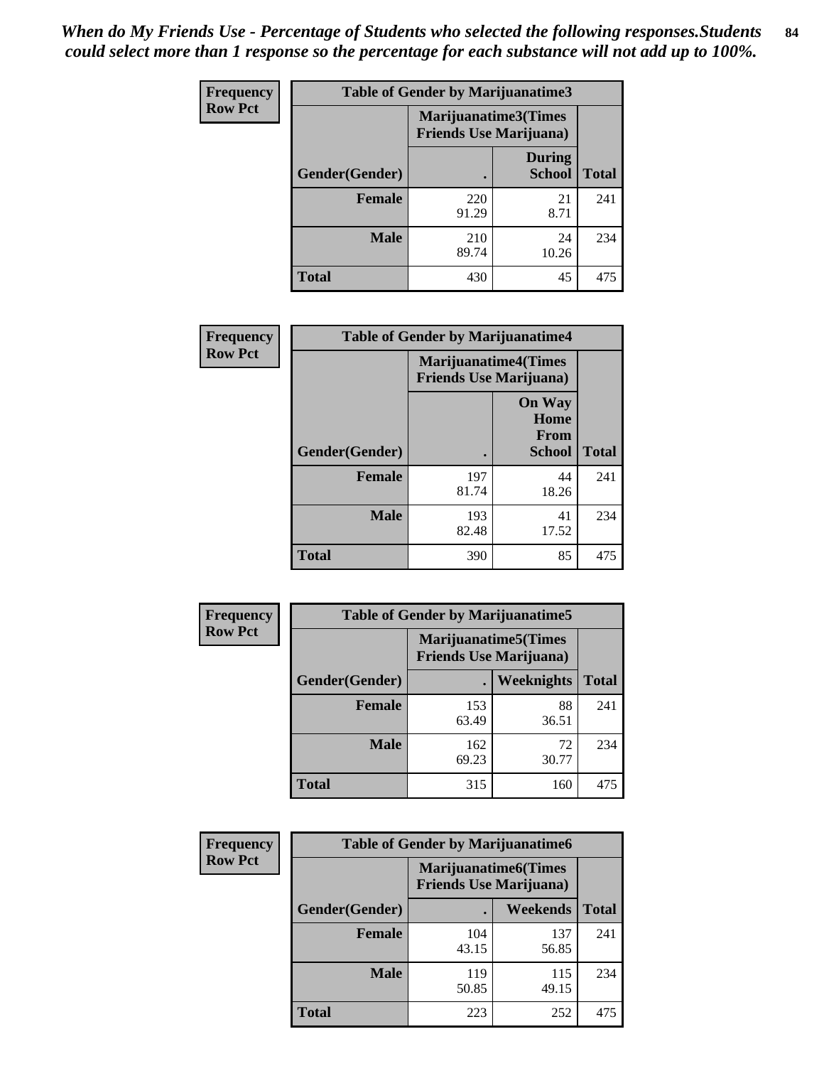*When do My Friends Use - Percentage of Students who selected the following responses.Students could select more than 1 response so the percentage for each substance will not add up to 100%.*

**Frequency**
**Row Pct**

| Table of Gender by Marijuanatime3 | | | |
|---|---|---|---|
| | Marijuanatime3(Times Friends Use Marijuana) | | |
| Gender(Gender) | . | During School | Total |
| **Female** | 220<br>91.29 | 21<br>8.71 | 241 |
| **Male** | 210<br>89.74 | 24<br>10.26 | 234 |
| **Total** | 430 | 45 | 475 |

**Frequency**
**Row Pct**

| Table of Gender by Marijuanatime4 | | | |
|---|---|---|---|
| | Marijuanatime4(Times Friends Use Marijuana) | | |
| Gender(Gender) | . | On Way Home From School | Total |
| **Female** | 197<br>81.74 | 44<br>18.26 | 241 |
| **Male** | 193<br>82.48 | 41<br>17.52 | 234 |
| **Total** | 390 | 85 | 475 |

**Frequency**
**Row Pct**

| Table of Gender by Marijuanatime5 | | | |
|---|---|---|---|
| | Marijuanatime5(Times Friends Use Marijuana) | | |
| Gender(Gender) | . | Weeknights | Total |
| **Female** | 153<br>63.49 | 88<br>36.51 | 241 |
| **Male** | 162<br>69.23 | 72<br>30.77 | 234 |
| **Total** | 315 | 160 | 475 |

**Frequency**
**Row Pct**

| Table of Gender by Marijuanatime6 | | | |
|---|---|---|---|
| | Marijuanatime6(Times Friends Use Marijuana) | | |
| Gender(Gender) | . | Weekends | Total |
| **Female** | 104<br>43.15 | 137<br>56.85 | 241 |
| **Male** | 119<br>50.85 | 115<br>49.15 | 234 |
| **Total** | 223 | 252 | 475 |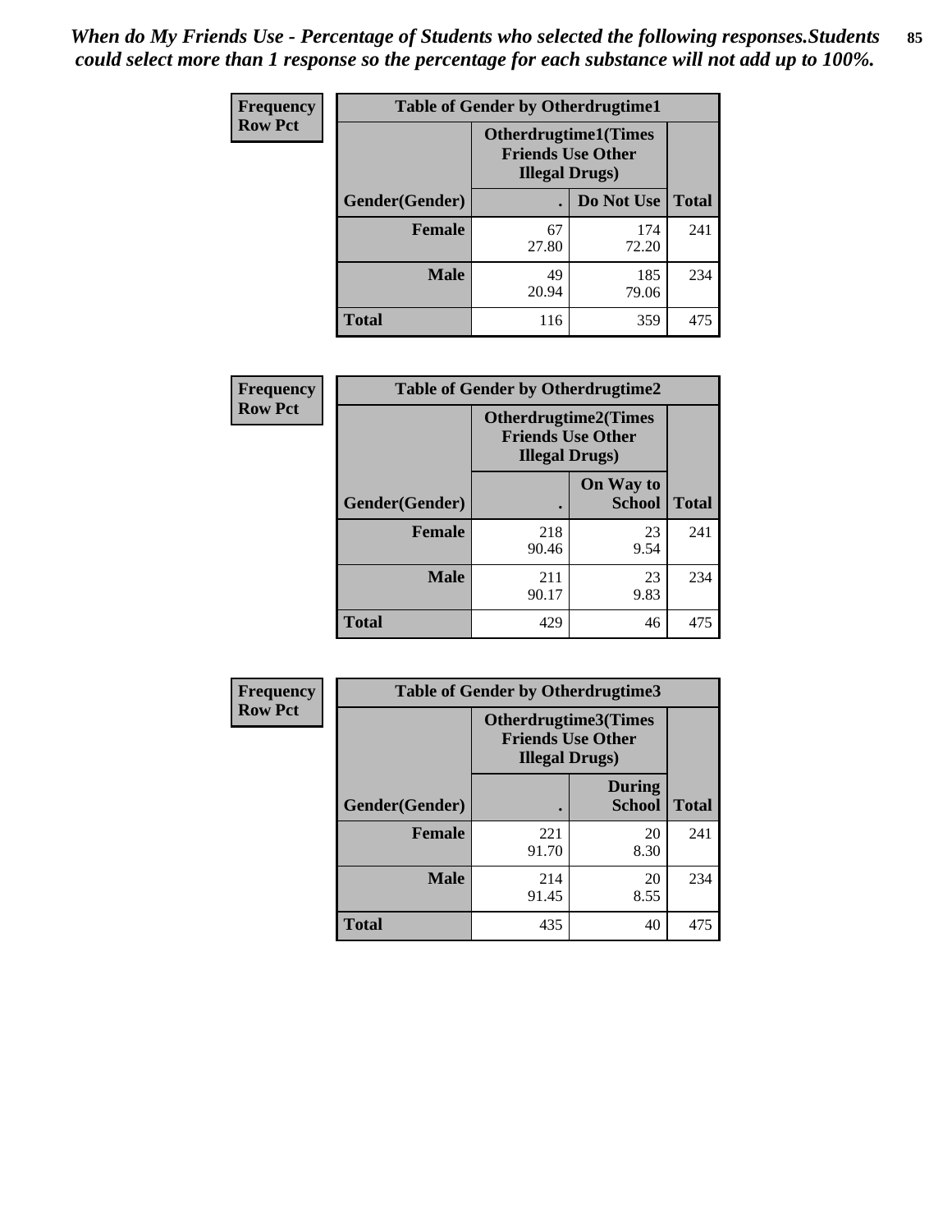*When do My Friends Use - Percentage of Students who selected the following responses.Students could select more than 1 response so the percentage for each substance will not add up to 100%.*

**Frequency**
**Row Pct**

**Table of Gender by Otherdrugtime1**

| Gender(Gender) | Otherdrugtime1(Times Friends Use Other Illegal Drugs) . | Do Not Use | Total |
|---|---|---|---|
| **Female** | 67<br>27.80 | 174<br>72.20 | 241 |
| **Male** | 49<br>20.94 | 185<br>79.06 | 234 |
| **Total** | 116 | 359 | 475 |

**Frequency**
**Row Pct**

**Table of Gender by Otherdrugtime2**

| Gender(Gender) | Otherdrugtime2(Times Friends Use Other Illegal Drugs) . | On Way to School | Total |
|---|---|---|---|
| **Female** | 218<br>90.46 | 23<br>9.54 | 241 |
| **Male** | 211<br>90.17 | 23<br>9.83 | 234 |
| **Total** | 429 | 46 | 475 |

**Frequency**
**Row Pct**

**Table of Gender by Otherdrugtime3**

| Gender(Gender) | Otherdrugtime3(Times Friends Use Other Illegal Drugs) . | During School | Total |
|---|---|---|---|
| **Female** | 221<br>91.70 | 20<br>8.30 | 241 |
| **Male** | 214<br>91.45 | 20<br>8.55 | 234 |
| **Total** | 435 | 40 | 475 |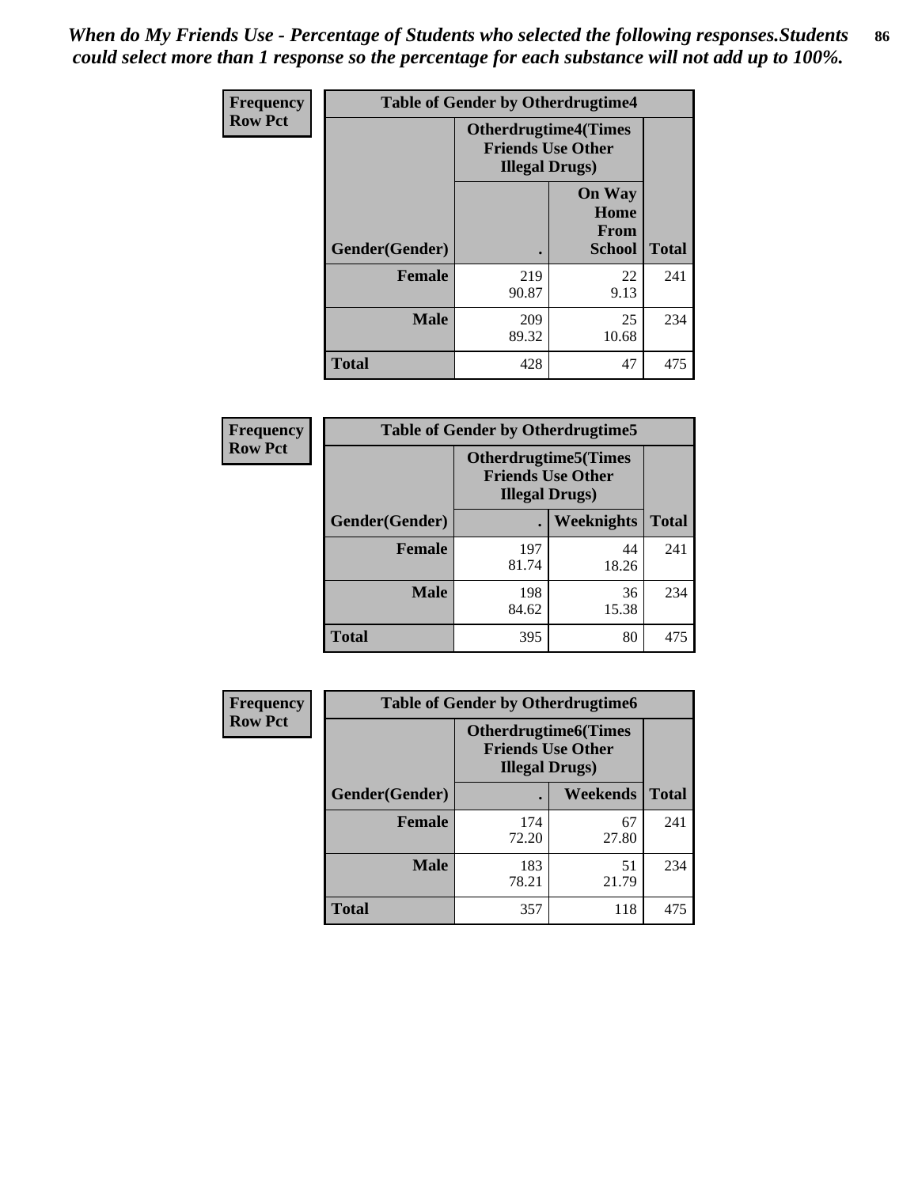*When do My Friends Use - Percentage of Students who selected the following responses.Students could select more than 1 response so the percentage for each substance will not add up to 100%.*

**Frequency**
**Row Pct**

| Table of Gender by Otherdrugtime4 | | | |
|---|---|---|---|
| | Otherdrugtime4(Times Friends Use Other Illegal Drugs) | | |
| Gender(Gender) | . | On Way Home From School | Total |
| Female | 219<br>90.87 | 22<br>9.13 | 241 |
| Male | 209<br>89.32 | 25<br>10.68 | 234 |
| Total | 428 | 47 | 475 |

**Frequency**
**Row Pct**

| Table of Gender by Otherdrugtime5 | | | |
|---|---|---|---|
| | Otherdrugtime5(Times Friends Use Other Illegal Drugs) | | |
| Gender(Gender) | . | Weeknights | Total |
| Female | 197<br>81.74 | 44<br>18.26 | 241 |
| Male | 198<br>84.62 | 36<br>15.38 | 234 |
| Total | 395 | 80 | 475 |

**Frequency**
**Row Pct**

| Table of Gender by Otherdrugtime6 | | | |
|---|---|---|---|
| | Otherdrugtime6(Times Friends Use Other Illegal Drugs) | | |
| Gender(Gender) | . | Weekends | Total |
| Female | 174<br>72.20 | 67<br>27.80 | 241 |
| Male | 183<br>78.21 | 51<br>21.79 | 234 |
| Total | 357 | 118 | 475 |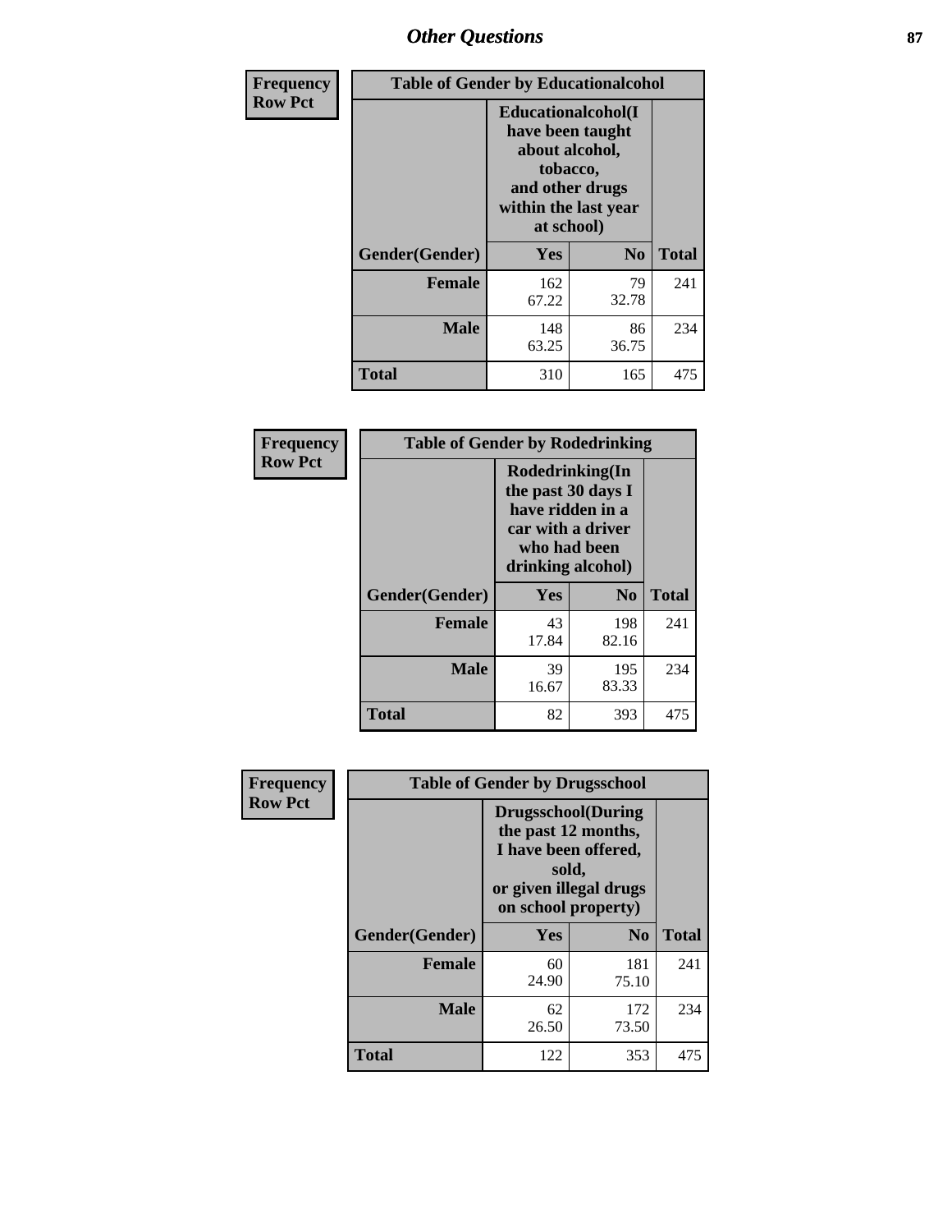## Other Questions

**Frequency**
**Row Pct**

| Table of Gender by Educationalcohol | | | |
|---|---|---|---|
| | Educationalcohol(I have been taught about alcohol, tobacco, and other drugs within the last year at school) | | |
| Gender(Gender) | Yes | No | Total |
| Female | 162<br>67.22 | 79<br>32.78 | 241 |
| Male | 148<br>63.25 | 86<br>36.75 | 234 |
| Total | 310 | 165 | 475 |

**Frequency**
**Row Pct**

| Table of Gender by Rodedrinking | | | |
|---|---|---|---|
| | Rodedrinking(In the past 30 days I have ridden in a car with a driver who had been drinking alcohol) | | |
| Gender(Gender) | Yes | No | Total |
| Female | 43<br>17.84 | 198<br>82.16 | 241 |
| Male | 39<br>16.67 | 195<br>83.33 | 234 |
| Total | 82 | 393 | 475 |

**Frequency**
**Row Pct**

| Table of Gender by Drugsschool | | | |
|---|---|---|---|
| | Drugsschool(During the past 12 months, I have been offered, sold, or given illegal drugs on school property) | | |
| Gender(Gender) | Yes | No | Total |
| Female | 60<br>24.90 | 181<br>75.10 | 241 |
| Male | 62<br>26.50 | 172<br>73.50 | 234 |
| Total | 122 | 353 | 475 |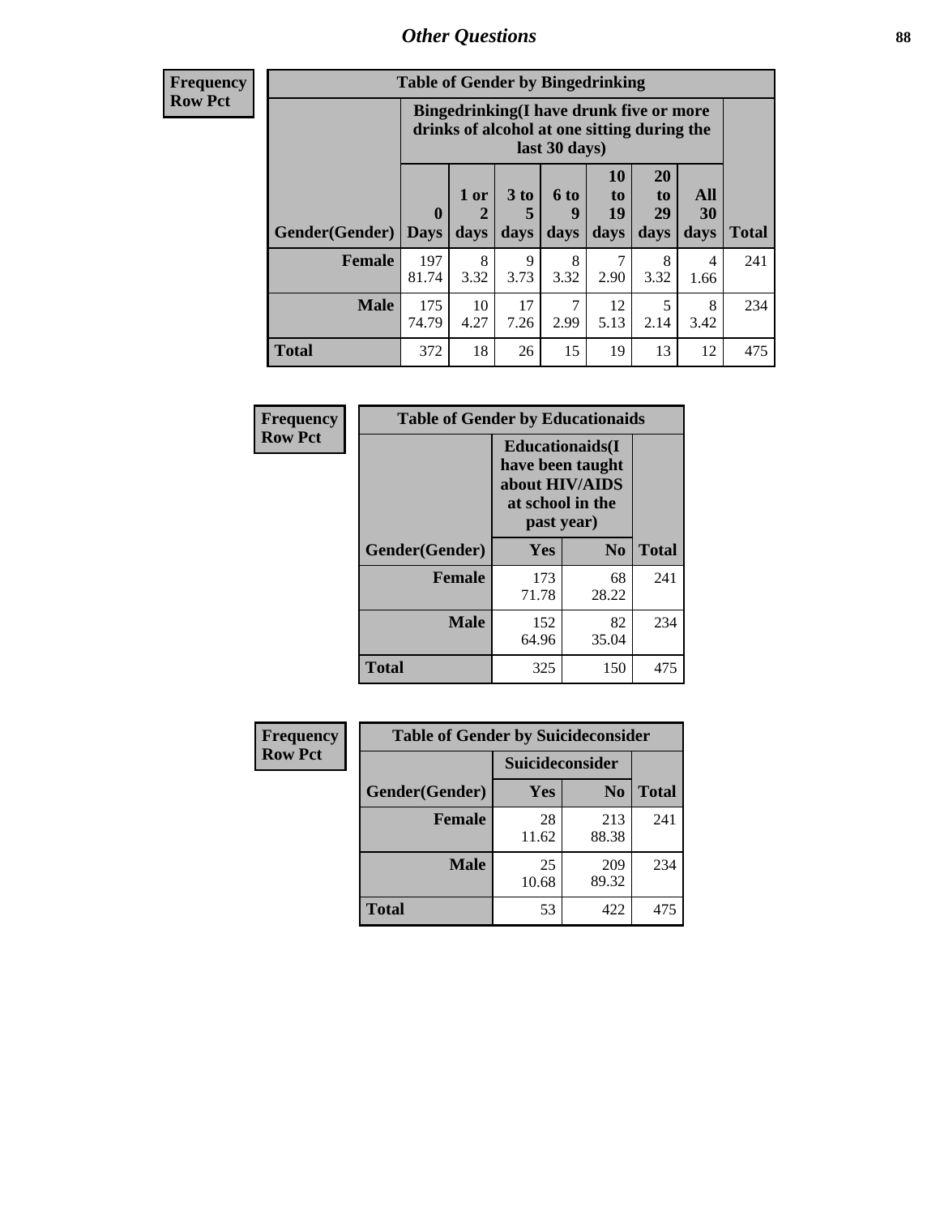# Other Questions

**Frequency**
**Row Pct**

| Table of Gender by Bingedrinking | | | | | | | | |
|---|---|---|---|---|---|---|---|---|
| | Bingedrinking(I have drunk five or more drinks of alcohol at one sitting during the last 30 days) | | | | | | | |
| Gender(Gender) | 0 Days | 1 or 2 days | 3 to 5 days | 6 to 9 days | 10 to 19 days | 20 to 29 days | All 30 days | Total |
| **Female** | 197<br>81.74 | 8<br>3.32 | 9<br>3.73 | 8<br>3.32 | 7<br>2.90 | 8<br>3.32 | 4<br>1.66 | 241 |
| **Male** | 175<br>74.79 | 10<br>4.27 | 17<br>7.26 | 7<br>2.99 | 12<br>5.13 | 5<br>2.14 | 8<br>3.42 | 234 |
| **Total** | 372 | 18 | 26 | 15 | 19 | 13 | 12 | 475 |

**Frequency**
**Row Pct**

| Table of Gender by Educationaids | | | |
|---|---|---|---|
| | Educationaids(I have been taught about HIV/AIDS at school in the past year) | | |
| Gender(Gender) | Yes | No | Total |
| **Female** | 173<br>71.78 | 68<br>28.22 | 241 |
| **Male** | 152<br>64.96 | 82<br>35.04 | 234 |
| **Total** | 325 | 150 | 475 |

**Frequency**
**Row Pct**

| Table of Gender by Suicideconsider | | | |
|---|---|---|---|
| | Suicideconsider | | |
| Gender(Gender) | Yes | No | Total |
| **Female** | 28<br>11.62 | 213<br>88.38 | 241 |
| **Male** | 25<br>10.68 | 209<br>89.32 | 234 |
| **Total** | 53 | 422 | 475 |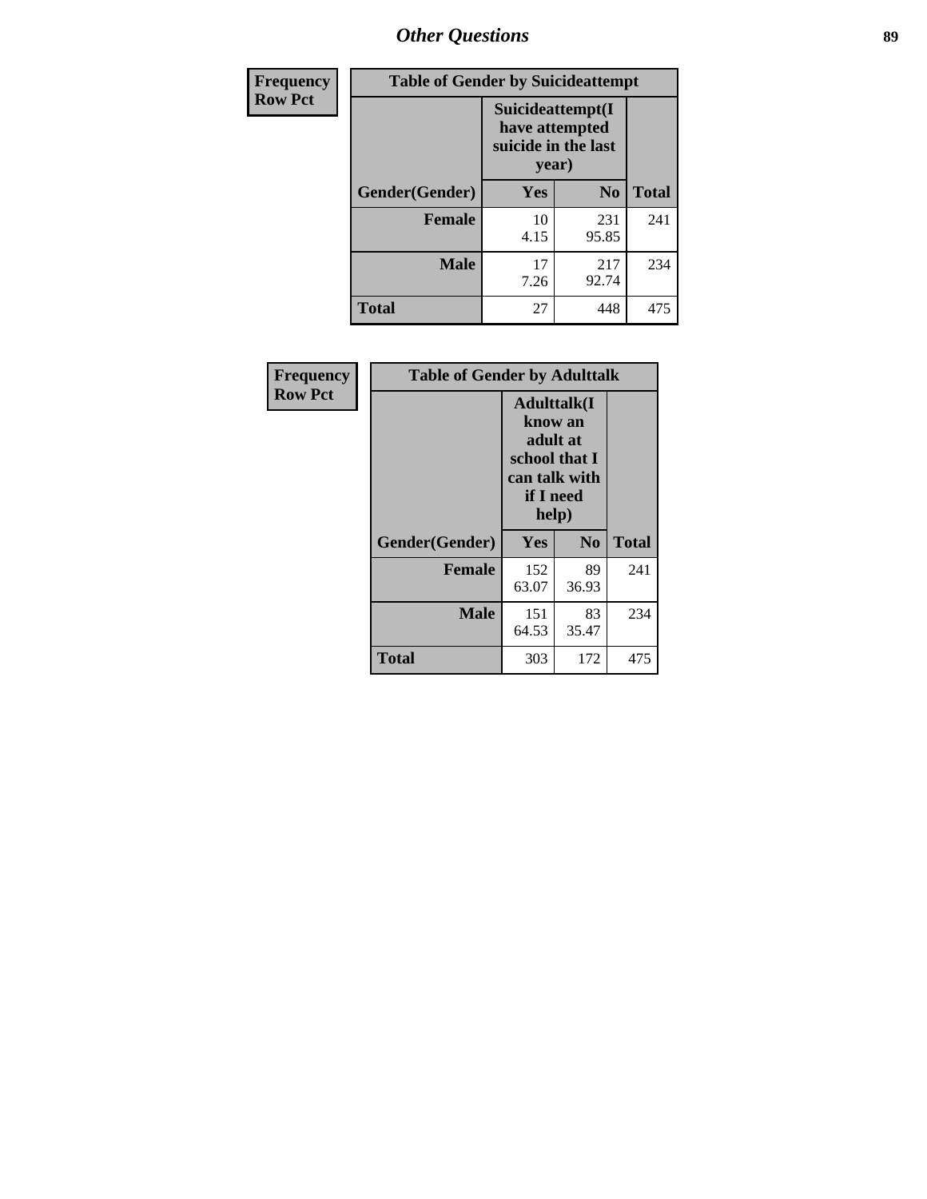| Frequency Row Pct | Table of Gender by Suicideattempt | | |
|---|---|---|---|
| | Suicideattempt(I have attempted suicide in the last year) | | |
| Gender(Gender) | Yes | No | Total |
| Female | 10 4.15 | 231 95.85 | 241 |
| Male | 17 7.26 | 217 92.74 | 234 |
| Total | 27 | 448 | 475 |

| Frequency Row Pct | Table of Gender by Adulttalk | | |
|---|---|---|---|
| | Adulttalk(I know an adult at school that I can talk with if I need help) | | |
| Gender(Gender) | Yes | No | Total |
| Female | 152 63.07 | 89 36.93 | 241 |
| Male | 151 64.53 | 83 35.47 | 234 |
| Total | 303 | 172 | 475 |